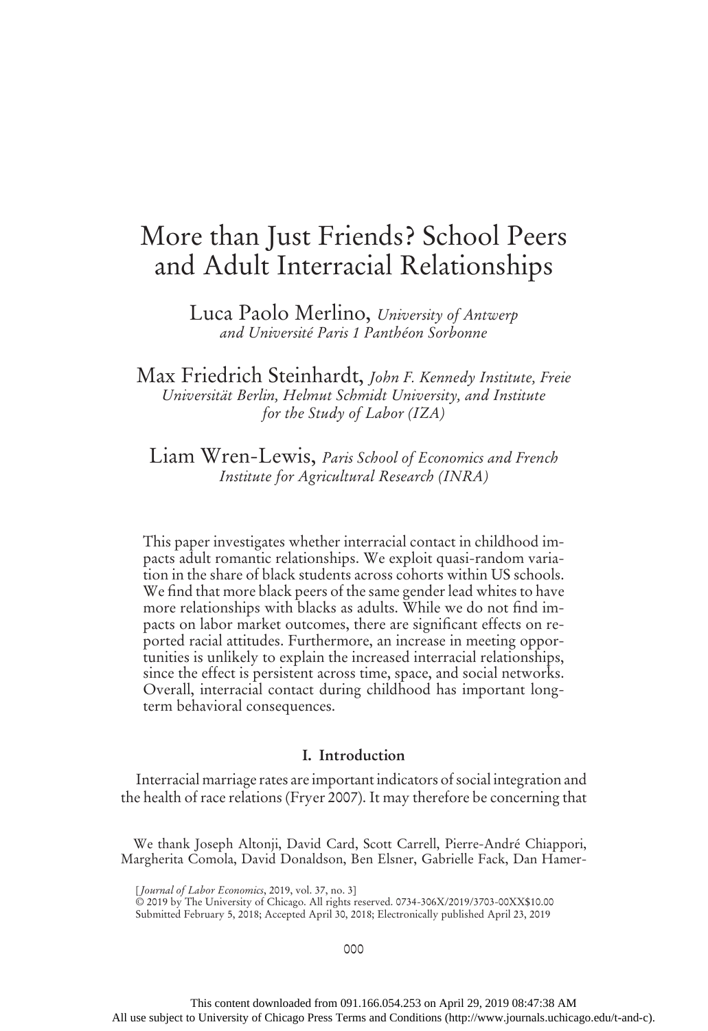# More than Just Friends? School Peers and Adult Interracial Relationships

Luca Paolo Merlino, *University of Antwerp and Université Paris 1 Panthéon Sorbonne*

Max Friedrich Steinhardt, *John F. Kennedy Institute, Freie Universität Berlin, Helmut Schmidt University, and Institute for the Study of Labor (IZA)*

Liam Wren-Lewis, *Paris School of Economics and French Institute for Agricultural Research (INRA)*

This paper investigates whether interracial contact in childhood impacts adult romantic relationships. We exploit quasi-random variation in the share of black students across cohorts within US schools. We find that more black peers of the same gender lead whites to have more relationships with blacks as adults. While we do not find impacts on labor market outcomes, there are significant effects on reported racial attitudes. Furthermore, an increase in meeting opportunities is unlikely to explain the increased interracial relationships, since the effect is persistent across time, space, and social networks. Overall, interracial contact during childhood has important long-term behavioral consequences.

## I. Introduction

Interracial marriage rates are important indicators of social integration and the health of race relations (Fryer 2007). It may therefore be concerning that

We thank Joseph Altonji, David Card, Scott Carrell, Pierre-André Chiappori, Margherita Comola, David Donaldson, Ben Elsner, Gabrielle Fack, Dan Hamer-

[*Journal of Labor Economics*, 2019, vol. 37, no. 3]
© 2019 by The University of Chicago. All rights reserved. 0734-306X/2019/3703-00XX$10.00
Submitted February 5, 2018; Accepted April 30, 2018; Electronically published April 23, 2019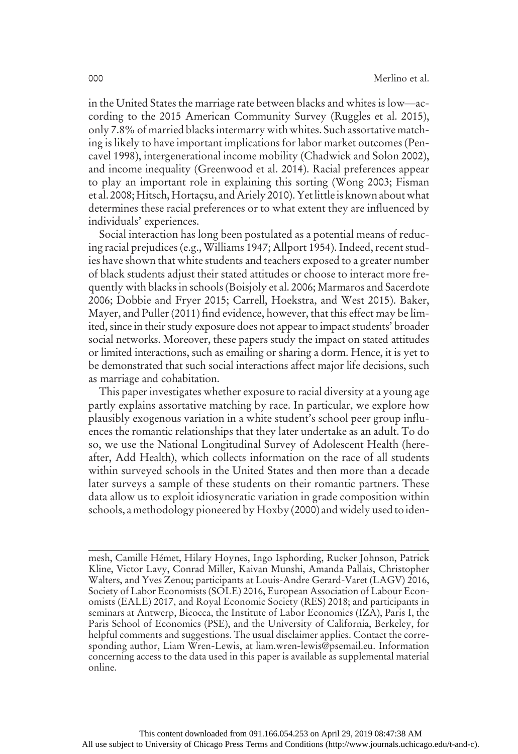in the United States the marriage rate between blacks and whites is low—according to the 2015 American Community Survey (Ruggles et al. 2015), only 7.8% of married blacks intermarry with whites. Such assortative matching is likely to have important implications for labor market outcomes (Pencavel 1998), intergenerational income mobility (Chadwick and Solon 2002), and income inequality (Greenwood et al. 2014). Racial preferences appear to play an important role in explaining this sorting (Wong 2003; Fisman et al. 2008; Hitsch, Hortaçsu, and Ariely 2010). Yet little is known about what determines these racial preferences or to what extent they are influenced by individuals' experiences.

Social interaction has long been postulated as a potential means of reducing racial prejudices (e.g., Williams 1947; Allport 1954). Indeed, recent studies have shown that white students and teachers exposed to a greater number of black students adjust their stated attitudes or choose to interact more frequently with blacks in schools (Boisjoly et al. 2006; Marmaros and Sacerdote 2006; Dobbie and Fryer 2015; Carrell, Hoekstra, and West 2015). Baker, Mayer, and Puller (2011) find evidence, however, that this effect may be limited, since in their study exposure does not appear to impact students' broader social networks. Moreover, these papers study the impact on stated attitudes or limited interactions, such as emailing or sharing a dorm. Hence, it is yet to be demonstrated that such social interactions affect major life decisions, such as marriage and cohabitation.

This paper investigates whether exposure to racial diversity at a young age partly explains assortative matching by race. In particular, we explore how plausibly exogenous variation in a white student's school peer group influences the romantic relationships that they later undertake as an adult. To do so, we use the National Longitudinal Survey of Adolescent Health (hereafter, Add Health), which collects information on the race of all students within surveyed schools in the United States and then more than a decade later surveys a sample of these students on their romantic partners. These data allow us to exploit idiosyncratic variation in grade composition within schools, a methodology pioneered by Hoxby (2000) and widely used to iden-

mesh, Camille Hémet, Hilary Hoynes, Ingo Isphording, Rucker Johnson, Patrick Kline, Victor Lavy, Conrad Miller, Kaivan Munshi, Amanda Pallais, Christopher Walters, and Yves Zenou; participants at Louis-Andre Gerard-Varet (LAGV) 2016, Society of Labor Economists (SOLE) 2016, European Association of Labour Economists (EALE) 2017, and Royal Economic Society (RES) 2018; and participants in seminars at Antwerp, Bicocca, the Institute of Labor Economics (IZA), Paris I, the Paris School of Economics (PSE), and the University of California, Berkeley, for helpful comments and suggestions. The usual disclaimer applies. Contact the corresponding author, Liam Wren-Lewis, at liam.wren-lewis@psemail.eu. Information concerning access to the data used in this paper is available as supplemental material online.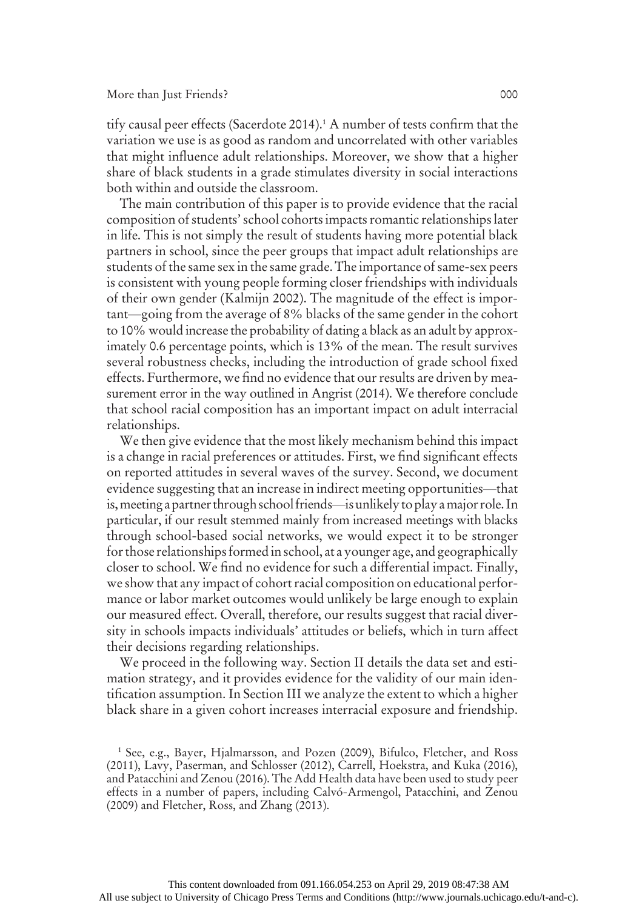tify causal peer effects (Sacerdote 2014).[1] A number of tests confirm that the variation we use is as good as random and uncorrelated with other variables that might influence adult relationships. Moreover, we show that a higher share of black students in a grade stimulates diversity in social interactions both within and outside the classroom.

The main contribution of this paper is to provide evidence that the racial composition of students' school cohorts impacts romantic relationships later in life. This is not simply the result of students having more potential black partners in school, since the peer groups that impact adult relationships are students of the same sex in the same grade. The importance of same-sex peers is consistent with young people forming closer friendships with individuals of their own gender (Kalmijn 2002). The magnitude of the effect is important—going from the average of 8% blacks of the same gender in the cohort to 10% would increase the probability of dating a black as an adult by approximately 0.6 percentage points, which is 13% of the mean. The result survives several robustness checks, including the introduction of grade school fixed effects. Furthermore, we find no evidence that our results are driven by measurement error in the way outlined in Angrist (2014). We therefore conclude that school racial composition has an important impact on adult interracial relationships.

We then give evidence that the most likely mechanism behind this impact is a change in racial preferences or attitudes. First, we find significant effects on reported attitudes in several waves of the survey. Second, we document evidence suggesting that an increase in indirect meeting opportunities—that is, meeting a partner through school friends—is unlikely to play a major role. In particular, if our result stemmed mainly from increased meetings with blacks through school-based social networks, we would expect it to be stronger for those relationships formed in school, at a younger age, and geographically closer to school. We find no evidence for such a differential impact. Finally, we show that any impact of cohort racial composition on educational performance or labor market outcomes would unlikely be large enough to explain our measured effect. Overall, therefore, our results suggest that racial diversity in schools impacts individuals' attitudes or beliefs, which in turn affect their decisions regarding relationships.

We proceed in the following way. Section II details the data set and estimation strategy, and it provides evidence for the validity of our main identification assumption. In Section III we analyze the extent to which a higher black share in a given cohort increases interracial exposure and friendship.

[1] See, e.g., Bayer, Hjalmarsson, and Pozen (2009), Bifulco, Fletcher, and Ross (2011), Lavy, Paserman, and Schlosser (2012), Carrell, Hoekstra, and Kuka (2016), and Patacchini and Zenou (2016). The Add Health data have been used to study peer effects in a number of papers, including Calvó-Armengol, Patacchini, and Zenou (2009) and Fletcher, Ross, and Zhang (2013).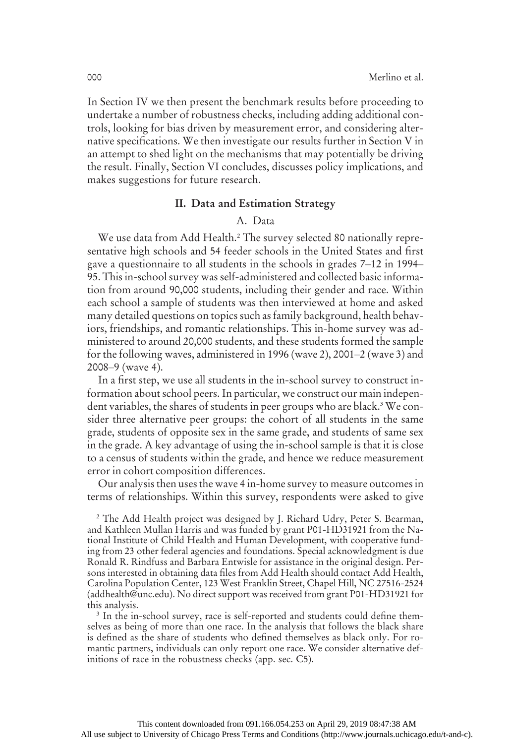In Section IV we then present the benchmark results before proceeding to undertake a number of robustness checks, including adding additional controls, looking for bias driven by measurement error, and considering alternative specifications. We then investigate our results further in Section V in an attempt to shed light on the mechanisms that may potentially be driving the result. Finally, Section VI concludes, discusses policy implications, and makes suggestions for future research.

## II. Data and Estimation Strategy

### A. Data

We use data from Add Health.[2] The survey selected 80 nationally representative high schools and 54 feeder schools in the United States and first gave a questionnaire to all students in the schools in grades 7–12 in 1994–95. This in-school survey was self-administered and collected basic information from around 90,000 students, including their gender and race. Within each school a sample of students was then interviewed at home and asked many detailed questions on topics such as family background, health behaviors, friendships, and romantic relationships. This in-home survey was administered to around 20,000 students, and these students formed the sample for the following waves, administered in 1996 (wave 2), 2001–2 (wave 3) and 2008–9 (wave 4).

In a first step, we use all students in the in-school survey to construct information about school peers. In particular, we construct our main independent variables, the shares of students in peer groups who are black.[3] We consider three alternative peer groups: the cohort of all students in the same grade, students of opposite sex in the same grade, and students of same sex in the grade. A key advantage of using the in-school sample is that it is close to a census of students within the grade, and hence we reduce measurement error in cohort composition differences.

Our analysis then uses the wave 4 in-home survey to measure outcomes in terms of relationships. Within this survey, respondents were asked to give

[2] The Add Health project was designed by J. Richard Udry, Peter S. Bearman, and Kathleen Mullan Harris and was funded by grant P01-HD31921 from the National Institute of Child Health and Human Development, with cooperative funding from 23 other federal agencies and foundations. Special acknowledgment is due Ronald R. Rindfuss and Barbara Entwisle for assistance in the original design. Persons interested in obtaining data files from Add Health should contact Add Health, Carolina Population Center, 123 West Franklin Street, Chapel Hill, NC 27516-2524 (addhealth@unc.edu). No direct support was received from grant P01-HD31921 for this analysis.

[3] In the in-school survey, race is self-reported and students could define themselves as being of more than one race. In the analysis that follows the black share is defined as the share of students who defined themselves as black only. For romantic partners, individuals can only report one race. We consider alternative definitions of race in the robustness checks (app. sec. C5).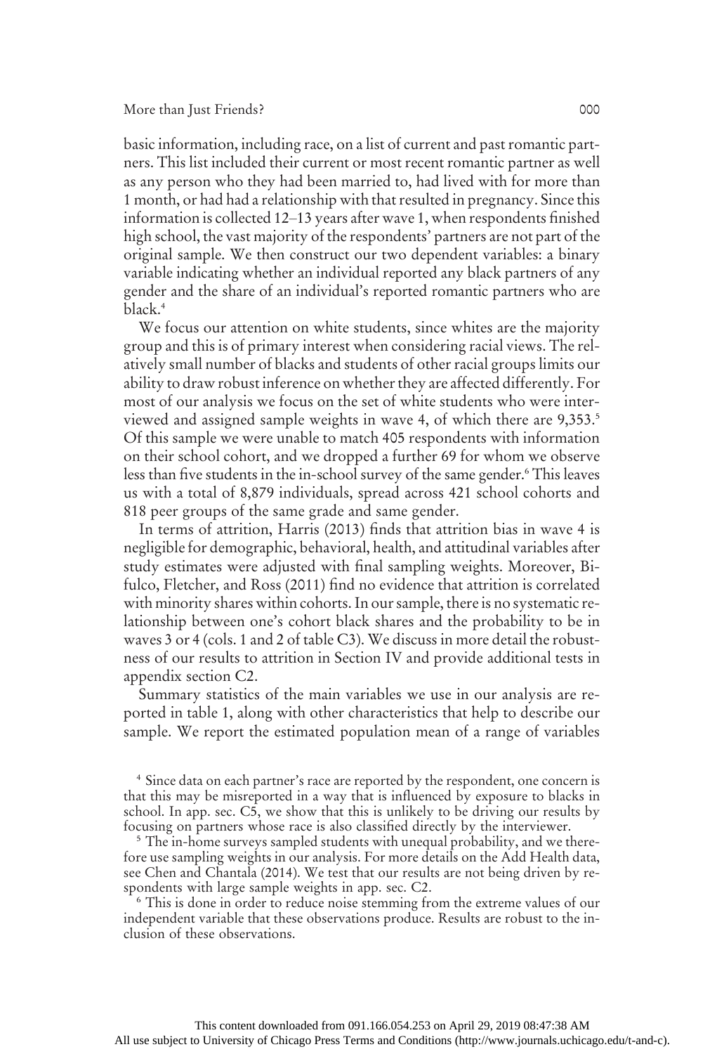basic information, including race, on a list of current and past romantic partners. This list included their current or most recent romantic partner as well as any person who they had been married to, had lived with for more than 1 month, or had had a relationship with that resulted in pregnancy. Since this information is collected 12–13 years after wave 1, when respondents finished high school, the vast majority of the respondents' partners are not part of the original sample. We then construct our two dependent variables: a binary variable indicating whether an individual reported any black partners of any gender and the share of an individual's reported romantic partners who are black.[4]

We focus our attention on white students, since whites are the majority group and this is of primary interest when considering racial views. The relatively small number of blacks and students of other racial groups limits our ability to draw robust inference on whether they are affected differently. For most of our analysis we focus on the set of white students who were interviewed and assigned sample weights in wave 4, of which there are 9,353.[5] Of this sample we were unable to match 405 respondents with information on their school cohort, and we dropped a further 69 for whom we observe less than five students in the in-school survey of the same gender.[6] This leaves us with a total of 8,879 individuals, spread across 421 school cohorts and 818 peer groups of the same grade and same gender.

In terms of attrition, Harris (2013) finds that attrition bias in wave 4 is negligible for demographic, behavioral, health, and attitudinal variables after study estimates were adjusted with final sampling weights. Moreover, Bifulco, Fletcher, and Ross (2011) find no evidence that attrition is correlated with minority shares within cohorts. In our sample, there is no systematic relationship between one's cohort black shares and the probability to be in waves 3 or 4 (cols. 1 and 2 of table C3). We discuss in more detail the robustness of our results to attrition in Section IV and provide additional tests in appendix section C2.

Summary statistics of the main variables we use in our analysis are reported in table 1, along with other characteristics that help to describe our sample. We report the estimated population mean of a range of variables

[4] Since data on each partner's race are reported by the respondent, one concern is that this may be misreported in a way that is influenced by exposure to blacks in school. In app. sec. C5, we show that this is unlikely to be driving our results by focusing on partners whose race is also classified directly by the interviewer.

[5] The in-home surveys sampled students with unequal probability, and we therefore use sampling weights in our analysis. For more details on the Add Health data, see Chen and Chantala (2014). We test that our results are not being driven by respondents with large sample weights in app. sec. C2.

[6] This is done in order to reduce noise stemming from the extreme values of our independent variable that these observations produce. Results are robust to the inclusion of these observations.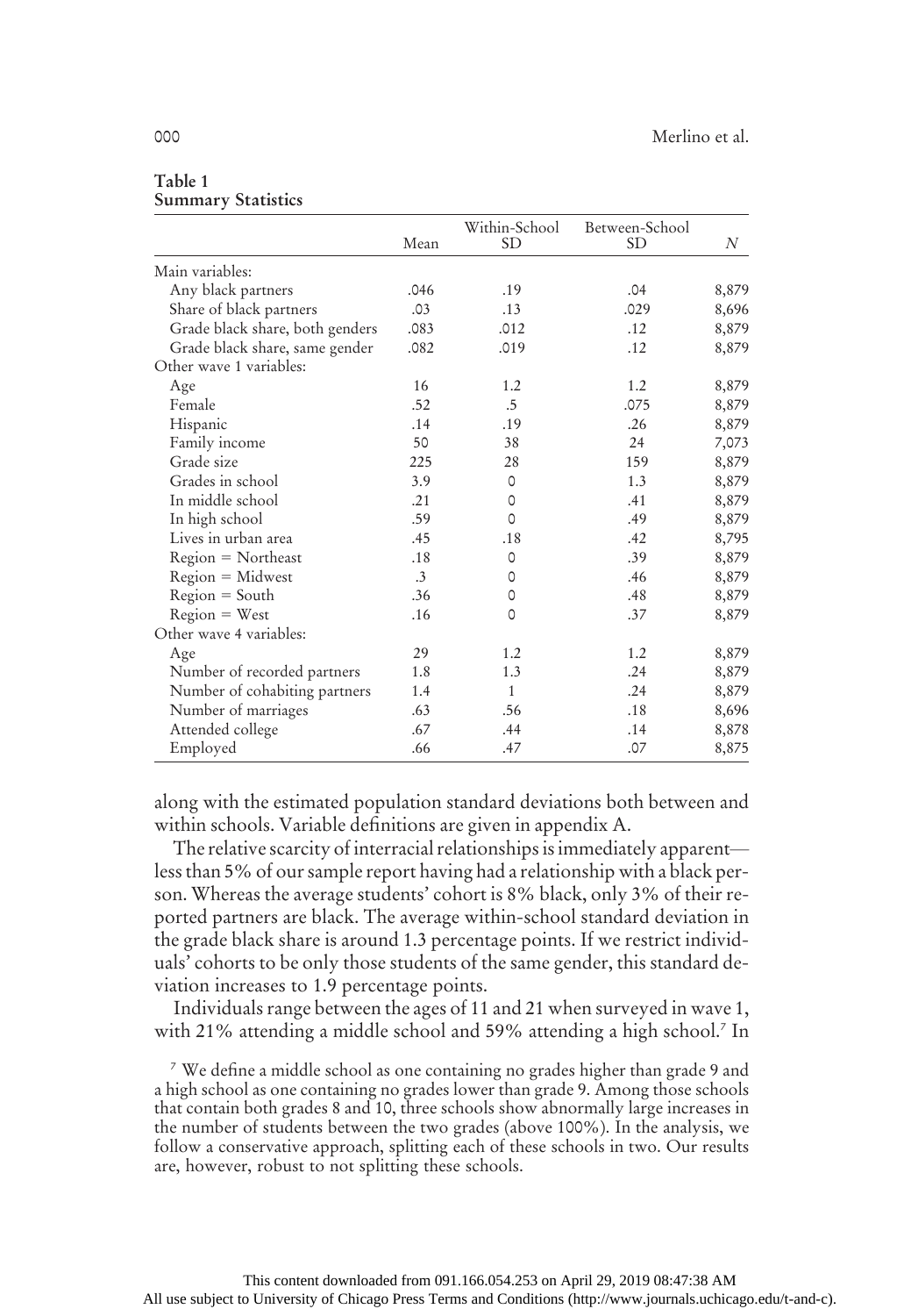**Table 1**
**Summary Statistics**

| | Mean | Within-School SD | Between-School SD | $N$ |
|---|---|---|---|---|
| Main variables: | | | | |
| Any black partners | .046 | .19 | .04 | 8,879 |
| Share of black partners | .03 | .13 | .029 | 8,696 |
| Grade black share, both genders | .083 | .012 | .12 | 8,879 |
| Grade black share, same gender | .082 | .019 | .12 | 8,879 |
| Other wave 1 variables: | | | | |
| Age | 16 | 1.2 | 1.2 | 8,879 |
| Female | .52 | .5 | .075 | 8,879 |
| Hispanic | .14 | .19 | .26 | 8,879 |
| Family income | 50 | 38 | 24 | 7,073 |
| Grade size | 225 | 28 | 159 | 8,879 |
| Grades in school | 3.9 | 0 | 1.3 | 8,879 |
| In middle school | .21 | 0 | .41 | 8,879 |
| In high school | .59 | 0 | .49 | 8,879 |
| Lives in urban area | .45 | .18 | .42 | 8,795 |
| Region = Northeast | .18 | 0 | .39 | 8,879 |
| Region = Midwest | .3 | 0 | .46 | 8,879 |
| Region = South | .36 | 0 | .48 | 8,879 |
| Region = West | .16 | 0 | .37 | 8,879 |
| Other wave 4 variables: | | | | |
| Age | 29 | 1.2 | 1.2 | 8,879 |
| Number of recorded partners | 1.8 | 1.3 | .24 | 8,879 |
| Number of cohabiting partners | 1.4 | 1 | .24 | 8,879 |
| Number of marriages | .63 | .56 | .18 | 8,696 |
| Attended college | .67 | .44 | .14 | 8,878 |
| Employed | .66 | .47 | .07 | 8,875 |

along with the estimated population standard deviations both between and within schools. Variable definitions are given in appendix A.

The relative scarcity of interracial relationships is immediately apparent—less than 5% of our sample report having had a relationship with a black person. Whereas the average students' cohort is 8% black, only 3% of their reported partners are black. The average within-school standard deviation in the grade black share is around 1.3 percentage points. If we restrict individuals' cohorts to be only those students of the same gender, this standard deviation increases to 1.9 percentage points.

Individuals range between the ages of 11 and 21 when surveyed in wave 1, with 21% attending a middle school and 59% attending a high school.[7] In

[7] We define a middle school as one containing no grades higher than grade 9 and a high school as one containing no grades lower than grade 9. Among those schools that contain both grades 8 and 10, three schools show abnormally large increases in the number of students between the two grades (above 100%). In the analysis, we follow a conservative approach, splitting each of these schools in two. Our results are, however, robust to not splitting these schools.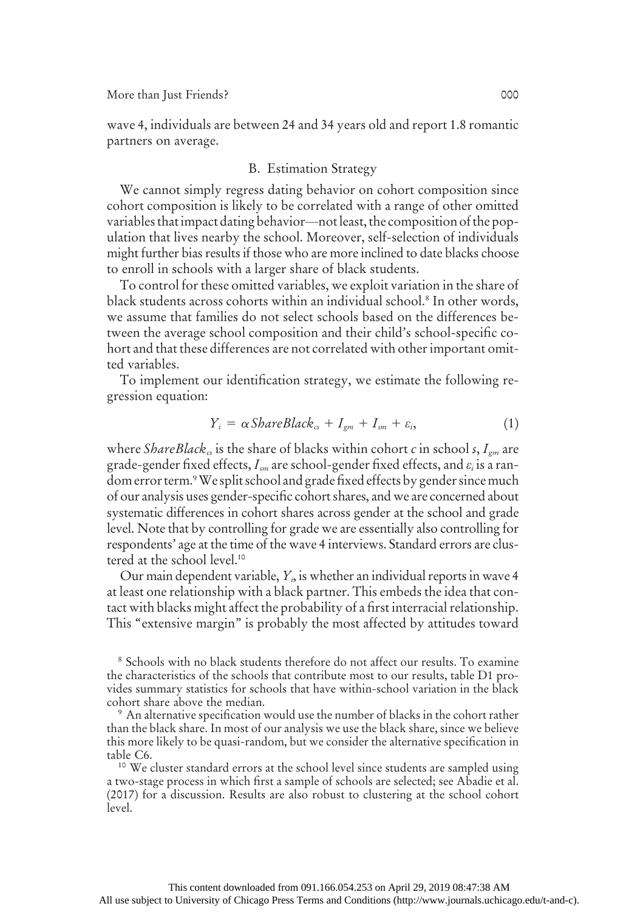wave 4, individuals are between 24 and 34 years old and report 1.8 romantic partners on average.

### B. Estimation Strategy

We cannot simply regress dating behavior on cohort composition since cohort composition is likely to be correlated with a range of other omitted variables that impact dating behavior—not least, the composition of the population that lives nearby the school. Moreover, self-selection of individuals might further bias results if those who are more inclined to date blacks choose to enroll in schools with a larger share of black students.

To control for these omitted variables, we exploit variation in the share of black students across cohorts within an individual school.[8] In other words, we assume that families do not select schools based on the differences between the average school composition and their child's school-specific cohort and that these differences are not correlated with other important omitted variables.

To implement our identification strategy, we estimate the following regression equation:

$$Y_i = \alpha \, ShareBlack_{cs} + I_{gm} + I_{sm} + \varepsilon_i, \tag{1}$$

where $ShareBlack_{cs}$ is the share of blacks within cohort $c$ in school $s$, $I_{gm}$ are grade-gender fixed effects, $I_{sm}$ are school-gender fixed effects, and $\varepsilon_i$ is a random error term.[9] We split school and grade fixed effects by gender since much of our analysis uses gender-specific cohort shares, and we are concerned about systematic differences in cohort shares across gender at the school and grade level. Note that by controlling for grade we are essentially also controlling for respondents' age at the time of the wave 4 interviews. Standard errors are clustered at the school level.[10]

Our main dependent variable, $Y_i$, is whether an individual reports in wave 4 at least one relationship with a black partner. This embeds the idea that contact with blacks might affect the probability of a first interracial relationship. This "extensive margin" is probably the most affected by attitudes toward

[8] Schools with no black students therefore do not affect our results. To examine the characteristics of the schools that contribute most to our results, table D1 provides summary statistics for schools that have within-school variation in the black cohort share above the median.

[9] An alternative specification would use the number of blacks in the cohort rather than the black share. In most of our analysis we use the black share, since we believe this more likely to be quasi-random, but we consider the alternative specification in table C6.

[10] We cluster standard errors at the school level since students are sampled using a two-stage process in which first a sample of schools are selected; see Abadie et al. (2017) for a discussion. Results are also robust to clustering at the school cohort level.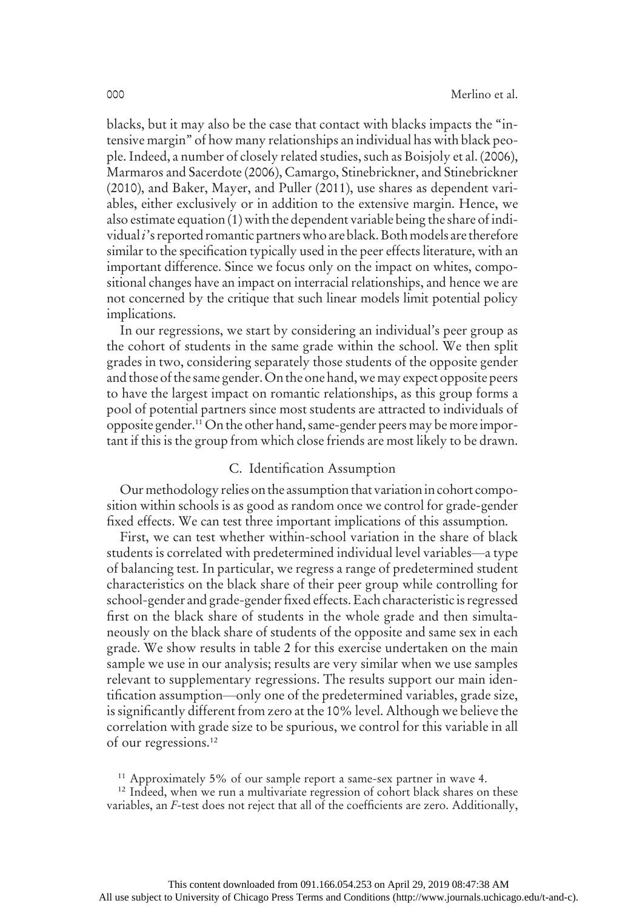blacks, but it may also be the case that contact with blacks impacts the "intensive margin" of how many relationships an individual has with black people. Indeed, a number of closely related studies, such as Boisjoly et al. (2006), Marmaros and Sacerdote (2006), Camargo, Stinebrickner, and Stinebrickner (2010), and Baker, Mayer, and Puller (2011), use shares as dependent variables, either exclusively or in addition to the extensive margin. Hence, we also estimate equation (1) with the dependent variable being the share of individual $i$'s reported romantic partners who are black. Both models are therefore similar to the specification typically used in the peer effects literature, with an important difference. Since we focus only on the impact on whites, compositional changes have an impact on interracial relationships, and hence we are not concerned by the critique that such linear models limit potential policy implications.

In our regressions, we start by considering an individual's peer group as the cohort of students in the same grade within the school. We then split grades in two, considering separately those students of the opposite gender and those of the same gender. On the one hand, we may expect opposite peers to have the largest impact on romantic relationships, as this group forms a pool of potential partners since most students are attracted to individuals of opposite gender.[11] On the other hand, same-gender peers may be more important if this is the group from which close friends are most likely to be drawn.

### C. Identification Assumption

Our methodology relies on the assumption that variation in cohort composition within schools is as good as random once we control for grade-gender fixed effects. We can test three important implications of this assumption.

First, we can test whether within-school variation in the share of black students is correlated with predetermined individual level variables—a type of balancing test. In particular, we regress a range of predetermined student characteristics on the black share of their peer group while controlling for school-gender and grade-gender fixed effects. Each characteristic is regressed first on the black share of students in the whole grade and then simultaneously on the black share of students of the opposite and same sex in each grade. We show results in table 2 for this exercise undertaken on the main sample we use in our analysis; results are very similar when we use samples relevant to supplementary regressions. The results support our main identification assumption—only one of the predetermined variables, grade size, is significantly different from zero at the 10% level. Although we believe the correlation with grade size to be spurious, we control for this variable in all of our regressions.[12]

[11] Approximately 5% of our sample report a same-sex partner in wave 4.

[12] Indeed, when we run a multivariate regression of cohort black shares on these variables, an $F$-test does not reject that all of the coefficients are zero. Additionally,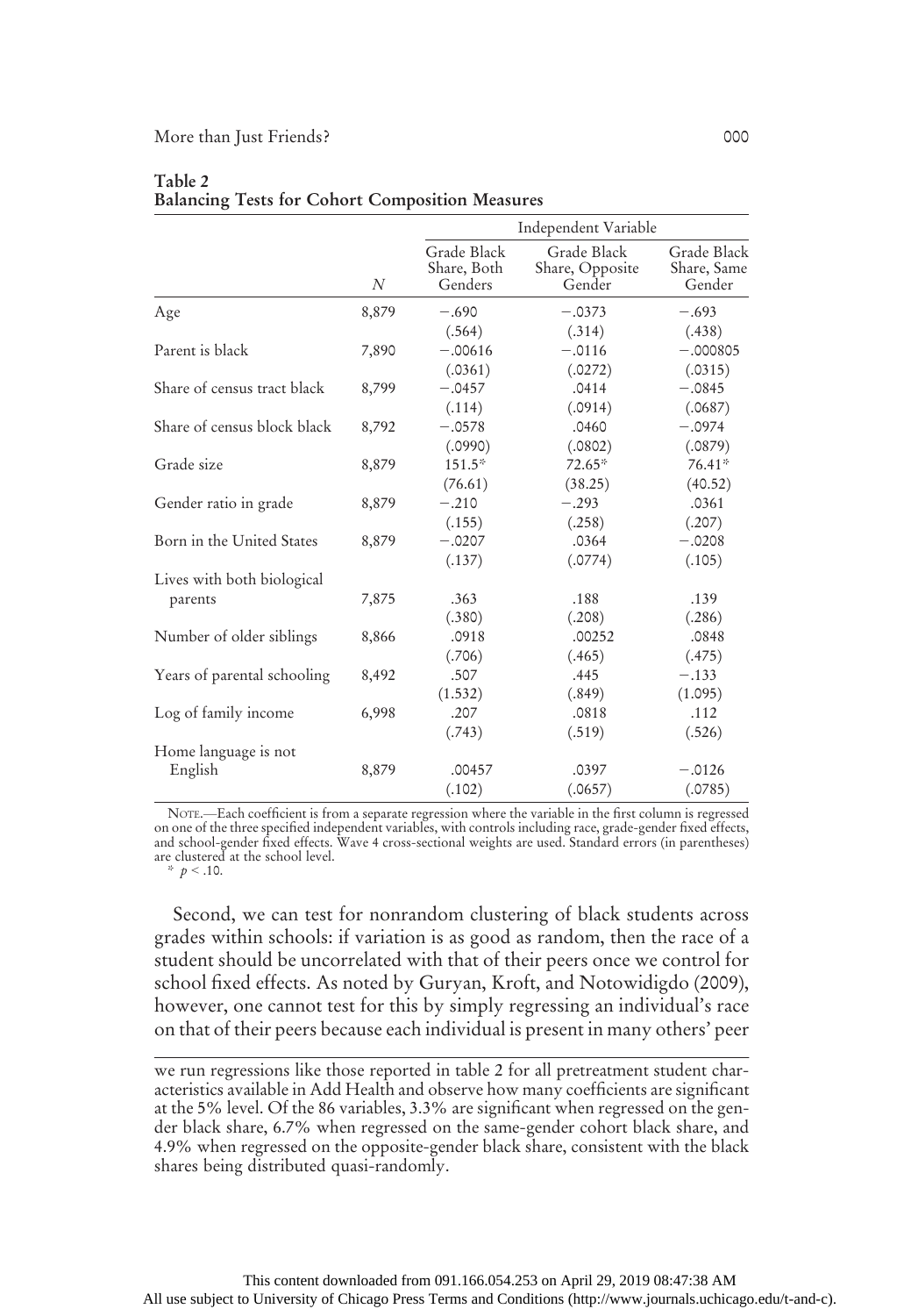**Table 2**
**Balancing Tests for Cohort Composition Measures**

| | | Independent Variable | | |
|---|---|---|---|---|
| | $N$ | Grade Black Share, Both Genders | Grade Black Share, Opposite Gender | Grade Black Share, Same Gender |
| Age | 8,879 | −.690 | −.0373 | −.693 |
| | | (.564) | (.314) | (.438) |
| Parent is black | 7,890 | −.00616 | −.0116 | −.000805 |
| | | (.0361) | (.0272) | (.0315) |
| Share of census tract black | 8,799 | −.0457 | .0414 | −.0845 |
| | | (.114) | (.0914) | (.0687) |
| Share of census block black | 8,792 | −.0578 | .0460 | −.0974 |
| | | (.0990) | (.0802) | (.0879) |
| Grade size | 8,879 | 151.5* | 72.65* | 76.41* |
| | | (76.61) | (38.25) | (40.52) |
| Gender ratio in grade | 8,879 | −.210 | −.293 | .0361 |
| | | (.155) | (.258) | (.207) |
| Born in the United States | 8,879 | −.0207 | .0364 | −.0208 |
| | | (.137) | (.0774) | (.105) |
| Lives with both biological parents | 7,875 | .363 | .188 | .139 |
| | | (.380) | (.208) | (.286) |
| Number of older siblings | 8,866 | .0918 | .00252 | .0848 |
| | | (.706) | (.465) | (.475) |
| Years of parental schooling | 8,492 | .507 | .445 | −.133 |
| | | (1.532) | (.849) | (1.095) |
| Log of family income | 6,998 | .207 | .0818 | .112 |
| | | (.743) | (.519) | (.526) |
| Home language is not English | 8,879 | .00457 | .0397 | −.0126 |
| | | (.102) | (.0657) | (.0785) |

NOTE.—Each coefficient is from a separate regression where the variable in the first column is regressed on one of the three specified independent variables, with controls including race, grade-gender fixed effects, and school-gender fixed effects. Wave 4 cross-sectional weights are used. Standard errors (in parentheses) are clustered at the school level.
\* $p < .10$.

Second, we can test for nonrandom clustering of black students across grades within schools: if variation is as good as random, then the race of a student should be uncorrelated with that of their peers once we control for school fixed effects. As noted by Guryan, Kroft, and Notowidigdo (2009), however, one cannot test for this by simply regressing an individual's race on that of their peers because each individual is present in many others' peer

we run regressions like those reported in table 2 for all pretreatment student characteristics available in Add Health and observe how many coefficients are significant at the 5% level. Of the 86 variables, 3.3% are significant when regressed on the gender black share, 6.7% when regressed on the same-gender cohort black share, and 4.9% when regressed on the opposite-gender black share, consistent with the black shares being distributed quasi-randomly.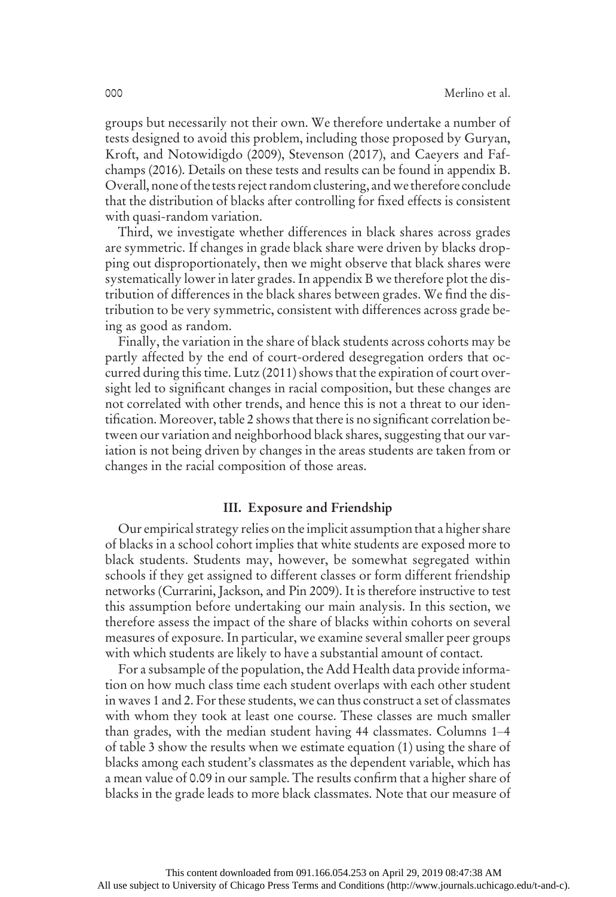groups but necessarily not their own. We therefore undertake a number of tests designed to avoid this problem, including those proposed by Guryan, Kroft, and Notowidigdo (2009), Stevenson (2017), and Caeyers and Fafchamps (2016). Details on these tests and results can be found in appendix B. Overall, none of the tests reject random clustering, and we therefore conclude that the distribution of blacks after controlling for fixed effects is consistent with quasi-random variation.

Third, we investigate whether differences in black shares across grades are symmetric. If changes in grade black share were driven by blacks dropping out disproportionately, then we might observe that black shares were systematically lower in later grades. In appendix B we therefore plot the distribution of differences in the black shares between grades. We find the distribution to be very symmetric, consistent with differences across grade being as good as random.

Finally, the variation in the share of black students across cohorts may be partly affected by the end of court-ordered desegregation orders that occurred during this time. Lutz (2011) shows that the expiration of court oversight led to significant changes in racial composition, but these changes are not correlated with other trends, and hence this is not a threat to our identification. Moreover, table 2 shows that there is no significant correlation between our variation and neighborhood black shares, suggesting that our variation is not being driven by changes in the areas students are taken from or changes in the racial composition of those areas.

## III. Exposure and Friendship

Our empirical strategy relies on the implicit assumption that a higher share of blacks in a school cohort implies that white students are exposed more to black students. Students may, however, be somewhat segregated within schools if they get assigned to different classes or form different friendship networks (Currarini, Jackson, and Pin 2009). It is therefore instructive to test this assumption before undertaking our main analysis. In this section, we therefore assess the impact of the share of blacks within cohorts on several measures of exposure. In particular, we examine several smaller peer groups with which students are likely to have a substantial amount of contact.

For a subsample of the population, the Add Health data provide information on how much class time each student overlaps with each other student in waves 1 and 2. For these students, we can thus construct a set of classmates with whom they took at least one course. These classes are much smaller than grades, with the median student having 44 classmates. Columns 1–4 of table 3 show the results when we estimate equation (1) using the share of blacks among each student's classmates as the dependent variable, which has a mean value of 0.09 in our sample. The results confirm that a higher share of blacks in the grade leads to more black classmates. Note that our measure of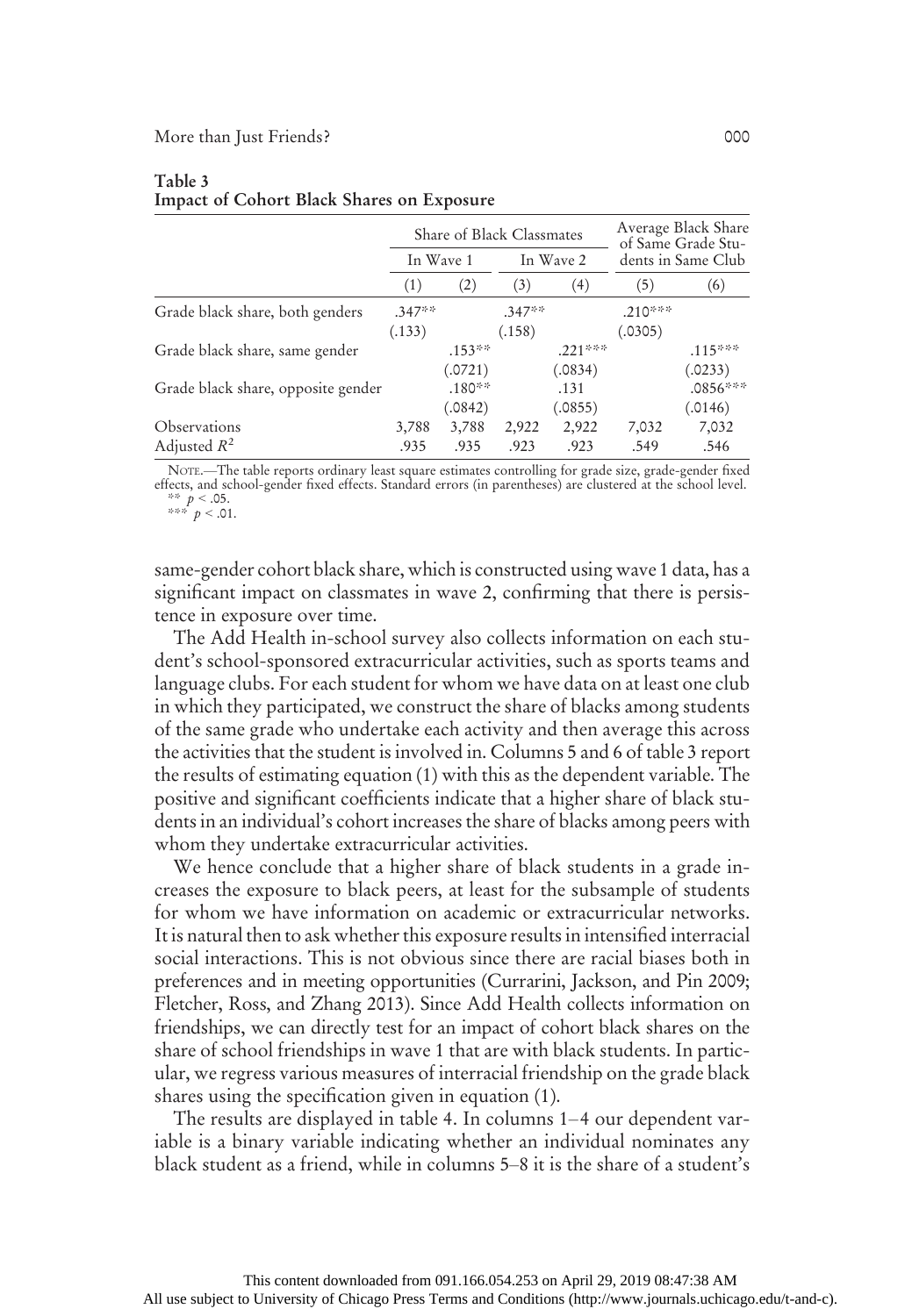**Table 3**
**Impact of Cohort Black Shares on Exposure**

| | Share of Black Classmates | | | | Average Black Share of Same Grade Students in Same Club | |
|---|---|---|---|---|---|---|
| | In Wave 1 | | In Wave 2 | | | |
| | (1) | (2) | (3) | (4) | (5) | (6) |
| Grade black share, both genders | .347** | | .347** | | .210*** | |
| | (.133) | | (.158) | | (.0305) | |
| Grade black share, same gender | | .153** | | .221*** | | .115*** |
| | | (.0721) | | (.0834) | | (.0233) |
| Grade black share, opposite gender | | .180** | | .131 | | .0856*** |
| | | (.0842) | | (.0855) | | (.0146) |
| Observations | 3,788 | 3,788 | 2,922 | 2,922 | 7,032 | 7,032 |
| Adjusted $R^2$ | .935 | .935 | .923 | .923 | .549 | .546 |

NOTE.—The table reports ordinary least square estimates controlling for grade size, grade-gender fixed effects, and school-gender fixed effects. Standard errors (in parentheses) are clustered at the school level.
** $p < .05$.
*** $p < .01$.

same-gender cohort black share, which is constructed using wave 1 data, has a significant impact on classmates in wave 2, confirming that there is persistence in exposure over time.

The Add Health in-school survey also collects information on each student's school-sponsored extracurricular activities, such as sports teams and language clubs. For each student for whom we have data on at least one club in which they participated, we construct the share of blacks among students of the same grade who undertake each activity and then average this across the activities that the student is involved in. Columns 5 and 6 of table 3 report the results of estimating equation (1) with this as the dependent variable. The positive and significant coefficients indicate that a higher share of black students in an individual's cohort increases the share of blacks among peers with whom they undertake extracurricular activities.

We hence conclude that a higher share of black students in a grade increases the exposure to black peers, at least for the subsample of students for whom we have information on academic or extracurricular networks. It is natural then to ask whether this exposure results in intensified interracial social interactions. This is not obvious since there are racial biases both in preferences and in meeting opportunities (Currarini, Jackson, and Pin 2009; Fletcher, Ross, and Zhang 2013). Since Add Health collects information on friendships, we can directly test for an impact of cohort black shares on the share of school friendships in wave 1 that are with black students. In particular, we regress various measures of interracial friendship on the grade black shares using the specification given in equation (1).

The results are displayed in table 4. In columns 1–4 our dependent variable is a binary variable indicating whether an individual nominates any black student as a friend, while in columns 5–8 it is the share of a student's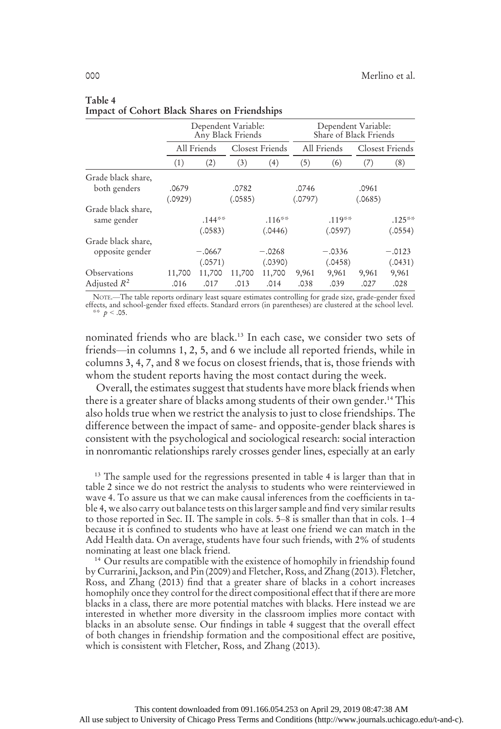**Table 4**
**Impact of Cohort Black Shares on Friendships**

| | Dependent Variable: Any Black Friends | | | | Dependent Variable: Share of Black Friends | | | |
|---|---|---|---|---|---|---|---|---|
| | All Friends | | Closest Friends | | All Friends | | Closest Friends | |
| | (1) | (2) | (3) | (4) | (5) | (6) | (7) | (8) |
| Grade black share, both genders | .0679 | | .0782 | | .0746 | | .0961 | |
| | (.0929) | | (.0585) | | (.0797) | | (.0685) | |
| Grade black share, same gender | | .144** | | .116** | | .119** | | .125** |
| | | (.0583) | | (.0446) | | (.0597) | | (.0554) |
| Grade black share, opposite gender | | −.0667 | | −.0268 | | −.0336 | | −.0123 |
| | | (.0571) | | (.0390) | | (.0458) | | (.0431) |
| Observations | 11,700 | 11,700 | 11,700 | 11,700 | 9,961 | 9,961 | 9,961 | 9,961 |
| Adjusted $R^2$ | .016 | .017 | .013 | .014 | .038 | .039 | .027 | .028 |

NOTE.—The table reports ordinary least square estimates controlling for grade size, grade-gender fixed effects, and school-gender fixed effects. Standard errors (in parentheses) are clustered at the school level.
** $p < .05$.

nominated friends who are black.[13] In each case, we consider two sets of friends—in columns 1, 2, 5, and 6 we include all reported friends, while in columns 3, 4, 7, and 8 we focus on closest friends, that is, those friends with whom the student reports having the most contact during the week.

Overall, the estimates suggest that students have more black friends when there is a greater share of blacks among students of their own gender.[14] This also holds true when we restrict the analysis to just to close friendships. The difference between the impact of same- and opposite-gender black shares is consistent with the psychological and sociological research: social interaction in nonromantic relationships rarely crosses gender lines, especially at an early

[13] The sample used for the regressions presented in table 4 is larger than that in table 2 since we do not restrict the analysis to students who were reinterviewed in wave 4. To assure us that we can make causal inferences from the coefficients in table 4, we also carry out balance tests on this larger sample and find very similar results to those reported in Sec. II. The sample in cols. 5–8 is smaller than that in cols. 1–4 because it is confined to students who have at least one friend we can match in the Add Health data. On average, students have four such friends, with 2% of students nominating at least one black friend.

[14] Our results are compatible with the existence of homophily in friendship found by Currarini, Jackson, and Pin (2009) and Fletcher, Ross, and Zhang (2013). Fletcher, Ross, and Zhang (2013) find that a greater share of blacks in a cohort increases homophily once they control for the direct compositional effect that if there are more blacks in a class, there are more potential matches with blacks. Here instead we are interested in whether more diversity in the classroom implies more contact with blacks in an absolute sense. Our findings in table 4 suggest that the overall effect of both changes in friendship formation and the compositional effect are positive, which is consistent with Fletcher, Ross, and Zhang (2013).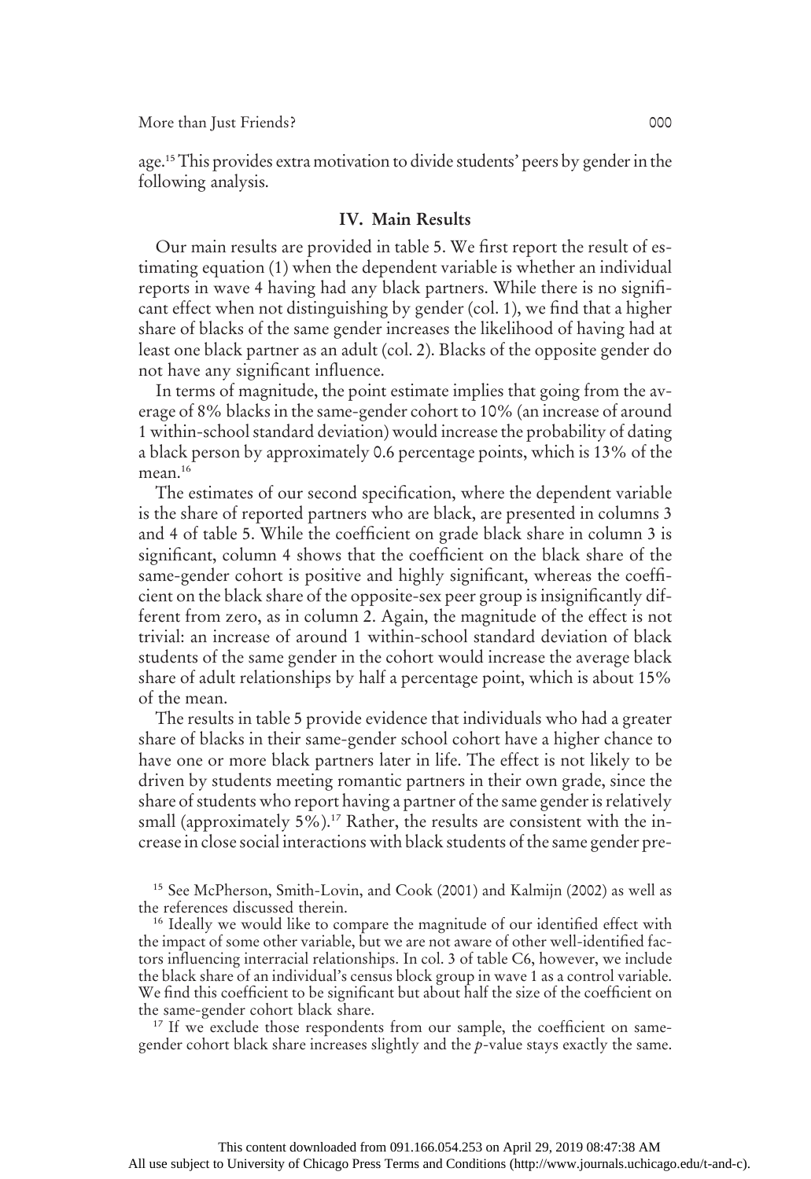age.[15] This provides extra motivation to divide students' peers by gender in the following analysis.

## IV. Main Results

Our main results are provided in table 5. We first report the result of estimating equation (1) when the dependent variable is whether an individual reports in wave 4 having had any black partners. While there is no significant effect when not distinguishing by gender (col. 1), we find that a higher share of blacks of the same gender increases the likelihood of having had at least one black partner as an adult (col. 2). Blacks of the opposite gender do not have any significant influence.

In terms of magnitude, the point estimate implies that going from the average of 8% blacks in the same-gender cohort to 10% (an increase of around 1 within-school standard deviation) would increase the probability of dating a black person by approximately 0.6 percentage points, which is 13% of the mean.[16]

The estimates of our second specification, where the dependent variable is the share of reported partners who are black, are presented in columns 3 and 4 of table 5. While the coefficient on grade black share in column 3 is significant, column 4 shows that the coefficient on the black share of the same-gender cohort is positive and highly significant, whereas the coefficient on the black share of the opposite-sex peer group is insignificantly different from zero, as in column 2. Again, the magnitude of the effect is not trivial: an increase of around 1 within-school standard deviation of black students of the same gender in the cohort would increase the average black share of adult relationships by half a percentage point, which is about 15% of the mean.

The results in table 5 provide evidence that individuals who had a greater share of blacks in their same-gender school cohort have a higher chance to have one or more black partners later in life. The effect is not likely to be driven by students meeting romantic partners in their own grade, since the share of students who report having a partner of the same gender is relatively small (approximately 5%).[17] Rather, the results are consistent with the increase in close social interactions with black students of the same gender pre-

[15] See McPherson, Smith-Lovin, and Cook (2001) and Kalmijn (2002) as well as the references discussed therein.

[16] Ideally we would like to compare the magnitude of our identified effect with the impact of some other variable, but we are not aware of other well-identified factors influencing interracial relationships. In col. 3 of table C6, however, we include the black share of an individual's census block group in wave 1 as a control variable. We find this coefficient to be significant but about half the size of the coefficient on the same-gender cohort black share.

[17] If we exclude those respondents from our sample, the coefficient on same-gender cohort black share increases slightly and the $p$-value stays exactly the same.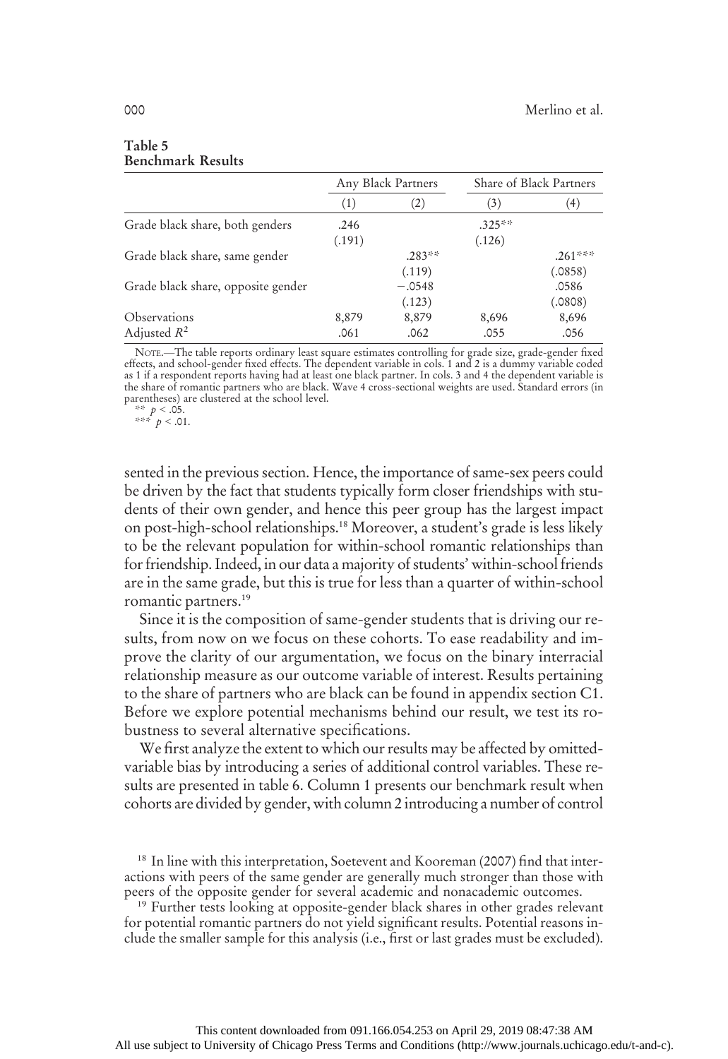**Table 5**
**Benchmark Results**

| | Any Black Partners | | Share of Black Partners | |
|---|---|---|---|---|
| | (1) | (2) | (3) | (4) |
| Grade black share, both genders | .246 | | .325** | |
| | (.191) | | (.126) | |
| Grade black share, same gender | | .283** | | .261*** |
| | | (.119) | | (.0858) |
| Grade black share, opposite gender | | −.0548 | | .0586 |
| | | (.123) | | (.0808) |
| Observations | 8,879 | 8,879 | 8,696 | 8,696 |
| Adjusted $R^2$ | .061 | .062 | .055 | .056 |

NOTE.—The table reports ordinary least square estimates controlling for grade size, grade-gender fixed effects, and school-gender fixed effects. The dependent variable in cols. 1 and 2 is a dummy variable coded as 1 if a respondent reports having had at least one black partner. In cols. 3 and 4 the dependent variable is the share of romantic partners who are black. Wave 4 cross-sectional weights are used. Standard errors (in parentheses) are clustered at the school level.
** $p < .05$.
*** $p < .01$.

sented in the previous section. Hence, the importance of same-sex peers could be driven by the fact that students typically form closer friendships with students of their own gender, and hence this peer group has the largest impact on post-high-school relationships.[18] Moreover, a student's grade is less likely to be the relevant population for within-school romantic relationships than for friendship. Indeed, in our data a majority of students' within-school friends are in the same grade, but this is true for less than a quarter of within-school romantic partners.[19]

Since it is the composition of same-gender students that is driving our results, from now on we focus on these cohorts. To ease readability and improve the clarity of our argumentation, we focus on the binary interracial relationship measure as our outcome variable of interest. Results pertaining to the share of partners who are black can be found in appendix section C1. Before we explore potential mechanisms behind our result, we test its robustness to several alternative specifications.

We first analyze the extent to which our results may be affected by omitted-variable bias by introducing a series of additional control variables. These results are presented in table 6. Column 1 presents our benchmark result when cohorts are divided by gender, with column 2 introducing a number of control

[18] In line with this interpretation, Soetevent and Kooreman (2007) find that interactions with peers of the same gender are generally much stronger than those with peers of the opposite gender for several academic and nonacademic outcomes.

[19] Further tests looking at opposite-gender black shares in other grades relevant for potential romantic partners do not yield significant results. Potential reasons include the smaller sample for this analysis (i.e., first or last grades must be excluded).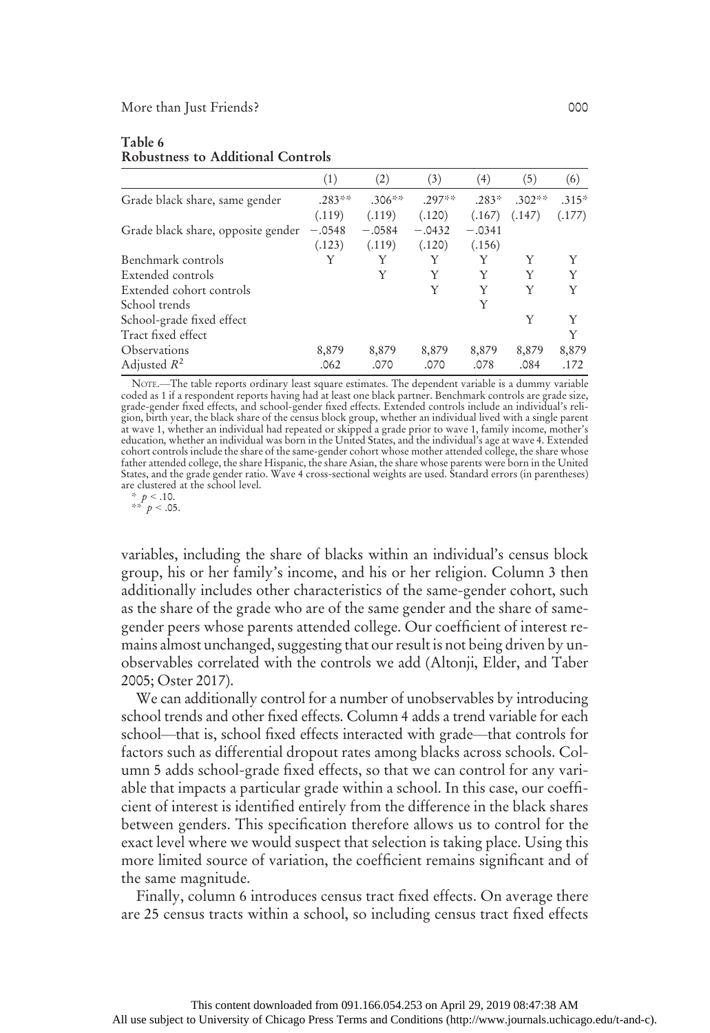**Table 6**
**Robustness to Additional Controls**

| | (1) | (2) | (3) | (4) | (5) | (6) |
|---|---|---|---|---|---|---|
| Grade black share, same gender | .283** | .306** | .297** | .283* | .302** | .315* |
| | (.119) | (.119) | (.120) | (.167) | (.147) | (.177) |
| Grade black share, opposite gender | −.0548 | −.0584 | −.0432 | −.0341 | | |
| | (.123) | (.119) | (.120) | (.156) | | |
| Benchmark controls | Y | Y | Y | Y | Y | Y |
| Extended controls | | Y | Y | Y | Y | Y |
| Extended cohort controls | | | Y | Y | Y | Y |
| School trends | | | | Y | | |
| School-grade fixed effect | | | | | Y | Y |
| Tract fixed effect | | | | | | Y |
| Observations | 8,879 | 8,879 | 8,879 | 8,879 | 8,879 | 8,879 |
| Adjusted $R^2$ | .062 | .070 | .070 | .078 | .084 | .172 |

NOTE.—The table reports ordinary least square estimates. The dependent variable is a dummy variable coded as 1 if a respondent reports having had at least one black partner. Benchmark controls are grade size, grade-gender fixed effects, and school-gender fixed effects. Extended controls include an individual's religion, birth year, the black share of the census block group, whether an individual lived with a single parent at wave 1, whether an individual had repeated or skipped a grade prior to wave 1, family income, mother's education, whether an individual was born in the United States, and the individual's age at wave 4. Extended cohort controls include the share of the same-gender cohort whose mother attended college, the share whose father attended college, the share Hispanic, the share Asian, the share whose parents were born in the United States, and the grade gender ratio. Wave 4 cross-sectional weights are used. Standard errors (in parentheses) are clustered at the school level.

\* $p < .10$.
\*\* $p < .05$.

variables, including the share of blacks within an individual's census block group, his or her family's income, and his or her religion. Column 3 then additionally includes other characteristics of the same-gender cohort, such as the share of the grade who are of the same gender and the share of same-gender peers whose parents attended college. Our coefficient of interest remains almost unchanged, suggesting that our result is not being driven by unobservables correlated with the controls we add (Altonji, Elder, and Taber 2005; Oster 2017).

We can additionally control for a number of unobservables by introducing school trends and other fixed effects. Column 4 adds a trend variable for each school—that is, school fixed effects interacted with grade—that controls for factors such as differential dropout rates among blacks across schools. Column 5 adds school-grade fixed effects, so that we can control for any variable that impacts a particular grade within a school. In this case, our coefficient of interest is identified entirely from the difference in the black shares between genders. This specification therefore allows us to control for the exact level where we would suspect that selection is taking place. Using this more limited source of variation, the coefficient remains significant and of the same magnitude.

Finally, column 6 introduces census tract fixed effects. On average there are 25 census tracts within a school, so including census tract fixed effects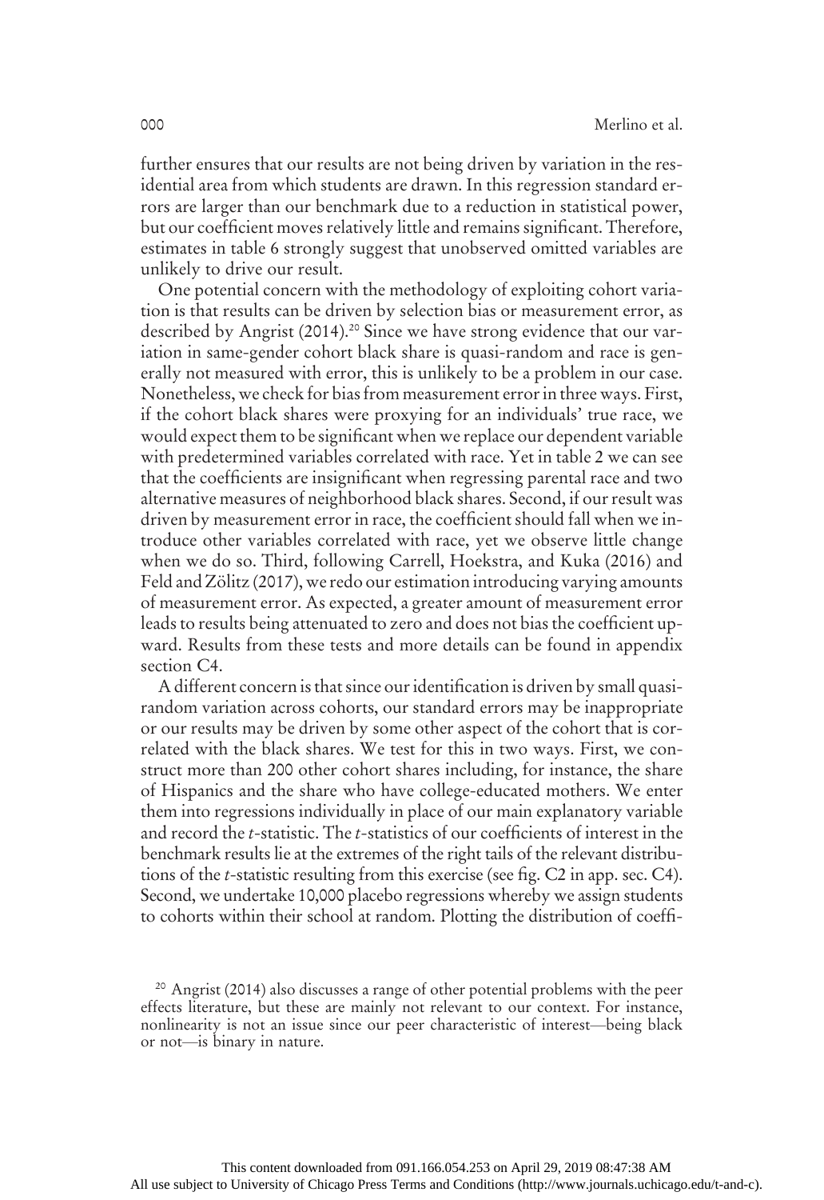further ensures that our results are not being driven by variation in the residential area from which students are drawn. In this regression standard errors are larger than our benchmark due to a reduction in statistical power, but our coefficient moves relatively little and remains significant. Therefore, estimates in table 6 strongly suggest that unobserved omitted variables are unlikely to drive our result.

One potential concern with the methodology of exploiting cohort variation is that results can be driven by selection bias or measurement error, as described by Angrist (2014).[20] Since we have strong evidence that our variation in same-gender cohort black share is quasi-random and race is generally not measured with error, this is unlikely to be a problem in our case. Nonetheless, we check for bias from measurement error in three ways. First, if the cohort black shares were proxying for an individuals' true race, we would expect them to be significant when we replace our dependent variable with predetermined variables correlated with race. Yet in table 2 we can see that the coefficients are insignificant when regressing parental race and two alternative measures of neighborhood black shares. Second, if our result was driven by measurement error in race, the coefficient should fall when we introduce other variables correlated with race, yet we observe little change when we do so. Third, following Carrell, Hoekstra, and Kuka (2016) and Feld and Zölitz (2017), we redo our estimation introducing varying amounts of measurement error. As expected, a greater amount of measurement error leads to results being attenuated to zero and does not bias the coefficient upward. Results from these tests and more details can be found in appendix section C4.

A different concern is that since our identification is driven by small quasi-random variation across cohorts, our standard errors may be inappropriate or our results may be driven by some other aspect of the cohort that is correlated with the black shares. We test for this in two ways. First, we construct more than 200 other cohort shares including, for instance, the share of Hispanics and the share who have college-educated mothers. We enter them into regressions individually in place of our main explanatory variable and record the $t$-statistic. The $t$-statistics of our coefficients of interest in the benchmark results lie at the extremes of the right tails of the relevant distributions of the $t$-statistic resulting from this exercise (see fig. C2 in app. sec. C4). Second, we undertake 10,000 placebo regressions whereby we assign students to cohorts within their school at random. Plotting the distribution of coeffi-

[20] Angrist (2014) also discusses a range of other potential problems with the peer effects literature, but these are mainly not relevant to our context. For instance, nonlinearity is not an issue since our peer characteristic of interest—being black or not—is binary in nature.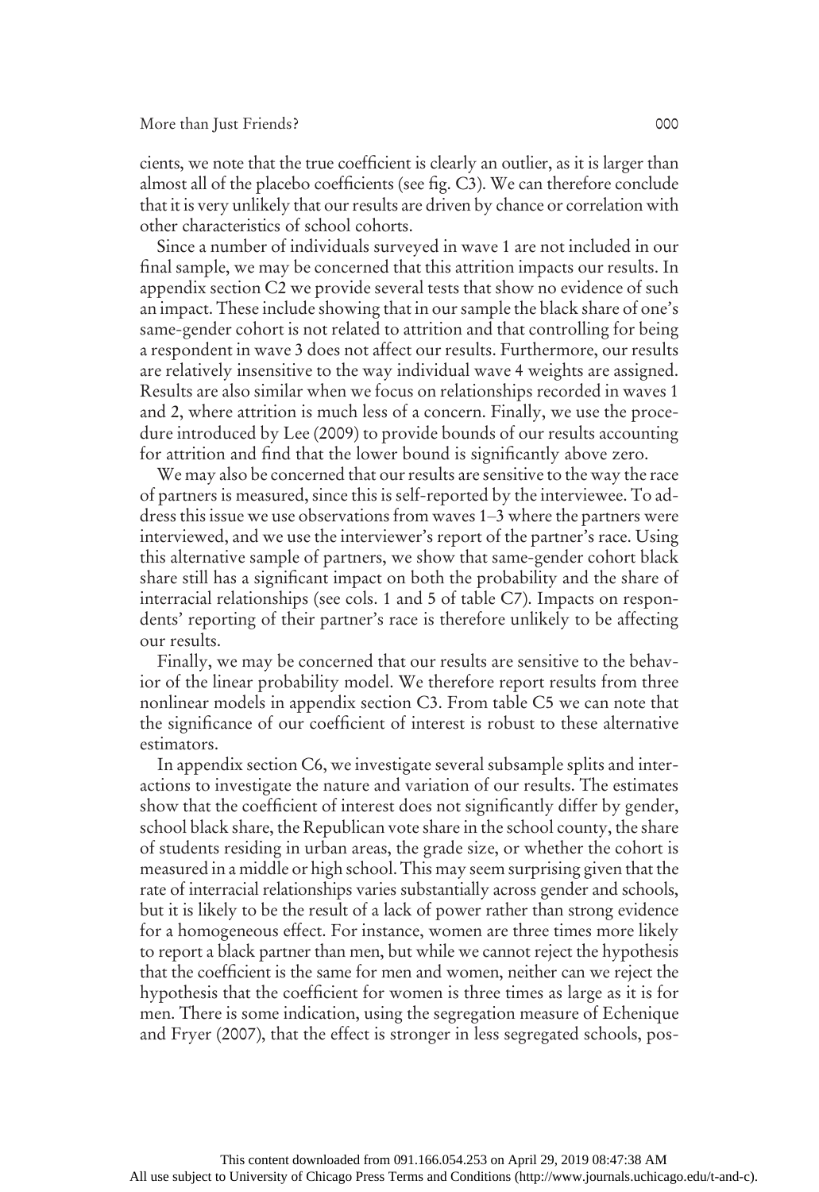cients, we note that the true coefficient is clearly an outlier, as it is larger than almost all of the placebo coefficients (see fig. C3). We can therefore conclude that it is very unlikely that our results are driven by chance or correlation with other characteristics of school cohorts.

Since a number of individuals surveyed in wave 1 are not included in our final sample, we may be concerned that this attrition impacts our results. In appendix section C2 we provide several tests that show no evidence of such an impact. These include showing that in our sample the black share of one's same-gender cohort is not related to attrition and that controlling for being a respondent in wave 3 does not affect our results. Furthermore, our results are relatively insensitive to the way individual wave 4 weights are assigned. Results are also similar when we focus on relationships recorded in waves 1 and 2, where attrition is much less of a concern. Finally, we use the procedure introduced by Lee (2009) to provide bounds of our results accounting for attrition and find that the lower bound is significantly above zero.

We may also be concerned that our results are sensitive to the way the race of partners is measured, since this is self-reported by the interviewee. To address this issue we use observations from waves 1–3 where the partners were interviewed, and we use the interviewer's report of the partner's race. Using this alternative sample of partners, we show that same-gender cohort black share still has a significant impact on both the probability and the share of interracial relationships (see cols. 1 and 5 of table C7). Impacts on respondents' reporting of their partner's race is therefore unlikely to be affecting our results.

Finally, we may be concerned that our results are sensitive to the behavior of the linear probability model. We therefore report results from three nonlinear models in appendix section C3. From table C5 we can note that the significance of our coefficient of interest is robust to these alternative estimators.

In appendix section C6, we investigate several subsample splits and interactions to investigate the nature and variation of our results. The estimates show that the coefficient of interest does not significantly differ by gender, school black share, the Republican vote share in the school county, the share of students residing in urban areas, the grade size, or whether the cohort is measured in a middle or high school. This may seem surprising given that the rate of interracial relationships varies substantially across gender and schools, but it is likely to be the result of a lack of power rather than strong evidence for a homogeneous effect. For instance, women are three times more likely to report a black partner than men, but while we cannot reject the hypothesis that the coefficient is the same for men and women, neither can we reject the hypothesis that the coefficient for women is three times as large as it is for men. There is some indication, using the segregation measure of Echenique and Fryer (2007), that the effect is stronger in less segregated schools, pos-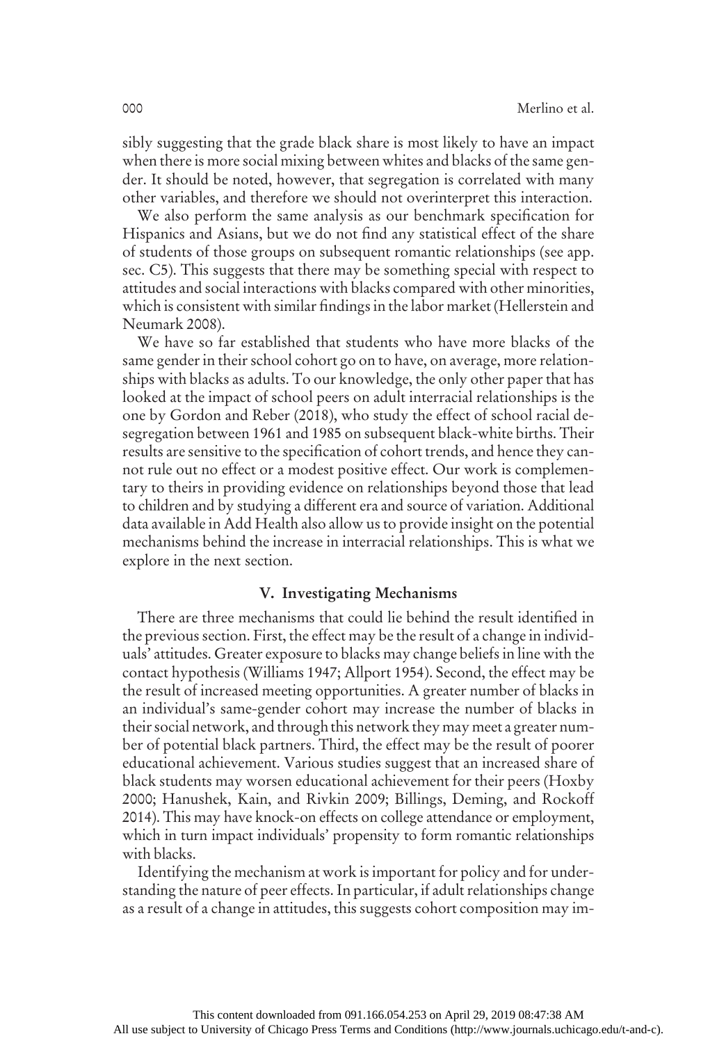sibly suggesting that the grade black share is most likely to have an impact when there is more social mixing between whites and blacks of the same gender. It should be noted, however, that segregation is correlated with many other variables, and therefore we should not overinterpret this interaction.

We also perform the same analysis as our benchmark specification for Hispanics and Asians, but we do not find any statistical effect of the share of students of those groups on subsequent romantic relationships (see app. sec. C5). This suggests that there may be something special with respect to attitudes and social interactions with blacks compared with other minorities, which is consistent with similar findings in the labor market (Hellerstein and Neumark 2008).

We have so far established that students who have more blacks of the same gender in their school cohort go on to have, on average, more relationships with blacks as adults. To our knowledge, the only other paper that has looked at the impact of school peers on adult interracial relationships is the one by Gordon and Reber (2018), who study the effect of school racial desegregation between 1961 and 1985 on subsequent black-white births. Their results are sensitive to the specification of cohort trends, and hence they cannot rule out no effect or a modest positive effect. Our work is complementary to theirs in providing evidence on relationships beyond those that lead to children and by studying a different era and source of variation. Additional data available in Add Health also allow us to provide insight on the potential mechanisms behind the increase in interracial relationships. This is what we explore in the next section.

## V. Investigating Mechanisms

There are three mechanisms that could lie behind the result identified in the previous section. First, the effect may be the result of a change in individuals' attitudes. Greater exposure to blacks may change beliefs in line with the contact hypothesis (Williams 1947; Allport 1954). Second, the effect may be the result of increased meeting opportunities. A greater number of blacks in an individual's same-gender cohort may increase the number of blacks in their social network, and through this network they may meet a greater number of potential black partners. Third, the effect may be the result of poorer educational achievement. Various studies suggest that an increased share of black students may worsen educational achievement for their peers (Hoxby 2000; Hanushek, Kain, and Rivkin 2009; Billings, Deming, and Rockoff 2014). This may have knock-on effects on college attendance or employment, which in turn impact individuals' propensity to form romantic relationships with blacks.

Identifying the mechanism at work is important for policy and for understanding the nature of peer effects. In particular, if adult relationships change as a result of a change in attitudes, this suggests cohort composition may im-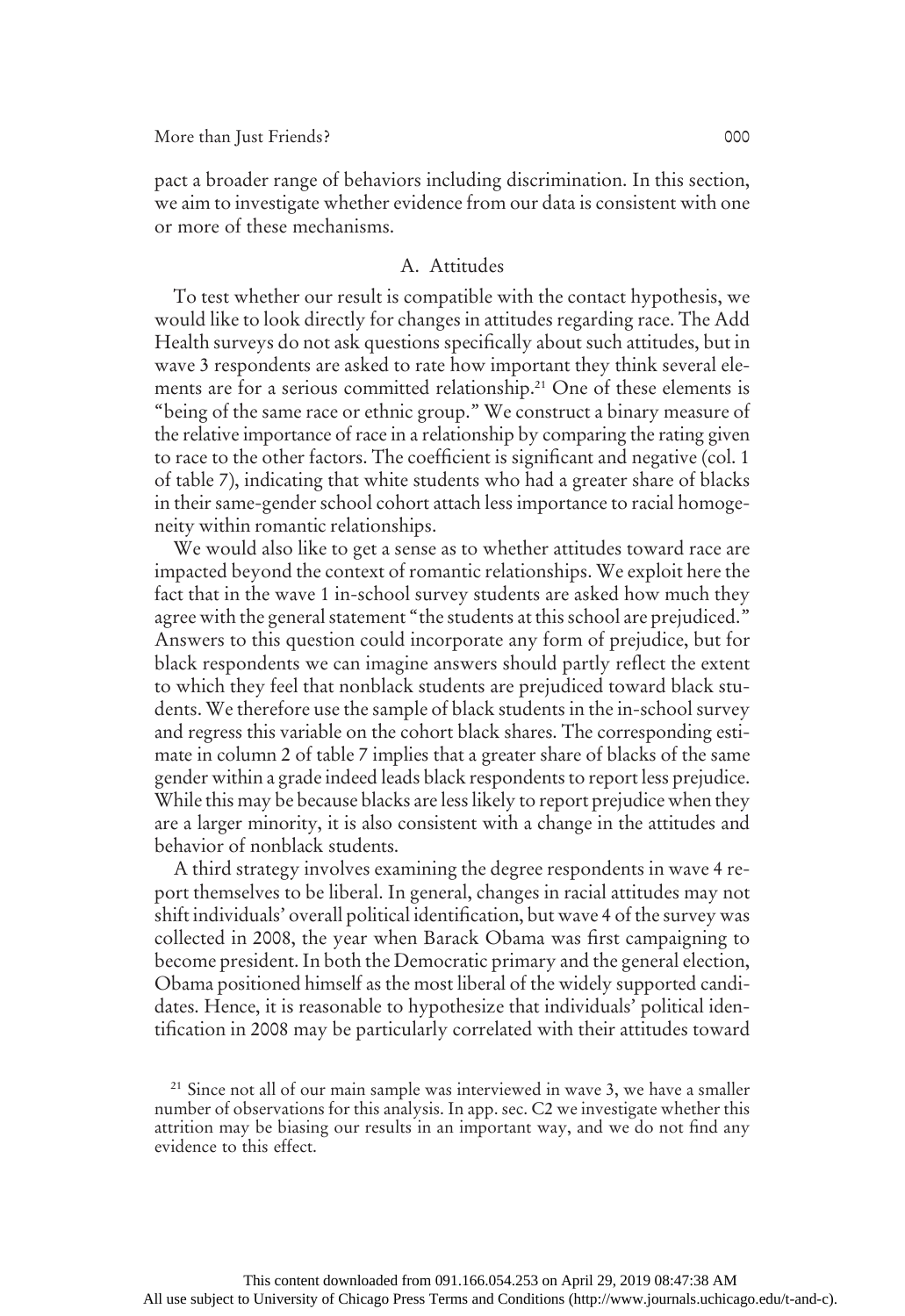pact a broader range of behaviors including discrimination. In this section, we aim to investigate whether evidence from our data is consistent with one or more of these mechanisms.

## A. Attitudes

To test whether our result is compatible with the contact hypothesis, we would like to look directly for changes in attitudes regarding race. The Add Health surveys do not ask questions specifically about such attitudes, but in wave 3 respondents are asked to rate how important they think several elements are for a serious committed relationship.[21] One of these elements is "being of the same race or ethnic group." We construct a binary measure of the relative importance of race in a relationship by comparing the rating given to race to the other factors. The coefficient is significant and negative (col. 1 of table 7), indicating that white students who had a greater share of blacks in their same-gender school cohort attach less importance to racial homogeneity within romantic relationships.

We would also like to get a sense as to whether attitudes toward race are impacted beyond the context of romantic relationships. We exploit here the fact that in the wave 1 in-school survey students are asked how much they agree with the general statement "the students at this school are prejudiced." Answers to this question could incorporate any form of prejudice, but for black respondents we can imagine answers should partly reflect the extent to which they feel that nonblack students are prejudiced toward black students. We therefore use the sample of black students in the in-school survey and regress this variable on the cohort black shares. The corresponding estimate in column 2 of table 7 implies that a greater share of blacks of the same gender within a grade indeed leads black respondents to report less prejudice. While this may be because blacks are less likely to report prejudice when they are a larger minority, it is also consistent with a change in the attitudes and behavior of nonblack students.

A third strategy involves examining the degree respondents in wave 4 report themselves to be liberal. In general, changes in racial attitudes may not shift individuals' overall political identification, but wave 4 of the survey was collected in 2008, the year when Barack Obama was first campaigning to become president. In both the Democratic primary and the general election, Obama positioned himself as the most liberal of the widely supported candidates. Hence, it is reasonable to hypothesize that individuals' political identification in 2008 may be particularly correlated with their attitudes toward

[21] Since not all of our main sample was interviewed in wave 3, we have a smaller number of observations for this analysis. In app. sec. C2 we investigate whether this attrition may be biasing our results in an important way, and we do not find any evidence to this effect.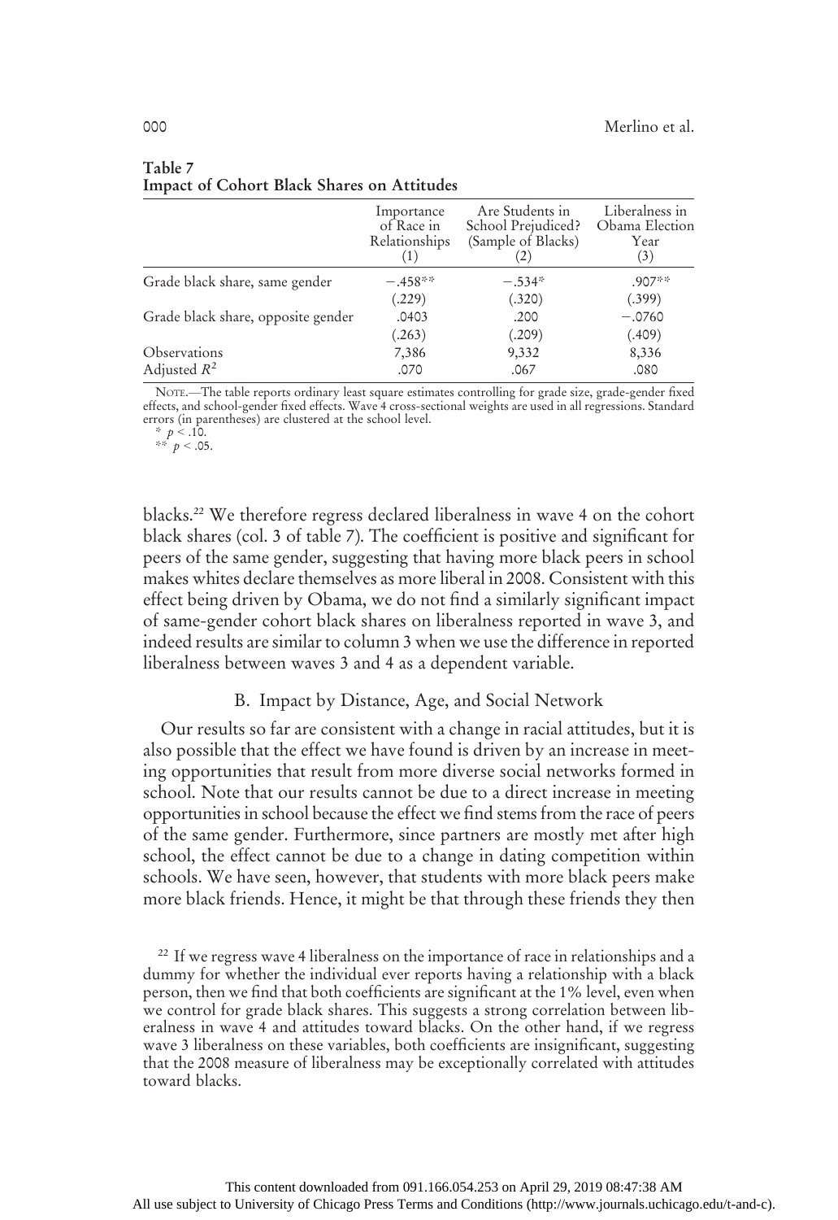**Table 7**
**Impact of Cohort Black Shares on Attitudes**

| | Importance of Race in Relationships (1) | Are Students in School Prejudiced? (Sample of Blacks) (2) | Liberalness in Obama Election Year (3) |
|---|---|---|---|
| Grade black share, same gender | −.458** | −.534* | .907** |
| | (.229) | (.320) | (.399) |
| Grade black share, opposite gender | .0403 | .200 | −.0760 |
| | (.263) | (.209) | (.409) |
| Observations | 7,386 | 9,332 | 8,336 |
| Adjusted $R^2$ | .070 | .067 | .080 |

NOTE.—The table reports ordinary least square estimates controlling for grade size, grade-gender fixed effects, and school-gender fixed effects. Wave 4 cross-sectional weights are used in all regressions. Standard errors (in parentheses) are clustered at the school level.
* $p < .10$.
** $p < .05$.

blacks.[22] We therefore regress declared liberalness in wave 4 on the cohort black shares (col. 3 of table 7). The coefficient is positive and significant for peers of the same gender, suggesting that having more black peers in school makes whites declare themselves as more liberal in 2008. Consistent with this effect being driven by Obama, we do not find a similarly significant impact of same-gender cohort black shares on liberalness reported in wave 3, and indeed results are similar to column 3 when we use the difference in reported liberalness between waves 3 and 4 as a dependent variable.

### B. Impact by Distance, Age, and Social Network

Our results so far are consistent with a change in racial attitudes, but it is also possible that the effect we have found is driven by an increase in meeting opportunities that result from more diverse social networks formed in school. Note that our results cannot be due to a direct increase in meeting opportunities in school because the effect we find stems from the race of peers of the same gender. Furthermore, since partners are mostly met after high school, the effect cannot be due to a change in dating competition within schools. We have seen, however, that students with more black peers make more black friends. Hence, it might be that through these friends they then

[22] If we regress wave 4 liberalness on the importance of race in relationships and a dummy for whether the individual ever reports having a relationship with a black person, then we find that both coefficients are significant at the 1% level, even when we control for grade black shares. This suggests a strong correlation between liberalness in wave 4 and attitudes toward blacks. On the other hand, if we regress wave 3 liberalness on these variables, both coefficients are insignificant, suggesting that the 2008 measure of liberalness may be exceptionally correlated with attitudes toward blacks.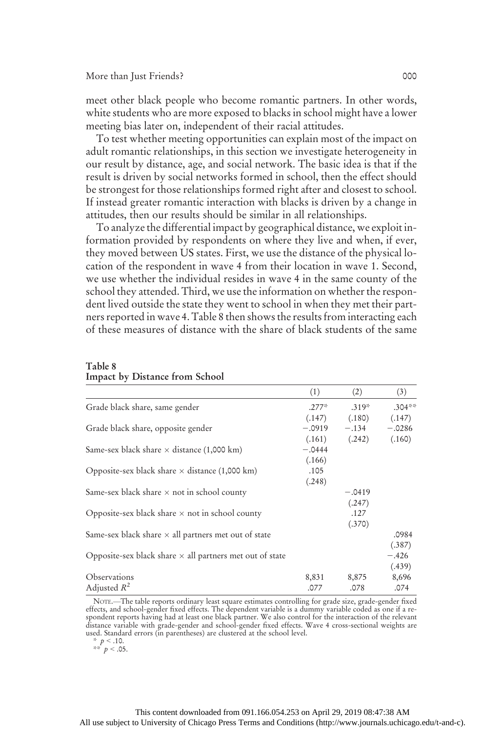meet other black people who become romantic partners. In other words, white students who are more exposed to blacks in school might have a lower meeting bias later on, independent of their racial attitudes.

To test whether meeting opportunities can explain most of the impact on adult romantic relationships, in this section we investigate heterogeneity in our result by distance, age, and social network. The basic idea is that if the result is driven by social networks formed in school, then the effect should be strongest for those relationships formed right after and closest to school. If instead greater romantic interaction with blacks is driven by a change in attitudes, then our results should be similar in all relationships.

To analyze the differential impact by geographical distance, we exploit information provided by respondents on where they live and when, if ever, they moved between US states. First, we use the distance of the physical location of the respondent in wave 4 from their location in wave 1. Second, we use whether the individual resides in wave 4 in the same county of the school they attended. Third, we use the information on whether the respondent lived outside the state they went to school in when they met their partners reported in wave 4. Table 8 then shows the results from interacting each of these measures of distance with the share of black students of the same

**Table 8**
**Impact by Distance from School**

| | (1) | (2) | (3) |
|---|---|---|---|
| Grade black share, same gender | .277* | .319* | .304** |
| | (.147) | (.180) | (.147) |
| Grade black share, opposite gender | −.0919 | −.134 | −.0286 |
| | (.161) | (.242) | (.160) |
| Same-sex black share × distance (1,000 km) | −.0444 | | |
| | (.166) | | |
| Opposite-sex black share × distance (1,000 km) | .105 | | |
| | (.248) | | |
| Same-sex black share × not in school county | | −.0419 | |
| | | (.247) | |
| Opposite-sex black share × not in school county | | .127 | |
| | | (.370) | |
| Same-sex black share × all partners met out of state | | | .0984 |
| | | | (.387) |
| Opposite-sex black share × all partners met out of state | | | −.426 |
| | | | (.439) |
| Observations | 8,831 | 8,875 | 8,696 |
| Adjusted $R^2$ | .077 | .078 | .074 |

NOTE.—The table reports ordinary least square estimates controlling for grade size, grade-gender fixed effects, and school-gender fixed effects. The dependent variable is a dummy variable coded as one if a respondent reports having had at least one black partner. We also control for the interaction of the relevant distance variable with grade-gender and school-gender fixed effects. Wave 4 cross-sectional weights are used. Standard errors (in parentheses) are clustered at the school level.

\* $p < .10$.

\*\* $p < .05$.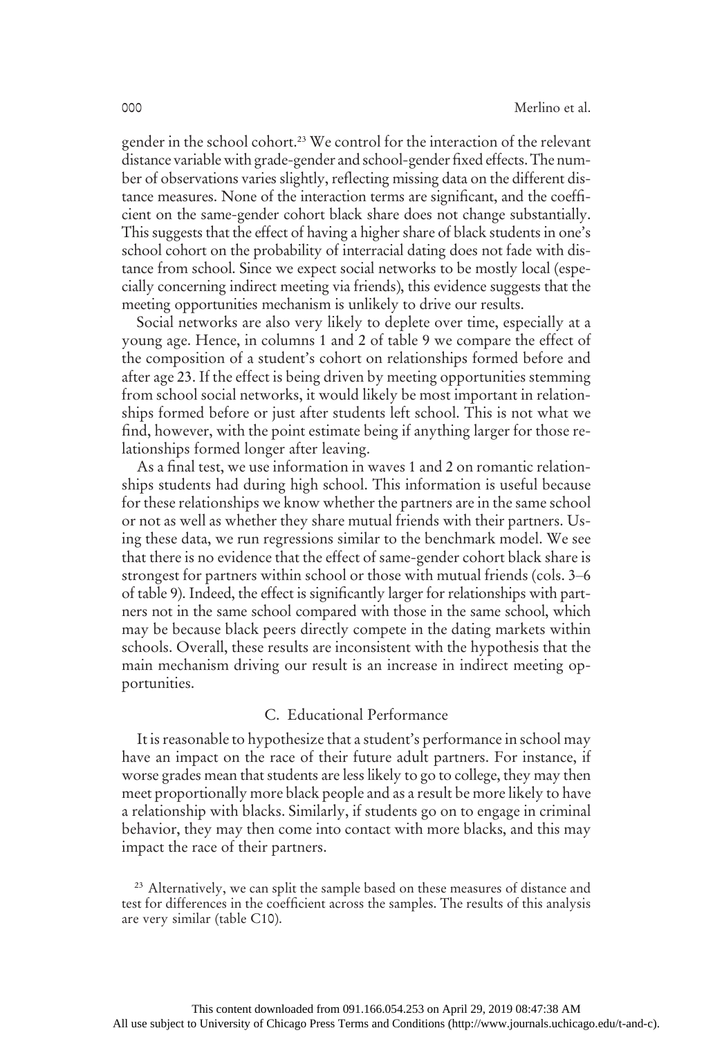gender in the school cohort.[23] We control for the interaction of the relevant distance variable with grade-gender and school-gender fixed effects. The number of observations varies slightly, reflecting missing data on the different distance measures. None of the interaction terms are significant, and the coefficient on the same-gender cohort black share does not change substantially. This suggests that the effect of having a higher share of black students in one's school cohort on the probability of interracial dating does not fade with distance from school. Since we expect social networks to be mostly local (especially concerning indirect meeting via friends), this evidence suggests that the meeting opportunities mechanism is unlikely to drive our results.

Social networks are also very likely to deplete over time, especially at a young age. Hence, in columns 1 and 2 of table 9 we compare the effect of the composition of a student's cohort on relationships formed before and after age 23. If the effect is being driven by meeting opportunities stemming from school social networks, it would likely be most important in relationships formed before or just after students left school. This is not what we find, however, with the point estimate being if anything larger for those relationships formed longer after leaving.

As a final test, we use information in waves 1 and 2 on romantic relationships students had during high school. This information is useful because for these relationships we know whether the partners are in the same school or not as well as whether they share mutual friends with their partners. Using these data, we run regressions similar to the benchmark model. We see that there is no evidence that the effect of same-gender cohort black share is strongest for partners within school or those with mutual friends (cols. 3–6 of table 9). Indeed, the effect is significantly larger for relationships with partners not in the same school compared with those in the same school, which may be because black peers directly compete in the dating markets within schools. Overall, these results are inconsistent with the hypothesis that the main mechanism driving our result is an increase in indirect meeting opportunities.

### C. Educational Performance

It is reasonable to hypothesize that a student's performance in school may have an impact on the race of their future adult partners. For instance, if worse grades mean that students are less likely to go to college, they may then meet proportionally more black people and as a result be more likely to have a relationship with blacks. Similarly, if students go on to engage in criminal behavior, they may then come into contact with more blacks, and this may impact the race of their partners.

[23] Alternatively, we can split the sample based on these measures of distance and test for differences in the coefficient across the samples. The results of this analysis are very similar (table C10).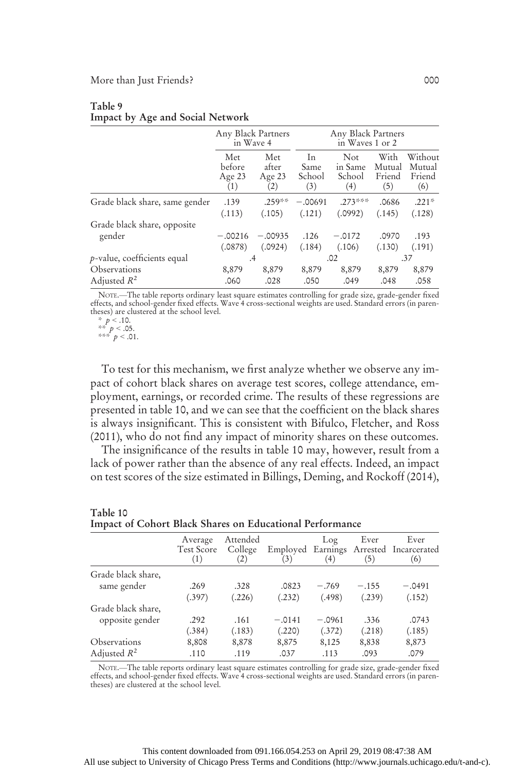**Table 9**
**Impact by Age and Social Network**

| | Any Black Partners in Wave 4 | | Any Black Partners in Waves 1 or 2 | | | |
|---|---|---|---|---|---|---|
| | Met before Age 23 (1) | Met after Age 23 (2) | In Same School (3) | Not in Same School (4) | With Mutual Friend (5) | Without Mutual Friend (6) |
| Grade black share, same gender | .139 | .259** | −.00691 | .273*** | .0686 | .221* |
| | (.113) | (.105) | (.121) | (.0992) | (.145) | (.128) |
| Grade black share, opposite gender | −.00216 | −.00935 | .126 | −.0172 | .0970 | .193 |
| | (.0878) | (.0924) | (.184) | (.106) | (.130) | (.191) |
| $p$-value, coefficients equal | .4 | | .02 | | .37 | |
| Observations | 8,879 | 8,879 | 8,879 | 8,879 | 8,879 | 8,879 |
| Adjusted $R^2$ | .060 | .028 | .050 | .049 | .048 | .058 |

Note.—The table reports ordinary least square estimates controlling for grade size, grade-gender fixed effects, and school-gender fixed effects. Wave 4 cross-sectional weights are used. Standard errors (in parentheses) are clustered at the school level.

* $p < .10$.
** $p < .05$.
*** $p < .01$.

To test for this mechanism, we first analyze whether we observe any impact of cohort black shares on average test scores, college attendance, employment, earnings, or recorded crime. The results of these regressions are presented in table 10, and we can see that the coefficient on the black shares is always insignificant. This is consistent with Bifulco, Fletcher, and Ross (2011), who do not find any impact of minority shares on these outcomes.

The insignificance of the results in table 10 may, however, result from a lack of power rather than the absence of any real effects. Indeed, an impact on test scores of the size estimated in Billings, Deming, and Rockoff (2014),

**Table 10**
**Impact of Cohort Black Shares on Educational Performance**

| | Average Test Score (1) | Attended College (2) | Employed (3) | Log Earnings (4) | Ever Arrested (5) | Ever Incarcerated (6) |
|---|---|---|---|---|---|---|
| Grade black share, same gender | .269 | .328 | .0823 | −.769 | −.155 | −.0491 |
| | (.397) | (.226) | (.232) | (.498) | (.239) | (.152) |
| Grade black share, opposite gender | .292 | .161 | −.0141 | −.0961 | .336 | .0743 |
| | (.384) | (.183) | (.220) | (.372) | (.218) | (.185) |
| Observations | 8,808 | 8,878 | 8,875 | 8,125 | 8,838 | 8,873 |
| Adjusted $R^2$ | .110 | .119 | .037 | .113 | .093 | .079 |

Note.—The table reports ordinary least square estimates controlling for grade size, grade-gender fixed effects, and school-gender fixed effects. Wave 4 cross-sectional weights are used. Standard errors (in parentheses) are clustered at the school level.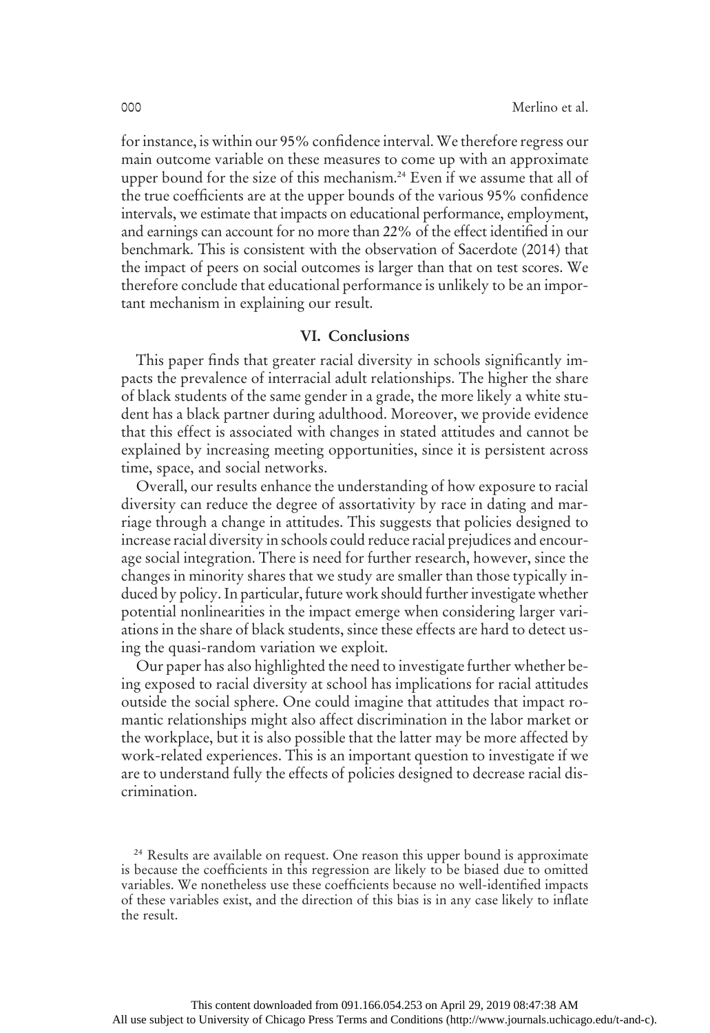for instance, is within our 95% confidence interval. We therefore regress our main outcome variable on these measures to come up with an approximate upper bound for the size of this mechanism.[24] Even if we assume that all of the true coefficients are at the upper bounds of the various 95% confidence intervals, we estimate that impacts on educational performance, employment, and earnings can account for no more than 22% of the effect identified in our benchmark. This is consistent with the observation of Sacerdote (2014) that the impact of peers on social outcomes is larger than that on test scores. We therefore conclude that educational performance is unlikely to be an important mechanism in explaining our result.

## VI. Conclusions

This paper finds that greater racial diversity in schools significantly impacts the prevalence of interracial adult relationships. The higher the share of black students of the same gender in a grade, the more likely a white student has a black partner during adulthood. Moreover, we provide evidence that this effect is associated with changes in stated attitudes and cannot be explained by increasing meeting opportunities, since it is persistent across time, space, and social networks.

Overall, our results enhance the understanding of how exposure to racial diversity can reduce the degree of assortativity by race in dating and marriage through a change in attitudes. This suggests that policies designed to increase racial diversity in schools could reduce racial prejudices and encourage social integration. There is need for further research, however, since the changes in minority shares that we study are smaller than those typically induced by policy. In particular, future work should further investigate whether potential nonlinearities in the impact emerge when considering larger variations in the share of black students, since these effects are hard to detect using the quasi-random variation we exploit.

Our paper has also highlighted the need to investigate further whether being exposed to racial diversity at school has implications for racial attitudes outside the social sphere. One could imagine that attitudes that impact romantic relationships might also affect discrimination in the labor market or the workplace, but it is also possible that the latter may be more affected by work-related experiences. This is an important question to investigate if we are to understand fully the effects of policies designed to decrease racial discrimination.

[24] Results are available on request. One reason this upper bound is approximate is because the coefficients in this regression are likely to be biased due to omitted variables. We nonetheless use these coefficients because no well-identified impacts of these variables exist, and the direction of this bias is in any case likely to inflate the result.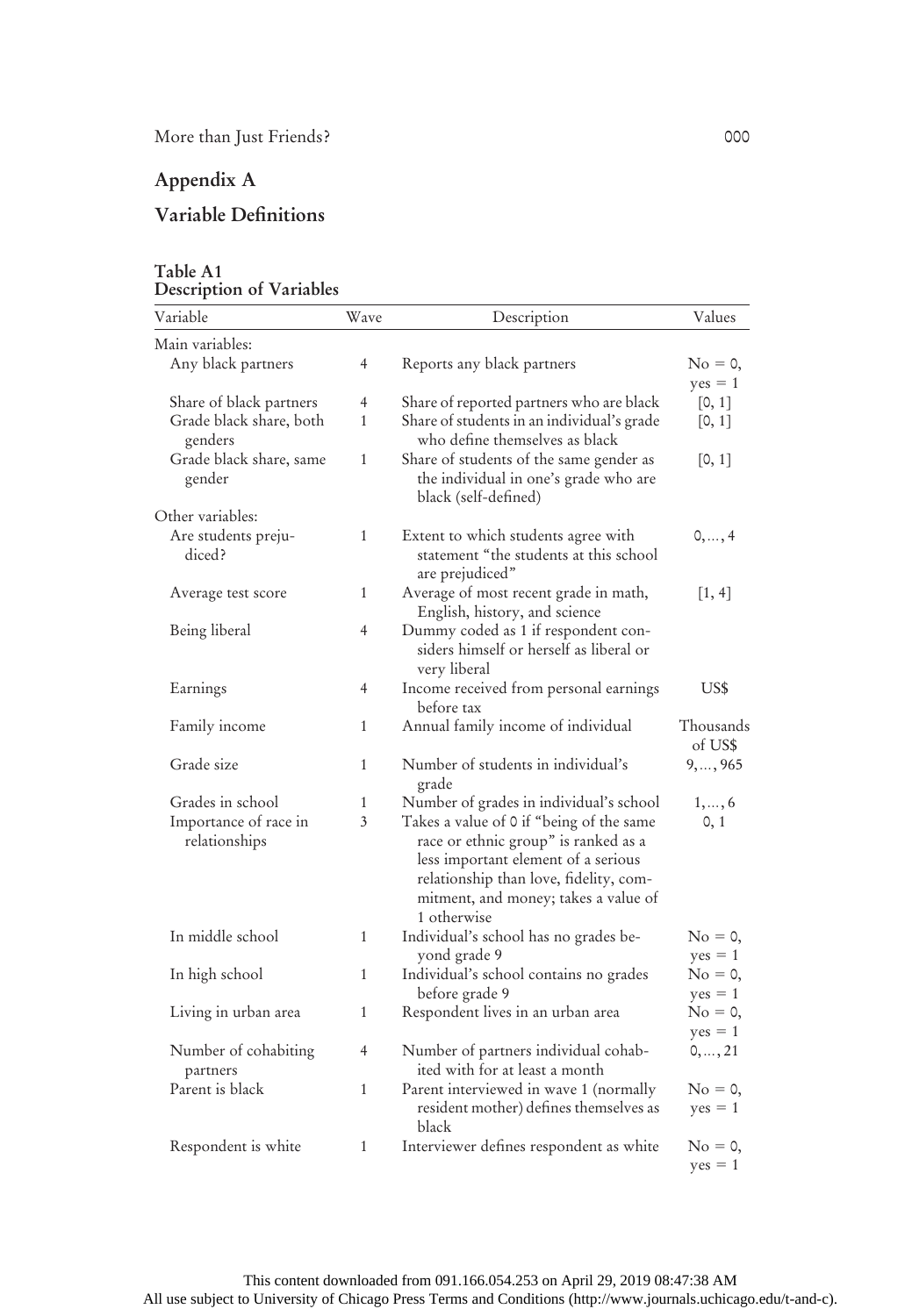## Appendix A

## Variable Definitions

**Table A1**
**Description of Variables**

| Variable | Wave | Description | Values |
|---|---|---|---|
| Main variables: | | | |
| Any black partners | 4 | Reports any black partners | No = 0, yes = 1 |
| Share of black partners | 4 | Share of reported partners who are black | [0, 1] |
| Grade black share, both genders | 1 | Share of students in an individual's grade who define themselves as black | [0, 1] |
| Grade black share, same gender | 1 | Share of students of the same gender as the individual in one's grade who are black (self-defined) | [0, 1] |
| Other variables: | | | |
| Are students prejudiced? | 1 | Extent to which students agree with statement "the students at this school are prejudiced" | 0, ..., 4 |
| Average test score | 1 | Average of most recent grade in math, English, history, and science | [1, 4] |
| Being liberal | 4 | Dummy coded as 1 if respondent considers himself or herself as liberal or very liberal | |
| Earnings | 4 | Income received from personal earnings before tax | US$ |
| Family income | 1 | Annual family income of individual | Thousands of US$ |
| Grade size | 1 | Number of students in individual's grade | 9, ..., 965 |
| Grades in school | 1 | Number of grades in individual's school | 1, ..., 6 |
| Importance of race in relationships | 3 | Takes a value of 0 if "being of the same race or ethnic group" is ranked as a less important element of a serious relationship than love, fidelity, commitment, and money; takes a value of 1 otherwise | 0, 1 |
| In middle school | 1 | Individual's school has no grades beyond grade 9 | No = 0, yes = 1 |
| In high school | 1 | Individual's school contains no grades before grade 9 | No = 0, yes = 1 |
| Living in urban area | 1 | Respondent lives in an urban area | No = 0, yes = 1 |
| Number of cohabiting partners | 4 | Number of partners individual cohabited with for at least a month | 0, ..., 21 |
| Parent is black | 1 | Parent interviewed in wave 1 (normally resident mother) defines themselves as black | No = 0, yes = 1 |
| Respondent is white | 1 | Interviewer defines respondent as white | No = 0, yes = 1 |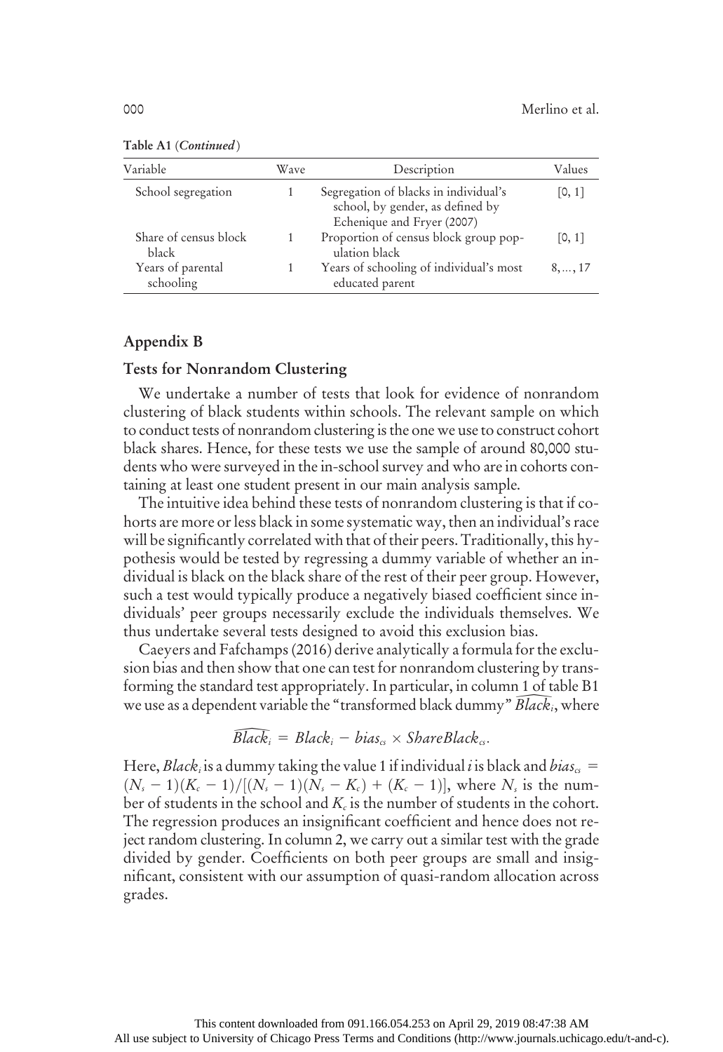Table A1 (*Continued*)

| Variable | Wave | Description | Values |
|---|---|---|---|
| School segregation | 1 | Segregation of blacks in individual's school, by gender, as defined by Echenique and Fryer (2007) | [0, 1] |
| Share of census block black | 1 | Proportion of census block group population black | [0, 1] |
| Years of parental schooling | 1 | Years of schooling of individual's most educated parent | 8, ..., 17 |

## Appendix B

### Tests for Nonrandom Clustering

We undertake a number of tests that look for evidence of nonrandom clustering of black students within schools. The relevant sample on which to conduct tests of nonrandom clustering is the one we use to construct cohort black shares. Hence, for these tests we use the sample of around 80,000 students who were surveyed in the in-school survey and who are in cohorts containing at least one student present in our main analysis sample.

The intuitive idea behind these tests of nonrandom clustering is that if cohorts are more or less black in some systematic way, then an individual's race will be significantly correlated with that of their peers. Traditionally, this hypothesis would be tested by regressing a dummy variable of whether an individual is black on the black share of the rest of their peer group. However, such a test would typically produce a negatively biased coefficient since individuals' peer groups necessarily exclude the individuals themselves. We thus undertake several tests designed to avoid this exclusion bias.

Caeyers and Fafchamps (2016) derive analytically a formula for the exclusion bias and then show that one can test for nonrandom clustering by transforming the standard test appropriately. In particular, in column 1 of table B1 we use as a dependent variable the "transformed black dummy" $\widehat{Black_i}$, where

$$\widehat{Black_i} = Black_i - bias_{cs} \times ShareBlack_{cs}.$$

Here, $Black_i$ is a dummy taking the value 1 if individual $i$ is black and $bias_{cs} = (N_s - 1)(K_c - 1)/[(N_s - 1)(N_s - K_c) + (K_c - 1)]$, where $N_s$ is the number of students in the school and $K_c$ is the number of students in the cohort. The regression produces an insignificant coefficient and hence does not reject random clustering. In column 2, we carry out a similar test with the grade divided by gender. Coefficients on both peer groups are small and insignificant, consistent with our assumption of quasi-random allocation across grades.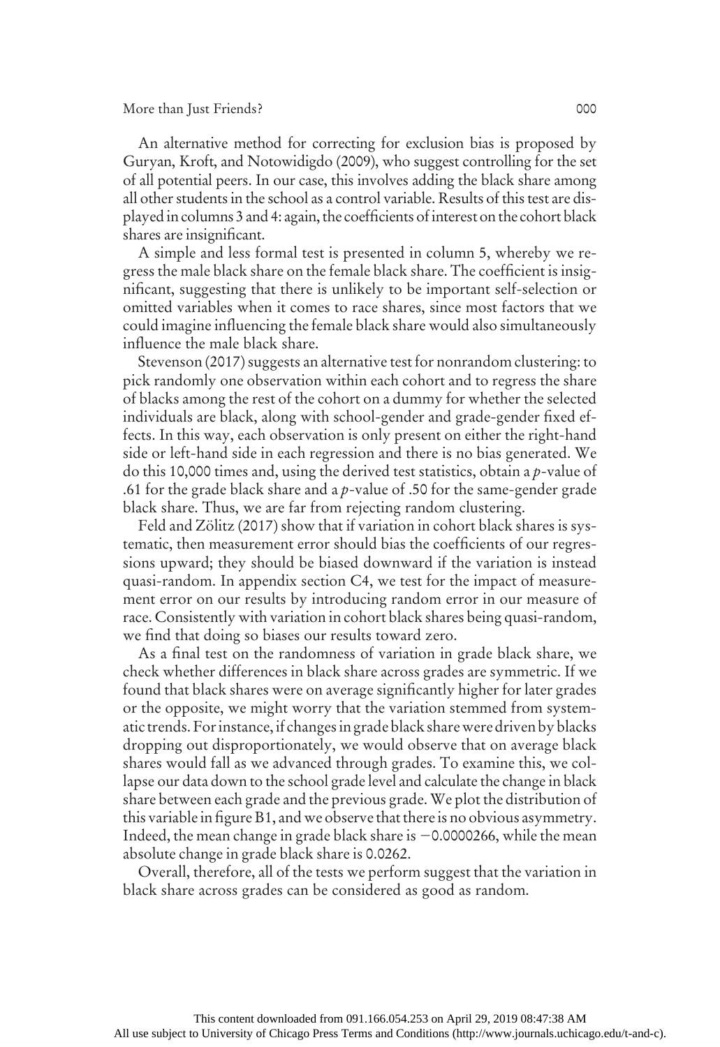An alternative method for correcting for exclusion bias is proposed by Guryan, Kroft, and Notowidigdo (2009), who suggest controlling for the set of all potential peers. In our case, this involves adding the black share among all other students in the school as a control variable. Results of this test are displayed in columns 3 and 4: again, the coefficients of interest on the cohort black shares are insignificant.

A simple and less formal test is presented in column 5, whereby we regress the male black share on the female black share. The coefficient is insignificant, suggesting that there is unlikely to be important self-selection or omitted variables when it comes to race shares, since most factors that we could imagine influencing the female black share would also simultaneously influence the male black share.

Stevenson (2017) suggests an alternative test for nonrandom clustering: to pick randomly one observation within each cohort and to regress the share of blacks among the rest of the cohort on a dummy for whether the selected individuals are black, along with school-gender and grade-gender fixed effects. In this way, each observation is only present on either the right-hand side or left-hand side in each regression and there is no bias generated. We do this 10,000 times and, using the derived test statistics, obtain a $p$-value of .61 for the grade black share and a $p$-value of .50 for the same-gender grade black share. Thus, we are far from rejecting random clustering.

Feld and Zölitz (2017) show that if variation in cohort black shares is systematic, then measurement error should bias the coefficients of our regressions upward; they should be biased downward if the variation is instead quasi-random. In appendix section C4, we test for the impact of measurement error on our results by introducing random error in our measure of race. Consistently with variation in cohort black shares being quasi-random, we find that doing so biases our results toward zero.

As a final test on the randomness of variation in grade black share, we check whether differences in black share across grades are symmetric. If we found that black shares were on average significantly higher for later grades or the opposite, we might worry that the variation stemmed from systematic trends. For instance, if changes in grade black share were driven by blacks dropping out disproportionately, we would observe that on average black shares would fall as we advanced through grades. To examine this, we collapse our data down to the school grade level and calculate the change in black share between each grade and the previous grade. We plot the distribution of this variable in figure B1, and we observe that there is no obvious asymmetry. Indeed, the mean change in grade black share is $-0.0000266$, while the mean absolute change in grade black share is 0.0262.

Overall, therefore, all of the tests we perform suggest that the variation in black share across grades can be considered as good as random.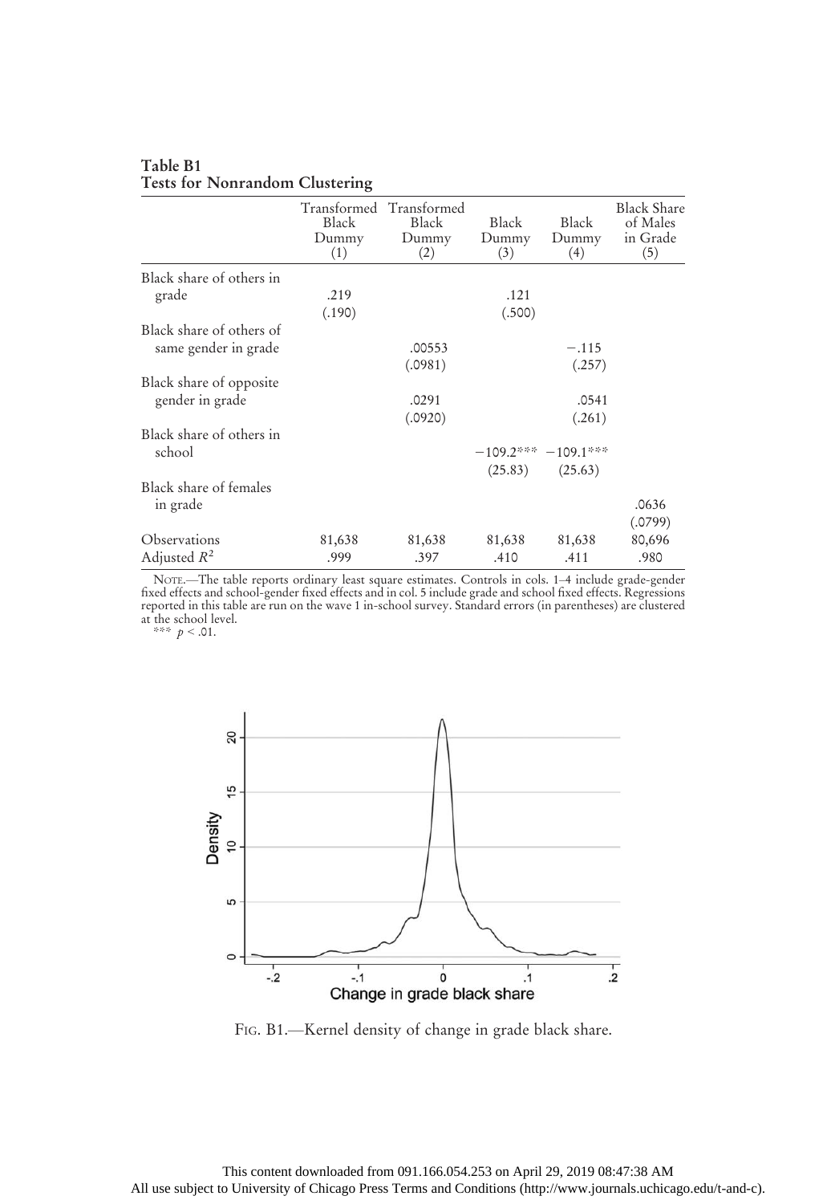**Table B1**
**Tests for Nonrandom Clustering**

| | Transformed Black Dummy (1) | Transformed Black Dummy (2) | Black Dummy (3) | Black Dummy (4) | Black Share of Males in Grade (5) |
|---|---|---|---|---|---|
| Black share of others in grade | .219 | | .121 | | |
| | (.190) | | (.500) | | |
| Black share of others of same gender in grade | | .00553 | | −.115 | |
| | | (.0981) | | (.257) | |
| Black share of opposite gender in grade | | .0291 | | .0541 | |
| | | (.0920) | | (.261) | |
| Black share of others in school | | | −109.2*** | −109.1*** | |
| | | | (25.83) | (25.63) | |
| Black share of females in grade | | | | | .0636 |
| | | | | | (.0799) |
| Observations | 81,638 | 81,638 | 81,638 | 81,638 | 80,696 |
| Adjusted $R^2$ | .999 | .397 | .410 | .411 | .980 |

NOTE.—The table reports ordinary least square estimates. Controls in cols. 1–4 include grade-gender fixed effects and school-gender fixed effects and in col. 5 include grade and school fixed effects. Regressions reported in this table are run on the wave 1 in-school survey. Standard errors (in parentheses) are clustered at the school level.

*** $p < .01$.

FIG. B1.—Kernel density of change in grade black share.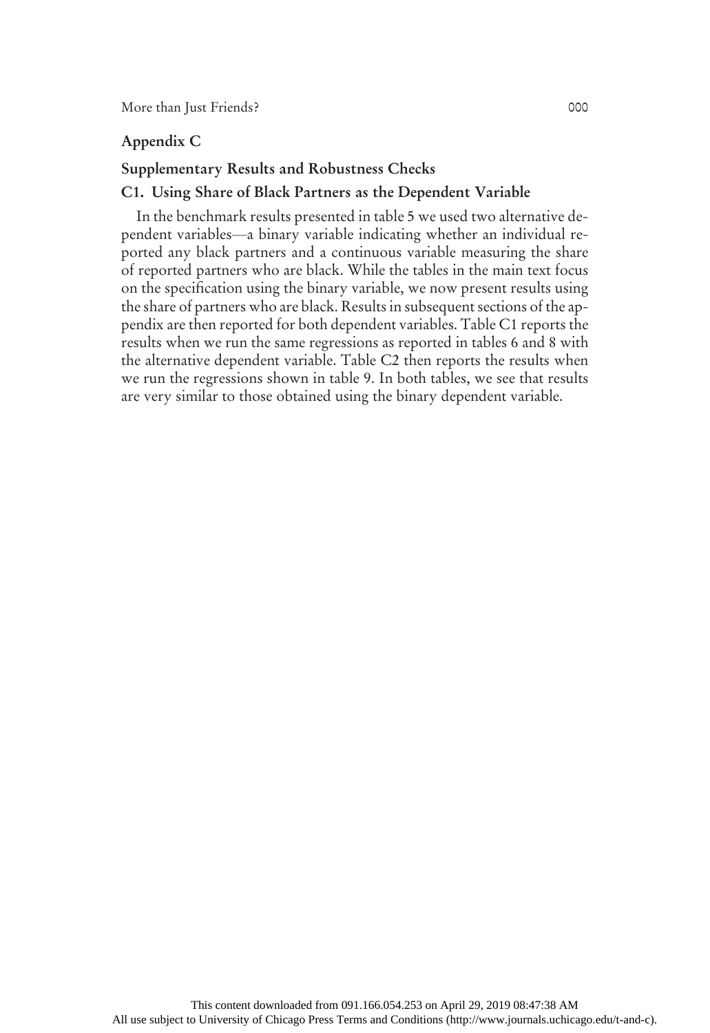## Appendix C

## Supplementary Results and Robustness Checks

### C1. Using Share of Black Partners as the Dependent Variable

In the benchmark results presented in table 5 we used two alternative dependent variables—a binary variable indicating whether an individual reported any black partners and a continuous variable measuring the share of reported partners who are black. While the tables in the main text focus on the specification using the binary variable, we now present results using the share of partners who are black. Results in subsequent sections of the appendix are then reported for both dependent variables. Table C1 reports the results when we run the same regressions as reported in tables 6 and 8 with the alternative dependent variable. Table C2 then reports the results when we run the regressions shown in table 9. In both tables, we see that results are very similar to those obtained using the binary dependent variable.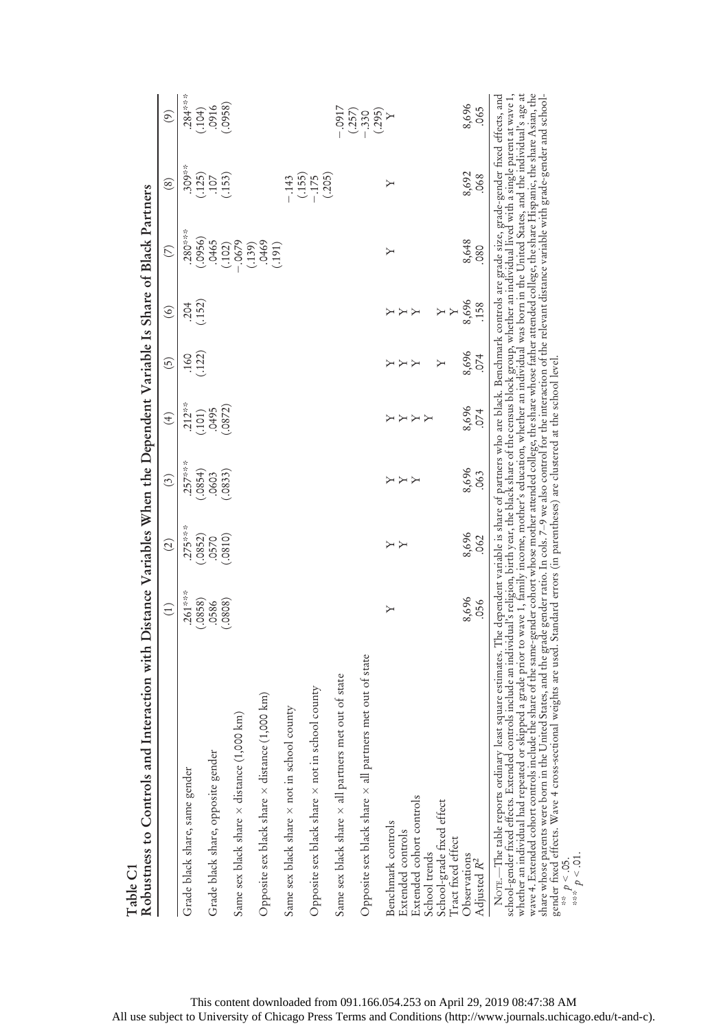**Table C1**

**Robustness to Controls and Interaction with Distance Variables When the Dependent Variable Is Share of Black Partners**

| | (1) | (2) | (3) | (4) | (5) | (6) | (7) | (8) | (9) |
|---|---|---|---|---|---|---|---|---|---|
| Grade black share, same gender | .261*** | .275*** | .257*** | .212** | .160 | .204 | .280*** | .309** | .284*** |
| | (.0858) | (.0852) | (.0854) | (.101) | (.122) | (.152) | (.0956) | (.125) | (.104) |
| Grade black share, opposite gender | .0586 | .0570 | .0603 | .0495 | | | .0465 | .107 | .0916 |
| | (.0808) | (.0810) | (.0833) | (.0872) | | | (.102) | (.153) | (.0958) |
| Same sex black share × distance (1,000 km) | | | | | | | −.0679 | | |
| | | | | | | | (.139) | | |
| Opposite sex black share × distance (1,000 km) | | | | | | | .0469 | | |
| | | | | | | | (.191) | | |
| Same sex black share × not in school county | | | | | | | | −.143 | |
| | | | | | | | | (.155) | |
| Opposite sex black share × not in school county | | | | | | | | −.175 | |
| | | | | | | | | (.205) | |
| Same sex black share × all partners met out of state | | | | | | | | | −.0917 |
| | | | | | | | | | (.257) |
| Opposite sex black share × all partners met out of state | | | | | | | | | −.330 |
| | | | | | | | | | (.295) |
| Benchmark controls | Y | Y | Y | Y | Y | Y | Y | Y | Y |
| Extended controls | | Y | Y | Y | Y | Y | | | |
| Extended cohort controls | | | Y | Y | Y | Y | | | |
| School trends | | | | Y | | | | | |
| School-grade fixed effect | | | | | Y | Y | | | |
| Tract fixed effect | | | | | | Y | | | |
| Observations | 8,696 | 8,696 | 8,696 | 8,696 | 8,696 | 8,696 | 8,648 | 8,692 | 8,696 |
| Adjusted $R^2$ | .056 | .062 | .063 | .074 | .074 | .158 | .080 | .068 | .065 |

Note.—The table reports ordinary least square estimates. The dependent variable is share of partners who are black. Benchmark controls are grade size, grade-gender fixed effects, and school-gender fixed effects. Extended controls include an individual's religion, birth year, the black share of the census block group, whether an individual lived with a single parent at wave 1, whether an individual had repeated or skipped a grade prior to wave 1, family income, mother's education, whether an individual was born in the United States, and the individual's age at wave 4. Extended cohort controls include the share of the same-gender cohort whose mother attended college, the share whose father attended college, the share Hispanic, the share Asian, the share whose parents were born in the United States, and the grade gender ratio. In cols. 7–9 we also control for the interaction of the relevant distance variable with grade-gender and school-gender fixed effects. Wave 4 cross-sectional weights are used. Standard errors (in parentheses) are clustered at the school level.

** $p < .05$.

*** $p < .01$.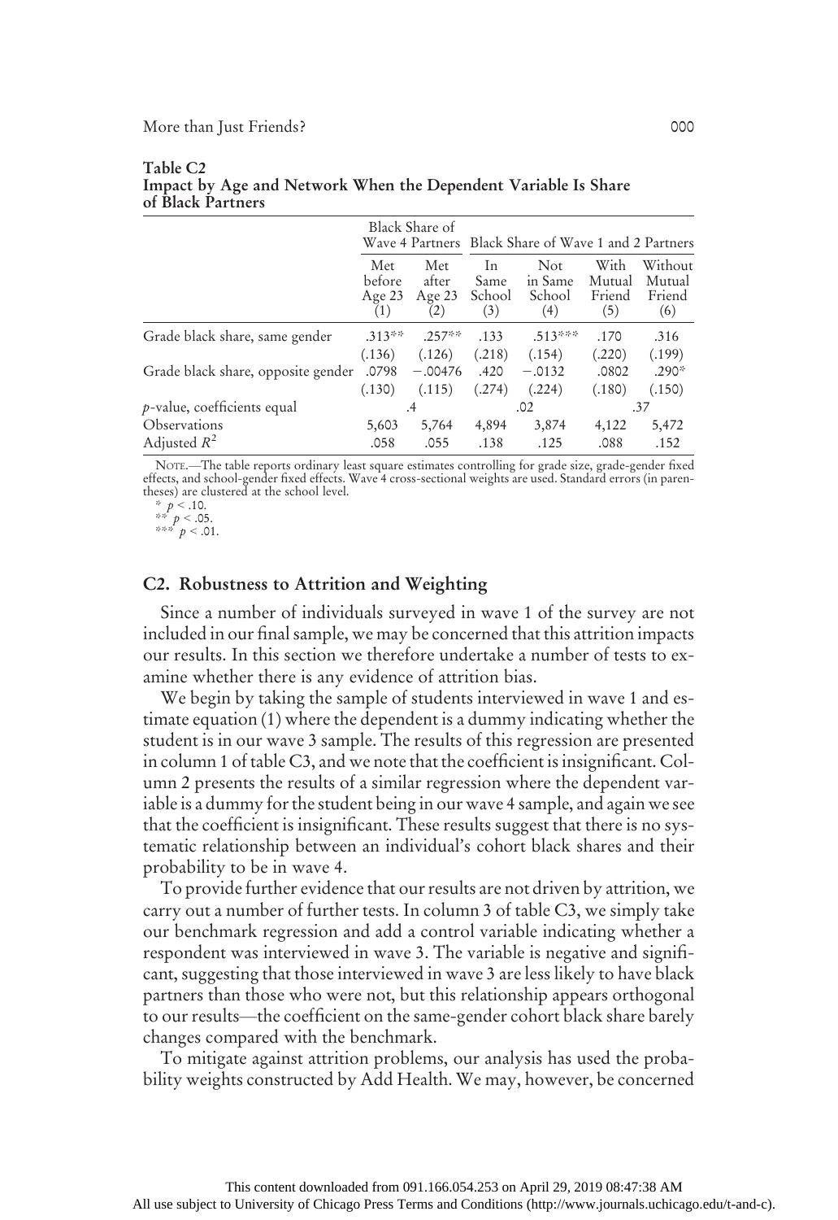**Table C2**
**Impact by Age and Network When the Dependent Variable Is Share of Black Partners**

| | Black Share of Wave 4 Partners | | Black Share of Wave 1 and 2 Partners | | | |
|---|---|---|---|---|---|---|
| | Met before Age 23 (1) | Met after Age 23 (2) | In Same School (3) | Not in Same School (4) | With Mutual Friend (5) | Without Mutual Friend (6) |
| Grade black share, same gender | .313** | .257** | .133 | .513*** | .170 | .316 |
| | (.136) | (.126) | (.218) | (.154) | (.220) | (.199) |
| Grade black share, opposite gender | .0798 | −.00476 | .420 | −.0132 | .0802 | .290* |
| | (.130) | (.115) | (.274) | (.224) | (.180) | (.150) |
| *p*-value, coefficients equal | .4 | | .02 | | .37 | |
| Observations | 5,603 | 5,764 | 4,894 | 3,874 | 4,122 | 5,472 |
| Adjusted $R^2$ | .058 | .055 | .138 | .125 | .088 | .152 |

NOTE.—The table reports ordinary least square estimates controlling for grade size, grade-gender fixed effects, and school-gender fixed effects. Wave 4 cross-sectional weights are used. Standard errors (in parentheses) are clustered at the school level.

\* $p < .10$.
\*\* $p < .05$.
\*\*\* $p < .01$.

### C2. Robustness to Attrition and Weighting

Since a number of individuals surveyed in wave 1 of the survey are not included in our final sample, we may be concerned that this attrition impacts our results. In this section we therefore undertake a number of tests to examine whether there is any evidence of attrition bias.

We begin by taking the sample of students interviewed in wave 1 and estimate equation (1) where the dependent is a dummy indicating whether the student is in our wave 3 sample. The results of this regression are presented in column 1 of table C3, and we note that the coefficient is insignificant. Column 2 presents the results of a similar regression where the dependent variable is a dummy for the student being in our wave 4 sample, and again we see that the coefficient is insignificant. These results suggest that there is no systematic relationship between an individual's cohort black shares and their probability to be in wave 4.

To provide further evidence that our results are not driven by attrition, we carry out a number of further tests. In column 3 of table C3, we simply take our benchmark regression and add a control variable indicating whether a respondent was interviewed in wave 3. The variable is negative and significant, suggesting that those interviewed in wave 3 are less likely to have black partners than those who were not, but this relationship appears orthogonal to our results—the coefficient on the same-gender cohort black share barely changes compared with the benchmark.

To mitigate against attrition problems, our analysis has used the probability weights constructed by Add Health. We may, however, be concerned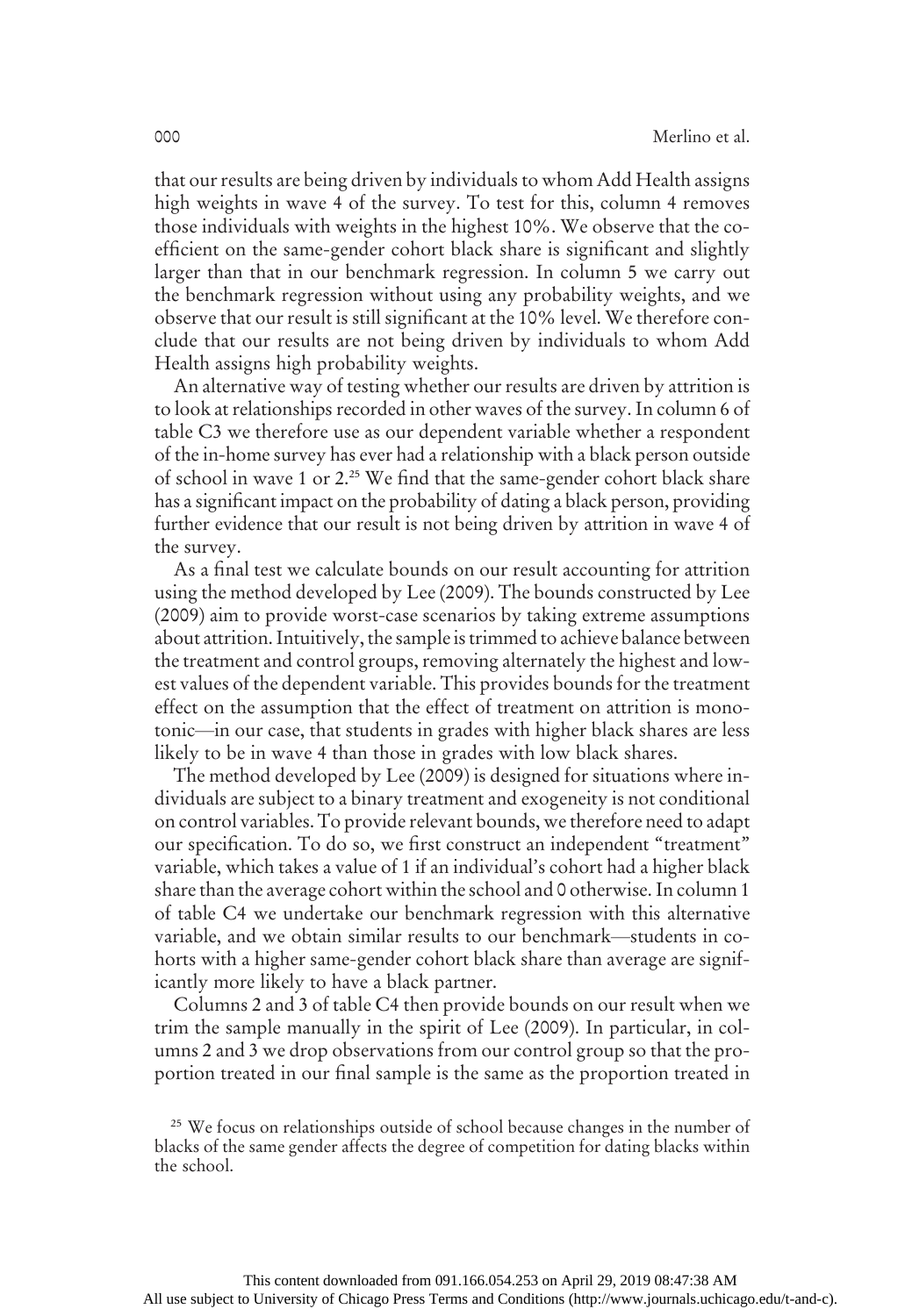that our results are being driven by individuals to whom Add Health assigns high weights in wave 4 of the survey. To test for this, column 4 removes those individuals with weights in the highest 10%. We observe that the coefficient on the same-gender cohort black share is significant and slightly larger than that in our benchmark regression. In column 5 we carry out the benchmark regression without using any probability weights, and we observe that our result is still significant at the 10% level. We therefore conclude that our results are not being driven by individuals to whom Add Health assigns high probability weights.

An alternative way of testing whether our results are driven by attrition is to look at relationships recorded in other waves of the survey. In column 6 of table C3 we therefore use as our dependent variable whether a respondent of the in-home survey has ever had a relationship with a black person outside of school in wave 1 or 2.[25] We find that the same-gender cohort black share has a significant impact on the probability of dating a black person, providing further evidence that our result is not being driven by attrition in wave 4 of the survey.

As a final test we calculate bounds on our result accounting for attrition using the method developed by Lee (2009). The bounds constructed by Lee (2009) aim to provide worst-case scenarios by taking extreme assumptions about attrition. Intuitively, the sample is trimmed to achieve balance between the treatment and control groups, removing alternately the highest and lowest values of the dependent variable. This provides bounds for the treatment effect on the assumption that the effect of treatment on attrition is monotonic—in our case, that students in grades with higher black shares are less likely to be in wave 4 than those in grades with low black shares.

The method developed by Lee (2009) is designed for situations where individuals are subject to a binary treatment and exogeneity is not conditional on control variables. To provide relevant bounds, we therefore need to adapt our specification. To do so, we first construct an independent "treatment" variable, which takes a value of 1 if an individual's cohort had a higher black share than the average cohort within the school and 0 otherwise. In column 1 of table C4 we undertake our benchmark regression with this alternative variable, and we obtain similar results to our benchmark—students in cohorts with a higher same-gender cohort black share than average are significantly more likely to have a black partner.

Columns 2 and 3 of table C4 then provide bounds on our result when we trim the sample manually in the spirit of Lee (2009). In particular, in columns 2 and 3 we drop observations from our control group so that the proportion treated in our final sample is the same as the proportion treated in

[25] We focus on relationships outside of school because changes in the number of blacks of the same gender affects the degree of competition for dating blacks within the school.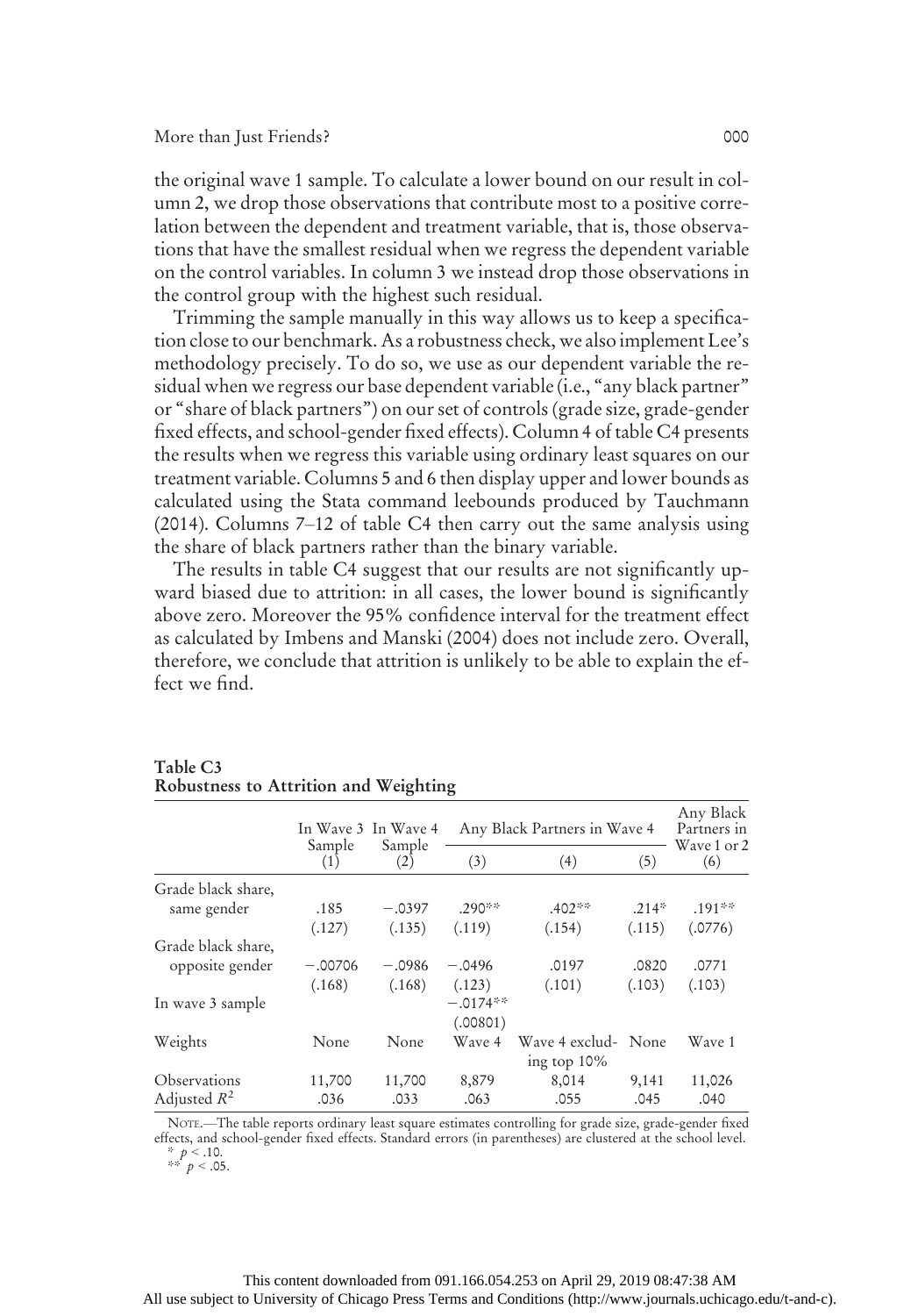the original wave 1 sample. To calculate a lower bound on our result in column 2, we drop those observations that contribute most to a positive correlation between the dependent and treatment variable, that is, those observations that have the smallest residual when we regress the dependent variable on the control variables. In column 3 we instead drop those observations in the control group with the highest such residual.

Trimming the sample manually in this way allows us to keep a specification close to our benchmark. As a robustness check, we also implement Lee's methodology precisely. To do so, we use as our dependent variable the residual when we regress our base dependent variable (i.e., "any black partner" or "share of black partners") on our set of controls (grade size, grade-gender fixed effects, and school-gender fixed effects). Column 4 of table C4 presents the results when we regress this variable using ordinary least squares on our treatment variable. Columns 5 and 6 then display upper and lower bounds as calculated using the Stata command leebounds produced by Tauchmann (2014). Columns 7–12 of table C4 then carry out the same analysis using the share of black partners rather than the binary variable.

The results in table C4 suggest that our results are not significantly upward biased due to attrition: in all cases, the lower bound is significantly above zero. Moreover the 95% confidence interval for the treatment effect as calculated by Imbens and Manski (2004) does not include zero. Overall, therefore, we conclude that attrition is unlikely to be able to explain the effect we find.

**Table C3**
**Robustness to Attrition and Weighting**

| | In Wave 3 Sample | In Wave 4 Sample | Any Black Partners in Wave 4 | | | Any Black Partners in Wave 1 or 2 |
|---|---|---|---|---|---|---|
| | (1) | (2) | (3) | (4) | (5) | (6) |
| Grade black share, same gender | .185 | −.0397 | .290** | .402** | .214* | .191** |
| | (.127) | (.135) | (.119) | (.154) | (.115) | (.0776) |
| Grade black share, opposite gender | −.00706 | −.0986 | −.0496 | .0197 | .0820 | .0771 |
| | (.168) | (.168) | (.123) | (.101) | (.103) | (.103) |
| In wave 3 sample | | | −.0174** | | | |
| | | | (.00801) | | | |
| Weights | None | None | Wave 4 | Wave 4 excluding top 10% | None | Wave 1 |
| Observations | 11,700 | 11,700 | 8,879 | 8,014 | 9,141 | 11,026 |
| Adjusted $R^2$ | .036 | .033 | .063 | .055 | .045 | .040 |

Note.—The table reports ordinary least square estimates controlling for grade size, grade-gender fixed effects, and school-gender fixed effects. Standard errors (in parentheses) are clustered at the school level.
* $p < .10$.
** $p < .05$.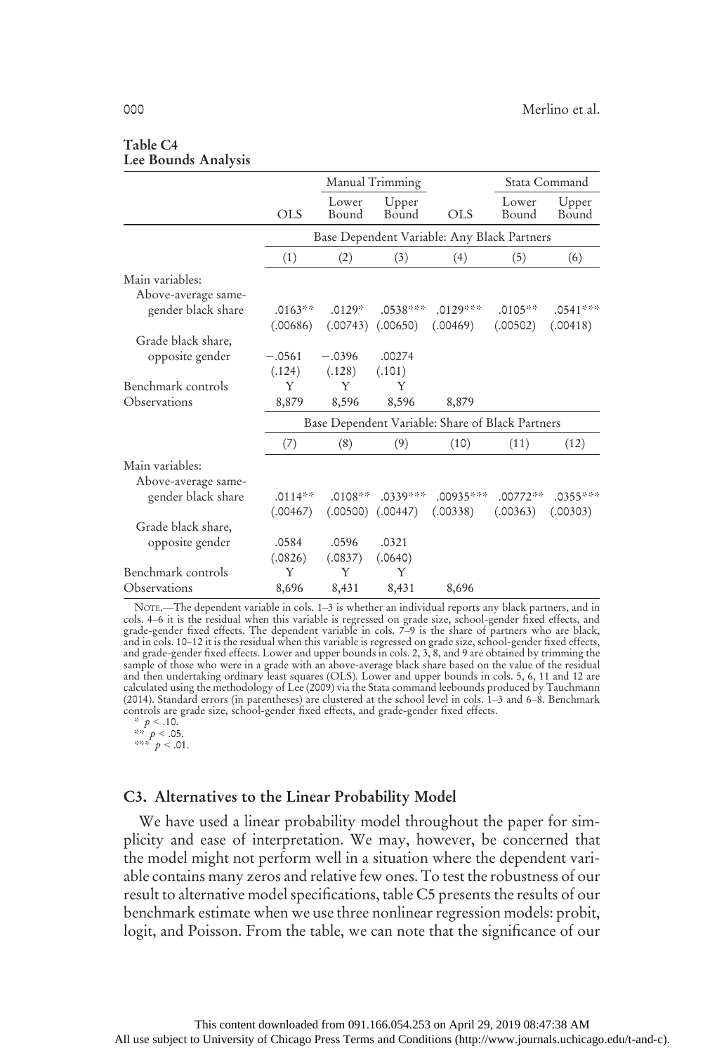**Table C4**
**Lee Bounds Analysis**

| | | Manual Trimming | | | Stata Command | |
|---|---|---|---|---|---|---|
| | OLS | Lower Bound | Upper Bound | OLS | Lower Bound | Upper Bound |
| | Base Dependent Variable: Any Black Partners | | | | | |
| | (1) | (2) | (3) | (4) | (5) | (6) |
| Main variables: | | | | | | |
| Above-average same-gender black share | .0163** | .0129* | .0538*** | .0129*** | .0105** | .0541*** |
| | (.00686) | (.00743) | (.00650) | (.00469) | (.00502) | (.00418) |
| Grade black share, opposite gender | −.0561 | −.0396 | .00274 | | | |
| | (.124) | (.128) | (.101) | | | |
| Benchmark controls | Y | Y | Y | | | |
| Observations | 8,879 | 8,596 | 8,596 | 8,879 | | |
| | Base Dependent Variable: Share of Black Partners | | | | | |
| | (7) | (8) | (9) | (10) | (11) | (12) |
| Main variables: | | | | | | |
| Above-average same-gender black share | .0114** | .0108** | .0339*** | .00935*** | .00772** | .0355*** |
| | (.00467) | (.00500) | (.00447) | (.00338) | (.00363) | (.00303) |
| Grade black share, opposite gender | .0584 | .0596 | .0321 | | | |
| | (.0826) | (.0837) | (.0640) | | | |
| Benchmark controls | Y | Y | Y | | | |
| Observations | 8,696 | 8,431 | 8,431 | 8,696 | | |

NOTE.—The dependent variable in cols. 1–3 is whether an individual reports any black partners, and in cols. 4–6 it is the residual when this variable is regressed on grade size, school-gender fixed effects, and grade-gender fixed effects. The dependent variable in cols. 7–9 is the share of partners who are black, and in cols. 10–12 it is the residual when this variable is regressed on grade size, school-gender fixed effects, and grade-gender fixed effects. Lower and upper bounds in cols. 2, 3, 8, and 9 are obtained by trimming the sample of those who were in a grade with an above-average black share based on the value of the residual and then undertaking ordinary least squares (OLS). Lower and upper bounds in cols. 5, 6, 11 and 12 are calculated using the methodology of Lee (2009) via the Stata command leebounds produced by Tauchmann (2014). Standard errors (in parentheses) are clustered at the school level in cols. 1–3 and 6–8. Benchmark controls are grade size, school-gender fixed effects, and grade-gender fixed effects.

\* $p < .10$.
\*\* $p < .05$.
\*\*\* $p < .01$.

### C3. Alternatives to the Linear Probability Model

We have used a linear probability model throughout the paper for simplicity and ease of interpretation. We may, however, be concerned that the model might not perform well in a situation where the dependent variable contains many zeros and relative few ones. To test the robustness of our result to alternative model specifications, table C5 presents the results of our benchmark estimate when we use three nonlinear regression models: probit, logit, and Poisson. From the table, we can note that the significance of our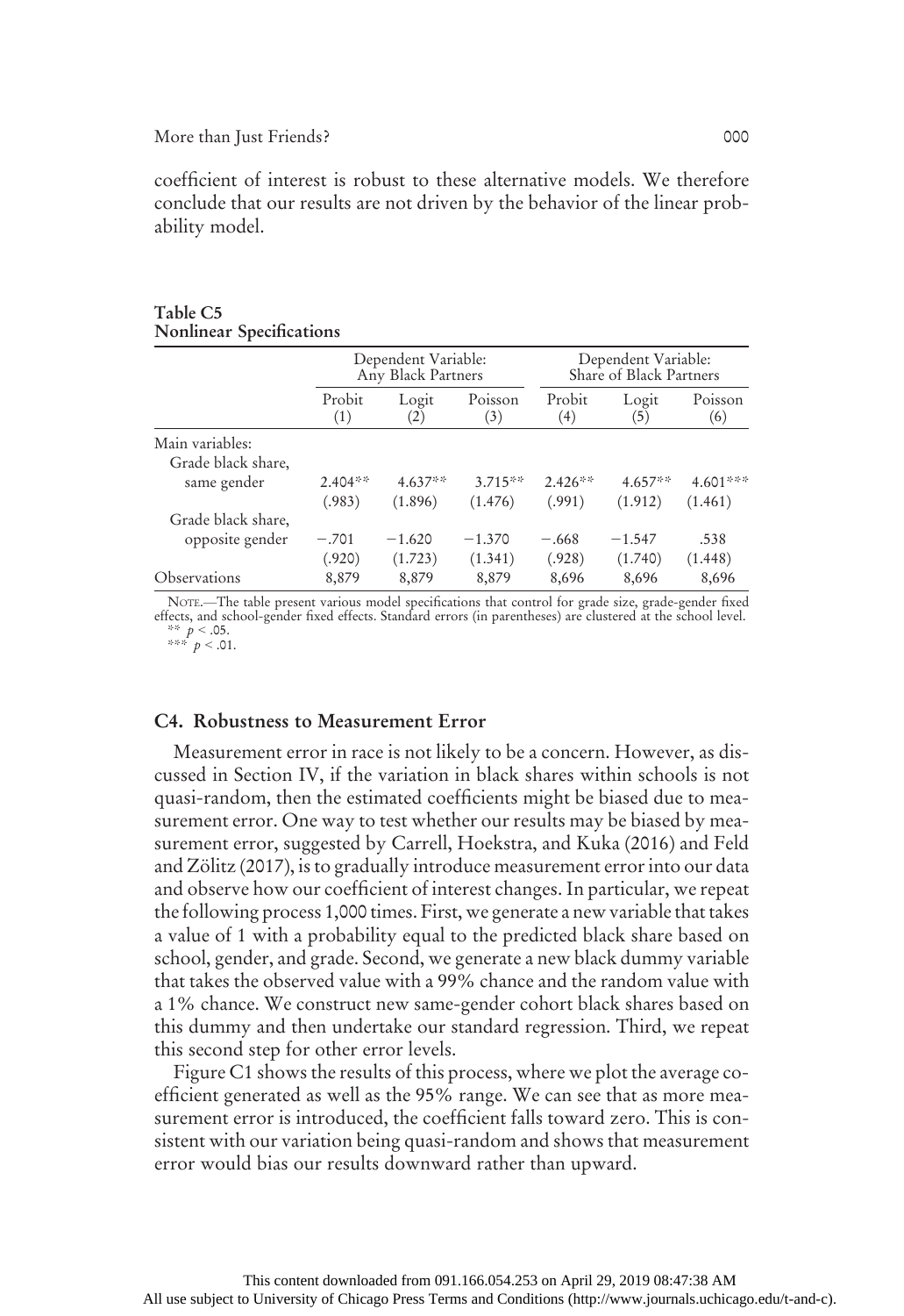coefficient of interest is robust to these alternative models. We therefore conclude that our results are not driven by the behavior of the linear probability model.

**Table C5**
**Nonlinear Specifications**

| | Dependent Variable: Any Black Partners | | | Dependent Variable: Share of Black Partners | | |
|---|---|---|---|---|---|---|
| | Probit (1) | Logit (2) | Poisson (3) | Probit (4) | Logit (5) | Poisson (6) |
| Main variables: | | | | | | |
| Grade black share, same gender | 2.404** | 4.637** | 3.715** | 2.426** | 4.657** | 4.601*** |
| | (.983) | (1.896) | (1.476) | (.991) | (1.912) | (1.461) |
| Grade black share, opposite gender | −.701 | −1.620 | −1.370 | −.668 | −1.547 | .538 |
| | (.920) | (1.723) | (1.341) | (.928) | (1.740) | (1.448) |
| Observations | 8,879 | 8,879 | 8,879 | 8,696 | 8,696 | 8,696 |

Note.—The table present various model specifications that control for grade size, grade-gender fixed effects, and school-gender fixed effects. Standard errors (in parentheses) are clustered at the school level.
** $p < .05$.
*** $p < .01$.

### C4. Robustness to Measurement Error

Measurement error in race is not likely to be a concern. However, as discussed in Section IV, if the variation in black shares within schools is not quasi-random, then the estimated coefficients might be biased due to measurement error. One way to test whether our results may be biased by measurement error, suggested by Carrell, Hoekstra, and Kuka (2016) and Feld and Zölitz (2017), is to gradually introduce measurement error into our data and observe how our coefficient of interest changes. In particular, we repeat the following process 1,000 times. First, we generate a new variable that takes a value of 1 with a probability equal to the predicted black share based on school, gender, and grade. Second, we generate a new black dummy variable that takes the observed value with a 99% chance and the random value with a 1% chance. We construct new same-gender cohort black shares based on this dummy and then undertake our standard regression. Third, we repeat this second step for other error levels.

Figure C1 shows the results of this process, where we plot the average coefficient generated as well as the 95% range. We can see that as more measurement error is introduced, the coefficient falls toward zero. This is consistent with our variation being quasi-random and shows that measurement error would bias our results downward rather than upward.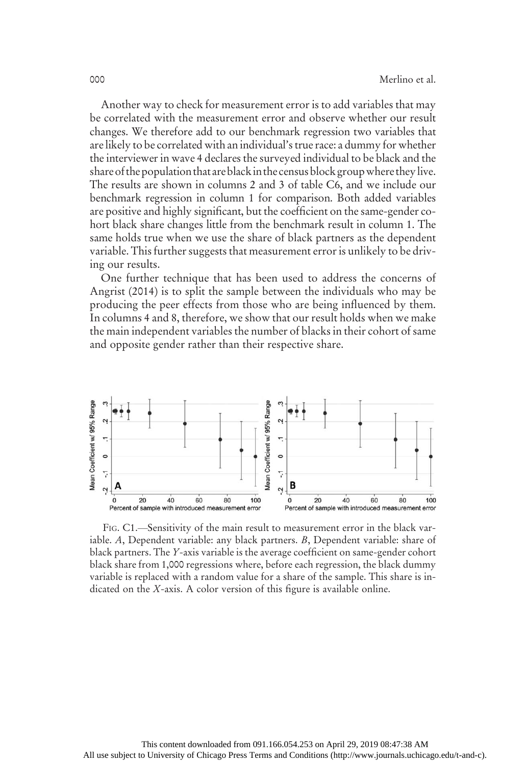Another way to check for measurement error is to add variables that may be correlated with the measurement error and observe whether our result changes. We therefore add to our benchmark regression two variables that are likely to be correlated with an individual's true race: a dummy for whether the interviewer in wave 4 declares the surveyed individual to be black and the share of the population that are black in the census block group where they live. The results are shown in columns 2 and 3 of table C6, and we include our benchmark regression in column 1 for comparison. Both added variables are positive and highly significant, but the coefficient on the same-gender cohort black share changes little from the benchmark result in column 1. The same holds true when we use the share of black partners as the dependent variable. This further suggests that measurement error is unlikely to be driving our results.

One further technique that has been used to address the concerns of Angrist (2014) is to split the sample between the individuals who may be producing the peer effects from those who are being influenced by them. In columns 4 and 8, therefore, we show that our result holds when we make the main independent variables the number of blacks in their cohort of same and opposite gender rather than their respective share.

FIG. C1.—Sensitivity of the main result to measurement error in the black variable. *A*, Dependent variable: any black partners. *B*, Dependent variable: share of black partners. The *Y*-axis variable is the average coefficient on same-gender cohort black share from 1,000 regressions where, before each regression, the black dummy variable is replaced with a random value for a share of the sample. This share is indicated on the *X*-axis. A color version of this figure is available online.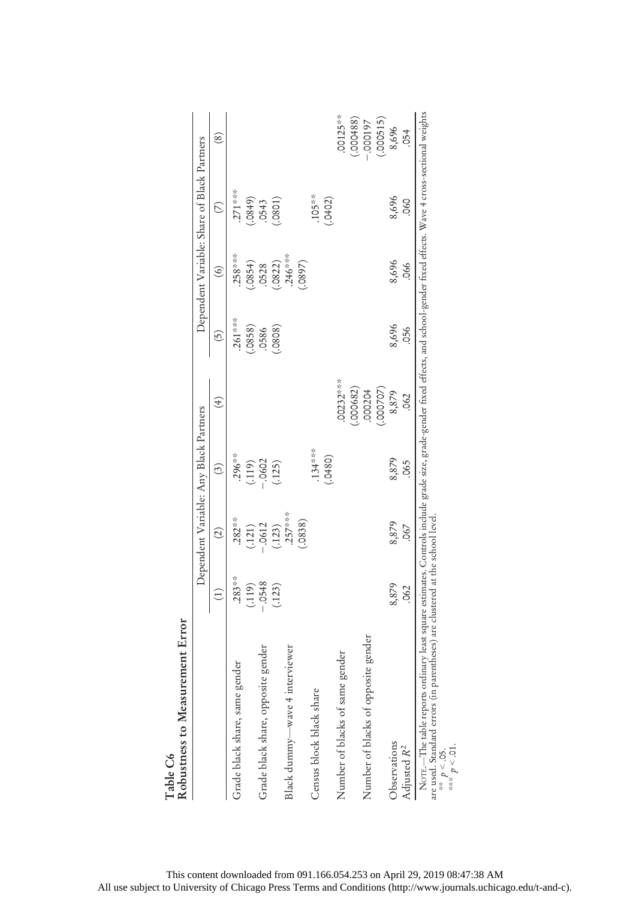**Table C6**
**Robustness to Measurement Error**

| | Dependent Variable: Any Black Partners | | | | Dependent Variable: Share of Black Partners | | | |
|---|---|---|---|---|---|---|---|---|
| | (1) | (2) | (3) | (4) | (5) | (6) | (7) | (8) |
| Grade black share, same gender | .283** | .282** | .296** | | .261*** | .258*** | .271*** | |
| | (.119) | (.121) | (.119) | | (.0858) | (.0854) | (.0849) | |
| Grade black share, opposite gender | −.0548 | −.0612 | −.0602 | | .0586 | .0528 | .0543 | |
| | (.123) | (.123) | (.125) | | (.0808) | (.0822) | (.0801) | |
| Black dummy—wave 4 interviewer | | .257*** | | | | .246*** | | |
| | | (.0838) | | | | (.0897) | | |
| Census block black share | | | .134*** | | | | .105** | |
| | | | (.0480) | | | | (.0402) | |
| Number of blacks of same gender | | | | .00232*** | | | | .00125** |
| | | | | (.000682) | | | | (.000488) |
| Number of blacks of opposite gender | | | | .000204 | | | | −.000197 |
| | | | | (.000707) | | | | (.000515) |
| Observations | 8,879 | 8,879 | 8,879 | 8,879 | 8,696 | 8,696 | 8,696 | 8,696 |
| Adjusted $R^2$ | .062 | .067 | .065 | .062 | .056 | .066 | .060 | .054 |

Note.—The table reports ordinary least square estimates. Controls include grade size, grade-gender fixed effects, and school-gender fixed effects. Wave 4 cross-sectional weights are used. Standard errors (in parentheses) are clustered at the school level.

** $p < .05$.

*** $p < .01$.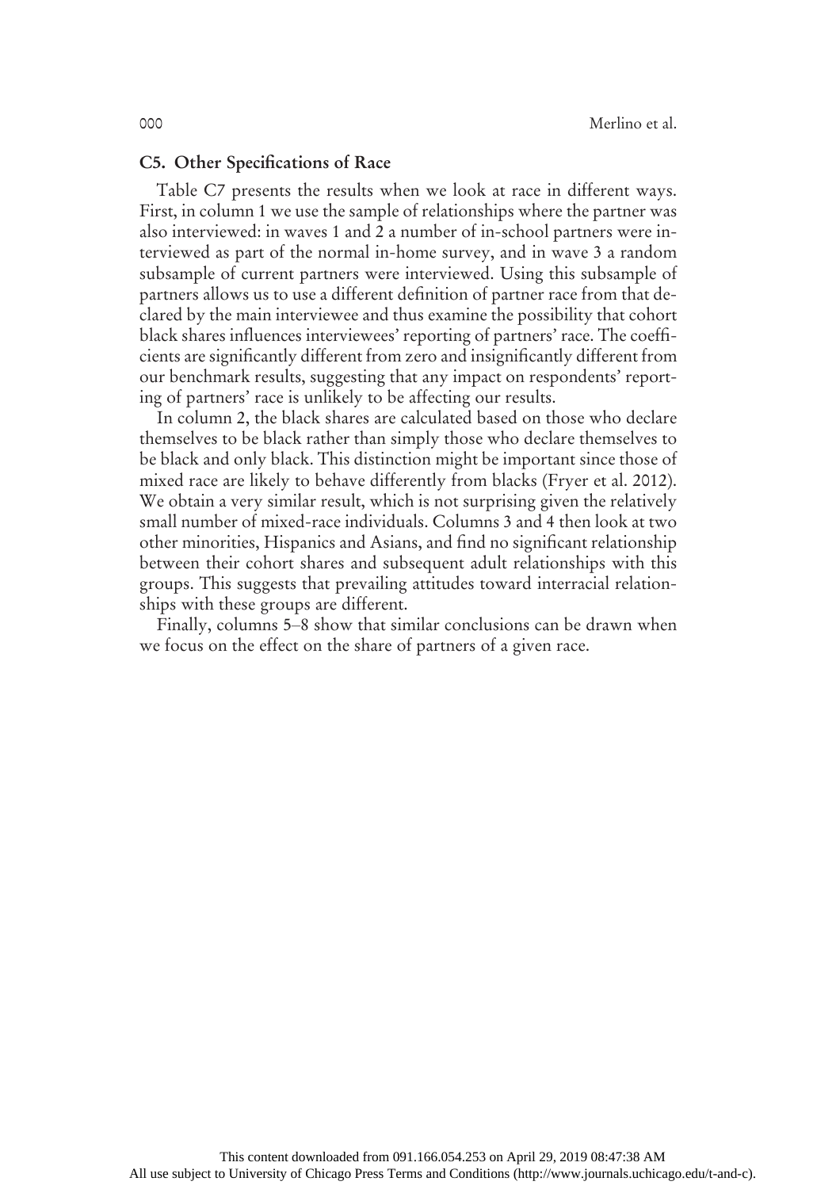### C5. Other Specifications of Race

Table C7 presents the results when we look at race in different ways. First, in column 1 we use the sample of relationships where the partner was also interviewed: in waves 1 and 2 a number of in-school partners were interviewed as part of the normal in-home survey, and in wave 3 a random subsample of current partners were interviewed. Using this subsample of partners allows us to use a different definition of partner race from that declared by the main interviewee and thus examine the possibility that cohort black shares influences interviewees' reporting of partners' race. The coefficients are significantly different from zero and insignificantly different from our benchmark results, suggesting that any impact on respondents' reporting of partners' race is unlikely to be affecting our results.

In column 2, the black shares are calculated based on those who declare themselves to be black rather than simply those who declare themselves to be black and only black. This distinction might be important since those of mixed race are likely to behave differently from blacks (Fryer et al. 2012). We obtain a very similar result, which is not surprising given the relatively small number of mixed-race individuals. Columns 3 and 4 then look at two other minorities, Hispanics and Asians, and find no significant relationship between their cohort shares and subsequent adult relationships with this groups. This suggests that prevailing attitudes toward interracial relationships with these groups are different.

Finally, columns 5–8 show that similar conclusions can be drawn when we focus on the effect on the share of partners of a given race.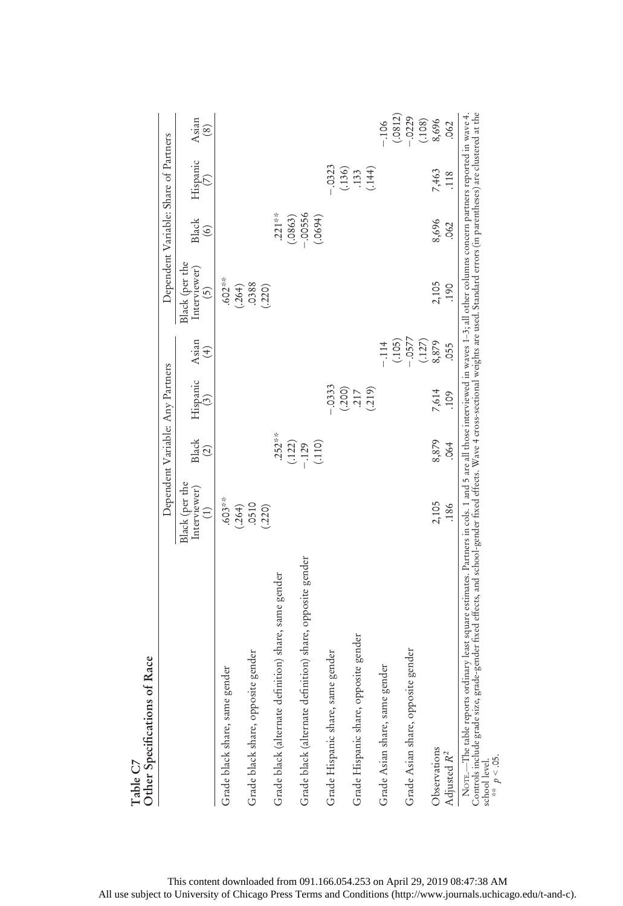**Table C7**
**Other Specifications of Race**

| | Dependent Variable: Any Partners | | | | Dependent Variable: Share of Partners | | | |
|---|---|---|---|---|---|---|---|---|
| | Black (per the Interviewer) (1) | Black (2) | Hispanic (3) | Asian (4) | Black (per the Interviewer) (5) | Black (6) | Hispanic (7) | Asian (8) |
| Grade black share, same gender | .603** | | | | .602** | | | |
| | (.264) | | | | (.264) | | | |
| Grade black share, opposite gender | .0510 | | | | .0388 | | | |
| | (.220) | | | | (.220) | | | |
| Grade black (alternate definition) share, same gender | | .252** | | | | .221** | | |
| | | (.122) | | | | (.0863) | | |
| Grade black (alternate definition) share, opposite gender | | −.129 | | | | −.00556 | | |
| | | (.110) | | | | (.0694) | | |
| Grade Hispanic share, same gender | | | −.0333 | | | | −.0323 | |
| | | | (.200) | | | | (.136) | |
| Grade Hispanic share, opposite gender | | | .217 | | | | .133 | |
| | | | (.219) | | | | (.144) | |
| Grade Asian share, same gender | | | | −.114 | | | | −.106 |
| | | | | (.105) | | | | (.0812) |
| Grade Asian share, opposite gender | | | | −.0577 | | | | −.0229 |
| | | | | (.127) | | | | (.108) |
| Observations | 2,105 | 8,879 | 7,614 | 8,879 | 2,105 | 8,696 | 7,463 | 8,696 |
| Adjusted $R^2$ | .186 | .064 | .109 | .055 | .190 | .062 | .118 | .062 |

Note.—The table reports ordinary least square estimates. Partners in cols. 1 and 5 are all those interviewed in waves 1–3; all other columns concern partners reported in wave 4. Controls include grade size, grade-gender fixed effects, and school-gender fixed effects. Wave 4 cross-sectional weights are used. Standard errors (in parentheses) are clustered at the school level.

** $p < .05$.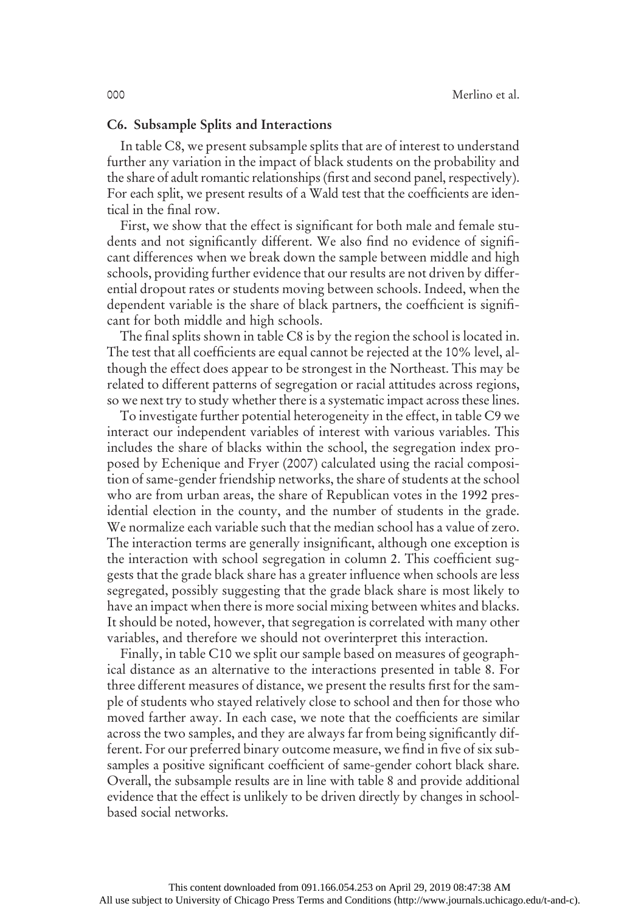### C6. Subsample Splits and Interactions

In table C8, we present subsample splits that are of interest to understand further any variation in the impact of black students on the probability and the share of adult romantic relationships (first and second panel, respectively). For each split, we present results of a Wald test that the coefficients are identical in the final row.

First, we show that the effect is significant for both male and female students and not significantly different. We also find no evidence of significant differences when we break down the sample between middle and high schools, providing further evidence that our results are not driven by differential dropout rates or students moving between schools. Indeed, when the dependent variable is the share of black partners, the coefficient is significant for both middle and high schools.

The final splits shown in table C8 is by the region the school is located in. The test that all coefficients are equal cannot be rejected at the 10% level, although the effect does appear to be strongest in the Northeast. This may be related to different patterns of segregation or racial attitudes across regions, so we next try to study whether there is a systematic impact across these lines.

To investigate further potential heterogeneity in the effect, in table C9 we interact our independent variables of interest with various variables. This includes the share of blacks within the school, the segregation index proposed by Echenique and Fryer (2007) calculated using the racial composition of same-gender friendship networks, the share of students at the school who are from urban areas, the share of Republican votes in the 1992 presidential election in the county, and the number of students in the grade. We normalize each variable such that the median school has a value of zero. The interaction terms are generally insignificant, although one exception is the interaction with school segregation in column 2. This coefficient suggests that the grade black share has a greater influence when schools are less segregated, possibly suggesting that the grade black share is most likely to have an impact when there is more social mixing between whites and blacks. It should be noted, however, that segregation is correlated with many other variables, and therefore we should not overinterpret this interaction.

Finally, in table C10 we split our sample based on measures of geographical distance as an alternative to the interactions presented in table 8. For three different measures of distance, we present the results first for the sample of students who stayed relatively close to school and then for those who moved farther away. In each case, we note that the coefficients are similar across the two samples, and they are always far from being significantly different. For our preferred binary outcome measure, we find in five of six subsamples a positive significant coefficient of same-gender cohort black share. Overall, the subsample results are in line with table 8 and provide additional evidence that the effect is unlikely to be driven directly by changes in school-based social networks.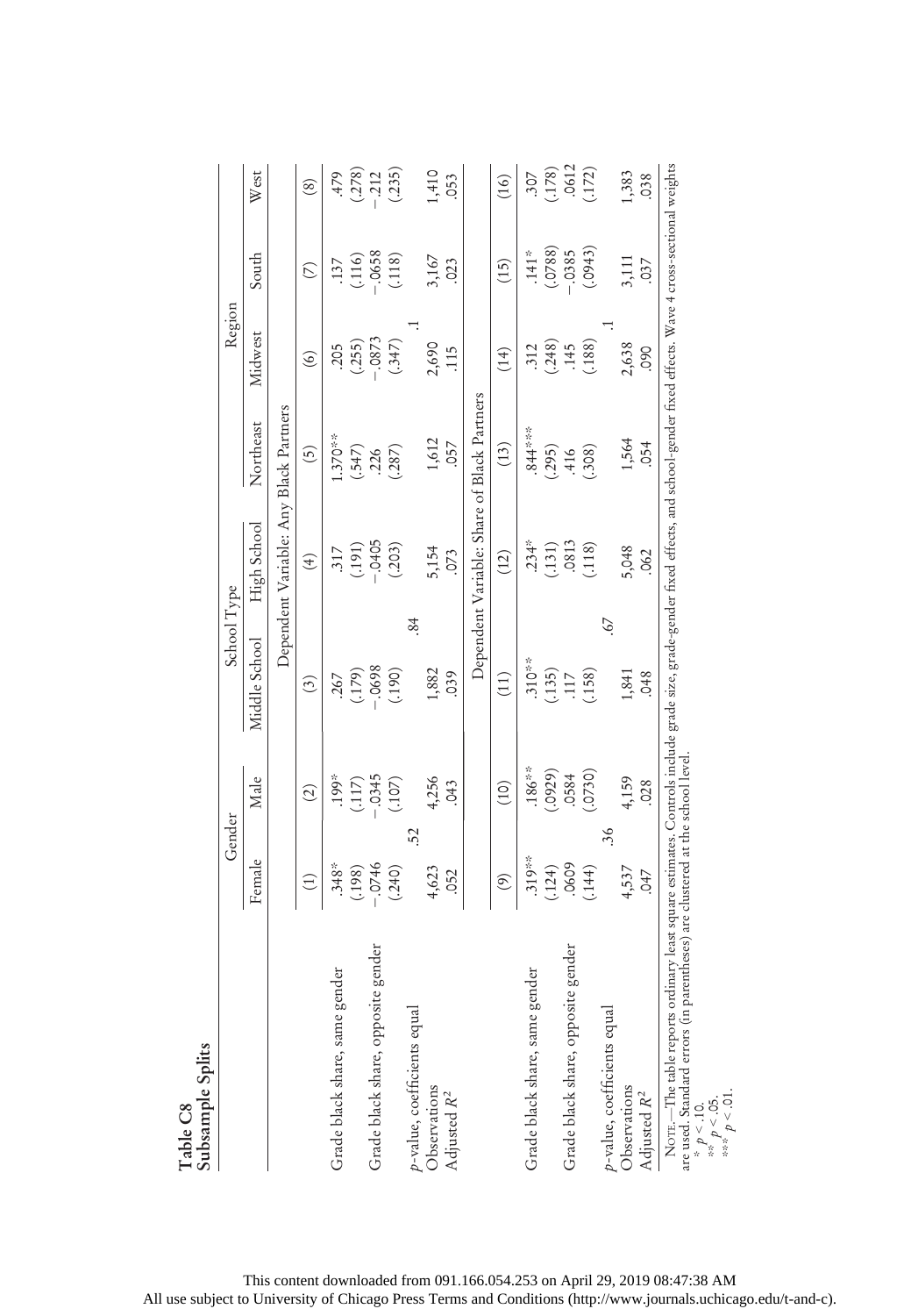**Table C8**
**Subsample Splits**

| | Gender | | School Type | | Region | | | |
|---|---|---|---|---|---|---|---|---|
| | Female | Male | Middle School | High School | Northeast | Midwest | South | West |
| | Dependent Variable: Any Black Partners | | | | | | | |
| | (1) | (2) | (3) | (4) | (5) | (6) | (7) | (8) |
| Grade black share, same gender | .348* | .199* | .267 | .317 | 1.370** | .205 | .137 | .479 |
| | (.198) | (.117) | (.179) | (.191) | (.547) | (.255) | (.116) | (.278) |
| Grade black share, opposite gender | −.0746 | −.0345 | −.0698 | −.0405 | .226 | −.0873 | −.0658 | −.212 |
| | (.240) | (.107) | (.190) | (.203) | (.287) | (.347) | (.118) | (.235) |
| $p$-value, coefficients equal | .52 | | .84 | | .1 | | | |
| Observations | 4,623 | 4,256 | 1,882 | 5,154 | 1,612 | 2,690 | 3,167 | 1,410 |
| Adjusted $R^2$ | .052 | .043 | .039 | .073 | .057 | .115 | .023 | .053 |
| | Dependent Variable: Share of Black Partners | | | | | | | |
| | (9) | (10) | (11) | (12) | (13) | (14) | (15) | (16) |
| Grade black share, same gender | .319** | .186** | .310** | .234* | .844*** | .312 | .141* | .307 |
| | (.124) | (.0929) | (.135) | (.131) | (.295) | (.248) | (.0788) | (.178) |
| Grade black share, opposite gender | .0609 | .0584 | .117 | .0813 | .416 | .145 | −.0385 | .0612 |
| | (.144) | (.0730) | (.158) | (.118) | (.308) | (.188) | (.0943) | (.172) |
| $p$-value, coefficients equal | .36 | | .67 | | .1 | | | |
| Observations | 4,537 | 4,159 | 1,841 | 5,048 | 1,564 | 2,638 | 3,111 | 1,383 |
| Adjusted $R^2$ | .047 | .028 | .048 | .062 | .054 | .090 | .037 | .038 |

Note.—The table reports ordinary least square estimates. Controls include grade size, grade-gender fixed effects, and school-gender fixed effects. Wave 4 cross-sectional weights are used. Standard errors (in parentheses) are clustered at the school level.
\* $p < .10$.
\*\* $p < .05$.
\*\*\* $p < .01$.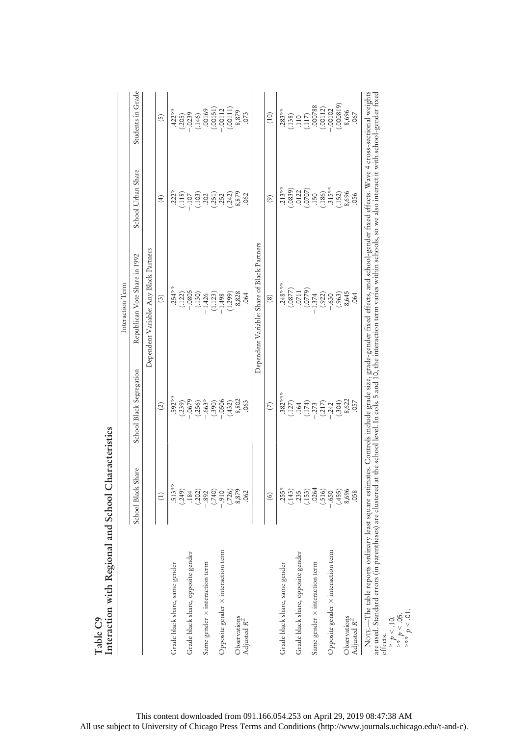**Table C9**
**Interaction with Regional and School Characteristics**

| | Interaction Term | | | | |
|---|---|---|---|---|---|
| | School Black Share | School Black Segregation | Republican Vote Share in 1992 | School Urban Share | Students in Grade |
| | Dependent Variable: Any Black Partners | | | | |
| | (1) | (2) | (3) | (4) | (5) |
| Grade black share, same gender | .513** | .592** | .254** | .222* | .422** |
| | (.249) | (.239) | (.122) | (.118) | (.205) |
| Grade black share, opposite gender | .184 | −.0679 | −.0805 | −.107 | −.0239 |
| | (.202) | (.256) | (.130) | (.103) | (.146) |
| Same gender × interaction term | −.892 | −.663* | −1.426 | .202 | .00169 |
| | (.740) | (.390) | (1.123) | (.251) | (.00151) |
| Opposite gender × interaction term | −.910 | −.0506 | −1.498 | .252 | −.00112 |
| | (.726) | (.432) | (1.299) | (.242) | (.00111) |
| Observations | 8,879 | 8,802 | 8,828 | 8,879 | 8,879 |
| Adjusted $R^2$ | .062 | .063 | .064 | .062 | .073 |
| | Dependent Variable: Share of Black Partners | | | | |
| | (6) | (7) | (8) | (9) | (10) |
| Grade black share, same gender | .255* | .382*** | .248*** | .213** | .283** |
| | (.143) | (.127) | (.0877) | (.0839) | (.138) |
| Grade black share, opposite gender | .235 | .164 | .0711 | .0122 | .110 |
| | (.153) | (.174) | (.0779) | (.0707) | (.117) |
| Same gender × interaction term | .0264 | −.273 | −1.374 | .150 | .000788 |
| | (.516) | (.217) | (.922) | (.186) | (.00112) |
| Opposite gender × interaction term | −.650 | −.242 | −.630 | .315** | −.00102 |
| | (.455) | (.304) | (.963) | (.152) | (.000819) |
| Observations | 8,696 | 8,622 | 8,645 | 8,696 | 8,696 |
| Adjusted $R^2$ | .058 | .057 | .064 | .056 | .067 |

Note.—The table reports ordinary least square estimates. Controls include grade size, grade-gender fixed effects, and school-gender fixed effects. Wave 4 cross-sectional weights are used. Standard errors (in parentheses) are clustered at the school level. In cols. 5 and 10, the interaction term varies within schools, so we also interact it with school-gender fixed effects.

\* $p < .10$.
\*\* $p < .05$.
\*\*\* $p < .01$.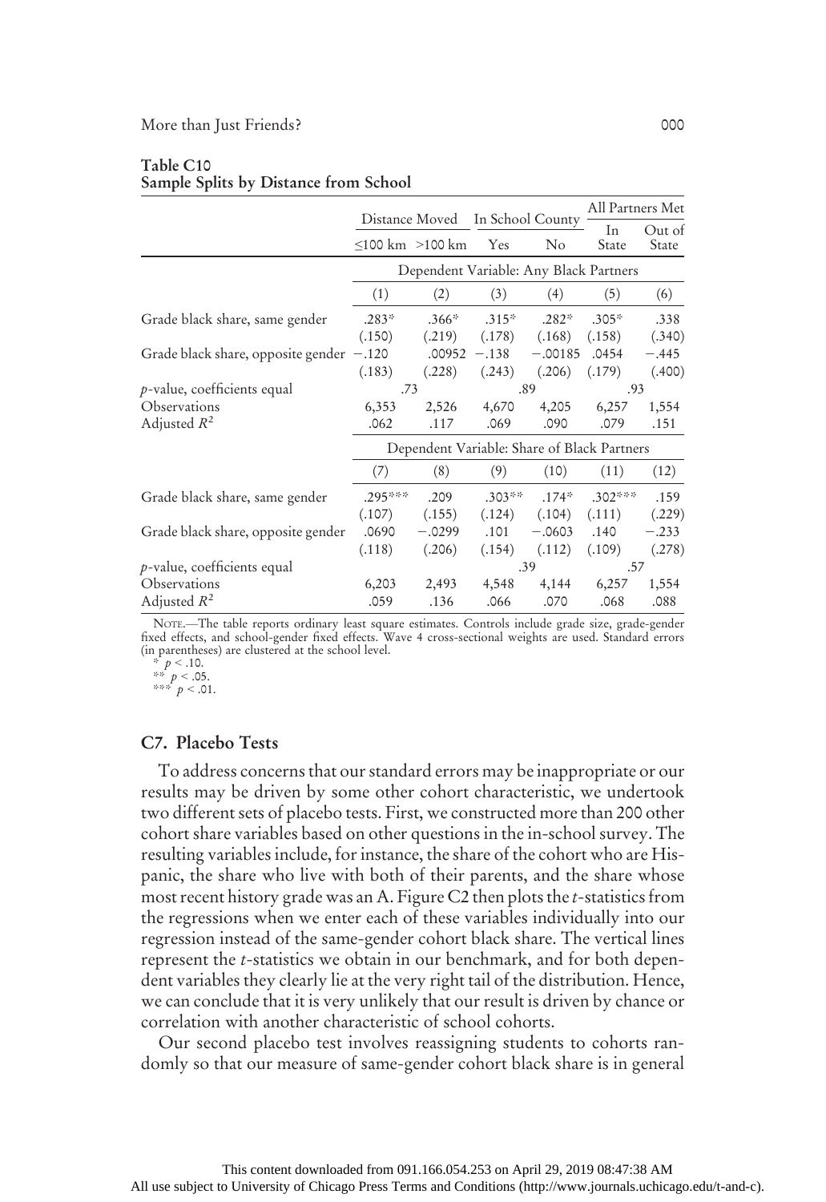**Table C10**
**Sample Splits by Distance from School**

| | Distance Moved | | In School County | | All Partners Met | |
|---|---|---|---|---|---|---|
| | ≤100 km | >100 km | Yes | No | In State | Out of State |
| | Dependent Variable: Any Black Partners | | | | | |
| | (1) | (2) | (3) | (4) | (5) | (6) |
| Grade black share, same gender | .283* | .366* | .315* | .282* | .305* | .338 |
| | (.150) | (.219) | (.178) | (.168) | (.158) | (.340) |
| Grade black share, opposite gender | −.120 | .00952 | −.138 | −.00185 | .0454 | −.445 |
| | (.183) | (.228) | (.243) | (.206) | (.179) | (.400) |
| $p$-value, coefficients equal | .73 | | .89 | | .93 | |
| Observations | 6,353 | 2,526 | 4,670 | 4,205 | 6,257 | 1,554 |
| Adjusted $R^2$ | .062 | .117 | .069 | .090 | .079 | .151 |
| | Dependent Variable: Share of Black Partners | | | | | |
| | (7) | (8) | (9) | (10) | (11) | (12) |
| Grade black share, same gender | .295*** | .209 | .303** | .174* | .302*** | .159 |
| | (.107) | (.155) | (.124) | (.104) | (.111) | (.229) |
| Grade black share, opposite gender | .0690 | −.0299 | .101 | −.0603 | .140 | −.233 |
| | (.118) | (.206) | (.154) | (.112) | (.109) | (.278) |
| $p$-value, coefficients equal | | | .39 | | .57 | |
| Observations | 6,203 | 2,493 | 4,548 | 4,144 | 6,257 | 1,554 |
| Adjusted $R^2$ | .059 | .136 | .066 | .070 | .068 | .088 |

Note.—The table reports ordinary least square estimates. Controls include grade size, grade-gender fixed effects, and school-gender fixed effects. Wave 4 cross-sectional weights are used. Standard errors (in parentheses) are clustered at the school level.
* $p < .10$.
** $p < .05$.
*** $p < .01$.

### C7. Placebo Tests

To address concerns that our standard errors may be inappropriate or our results may be driven by some other cohort characteristic, we undertook two different sets of placebo tests. First, we constructed more than 200 other cohort share variables based on other questions in the in-school survey. The resulting variables include, for instance, the share of the cohort who are Hispanic, the share who live with both of their parents, and the share whose most recent history grade was an A. Figure C2 then plots the $t$-statistics from the regressions when we enter each of these variables individually into our regression instead of the same-gender cohort black share. The vertical lines represent the $t$-statistics we obtain in our benchmark, and for both dependent variables they clearly lie at the very right tail of the distribution. Hence, we can conclude that it is very unlikely that our result is driven by chance or correlation with another characteristic of school cohorts.

Our second placebo test involves reassigning students to cohorts randomly so that our measure of same-gender cohort black share is in general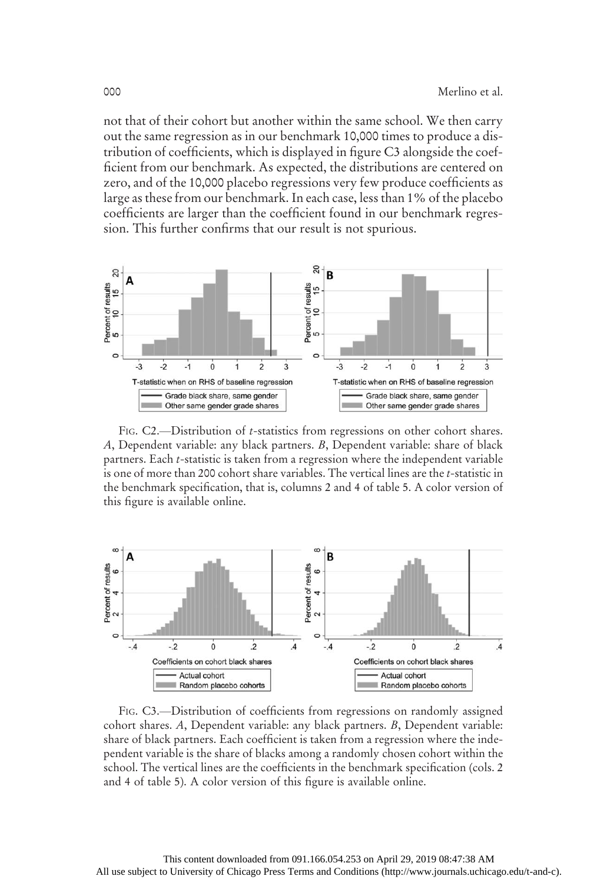not that of their cohort but another within the same school. We then carry out the same regression as in our benchmark 10,000 times to produce a distribution of coefficients, which is displayed in figure C3 alongside the coefficient from our benchmark. As expected, the distributions are centered on zero, and of the 10,000 placebo regressions very few produce coefficients as large as these from our benchmark. In each case, less than 1% of the placebo coefficients are larger than the coefficient found in our benchmark regression. This further confirms that our result is not spurious.

FIG. C2.—Distribution of *t*-statistics from regressions on other cohort shares. *A*, Dependent variable: any black partners. *B*, Dependent variable: share of black partners. Each *t*-statistic is taken from a regression where the independent variable is one of more than 200 cohort share variables. The vertical lines are the *t*-statistic in the benchmark specification, that is, columns 2 and 4 of table 5. A color version of this figure is available online.

FIG. C3.—Distribution of coefficients from regressions on randomly assigned cohort shares. *A*, Dependent variable: any black partners. *B*, Dependent variable: share of black partners. Each coefficient is taken from a regression where the independent variable is the share of blacks among a randomly chosen cohort within the school. The vertical lines are the coefficients in the benchmark specification (cols. 2 and 4 of table 5). A color version of this figure is available online.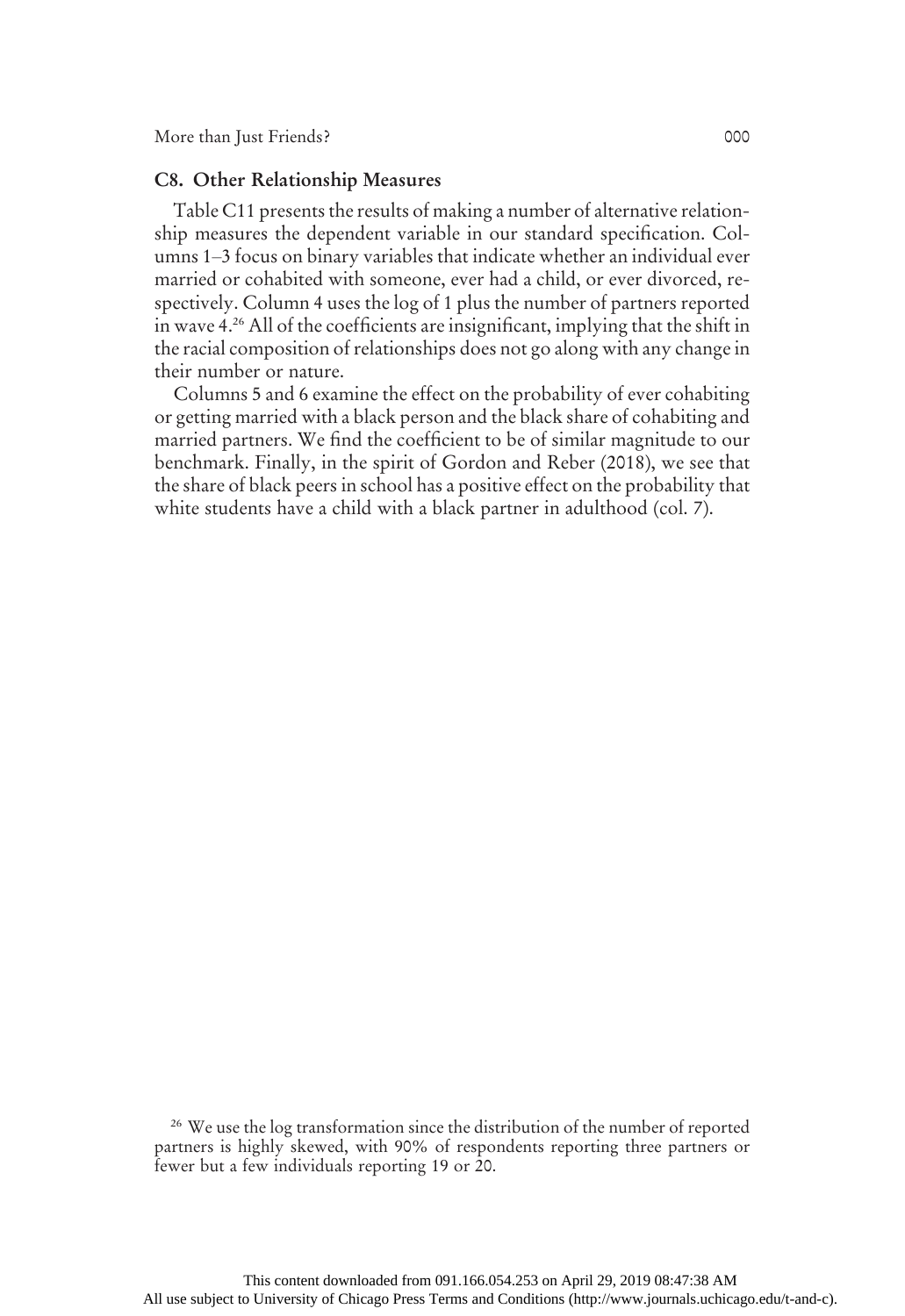### C8. Other Relationship Measures

Table C11 presents the results of making a number of alternative relationship measures the dependent variable in our standard specification. Columns 1–3 focus on binary variables that indicate whether an individual ever married or cohabited with someone, ever had a child, or ever divorced, respectively. Column 4 uses the log of 1 plus the number of partners reported in wave 4.[26] All of the coefficients are insignificant, implying that the shift in the racial composition of relationships does not go along with any change in their number or nature.

Columns 5 and 6 examine the effect on the probability of ever cohabiting or getting married with a black person and the black share of cohabiting and married partners. We find the coefficient to be of similar magnitude to our benchmark. Finally, in the spirit of Gordon and Reber (2018), we see that the share of black peers in school has a positive effect on the probability that white students have a child with a black partner in adulthood (col. 7).

[26] We use the log transformation since the distribution of the number of reported partners is highly skewed, with 90% of respondents reporting three partners or fewer but a few individuals reporting 19 or 20.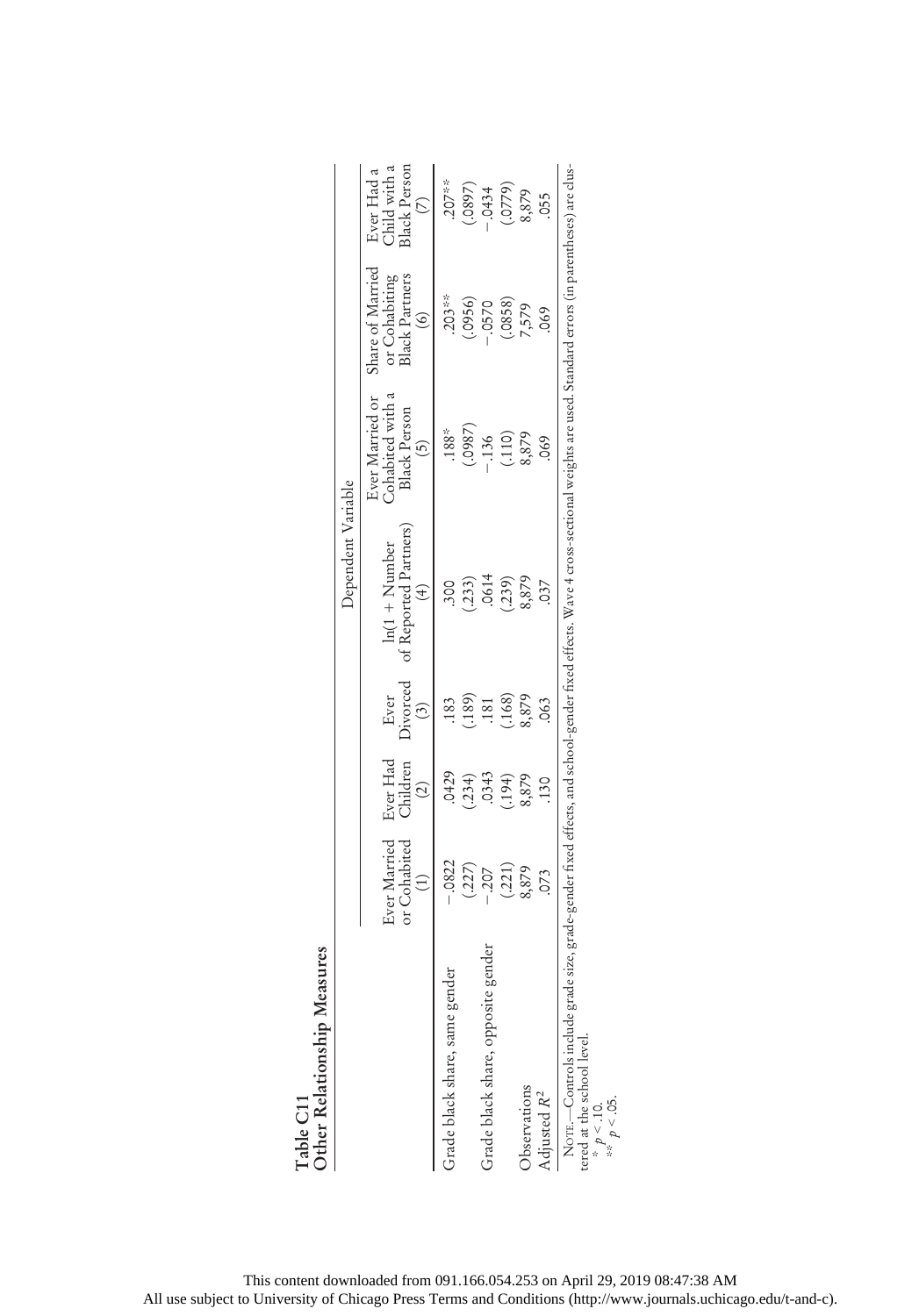**Table C11**
**Other Relationship Measures**

| | Dependent Variable | | | | | | |
|---|---|---|---|---|---|---|---|
| | Ever Married or Cohabited (1) | Ever Had Children (2) | Ever Divorced (3) | ln(1 + Number of Reported Partners) (4) | Ever Married or Cohabited with a Black Person (5) | Share of Married or Cohabiting Black Partners (6) | Ever Had a Child with a Black Person (7) |
| Grade black share, same gender | −.0822 | .0429 | .183 | .300 | .188* | .203** | .207** |
| | (.227) | (.234) | (.189) | (.233) | (.0987) | (.0956) | (.0897) |
| Grade black share, opposite gender | −.207 | .0343 | .181 | .0614 | −.136 | −.0570 | −.0434 |
| | (.221) | (.194) | (.168) | (.239) | (.110) | (.0858) | (.0779) |
| Observations | 8,879 | 8,879 | 8,879 | 8,879 | 8,879 | 7,579 | 8,879 |
| Adjusted $R^2$ | .073 | .130 | .063 | .037 | .069 | .069 | .055 |

Note.—Controls include grade size, grade-gender fixed effects, and school-gender fixed effects. Wave 4 cross-sectional weights are used. Standard errors (in parentheses) are clustered at the school level.
* $p < .10$.
** $p < .05$.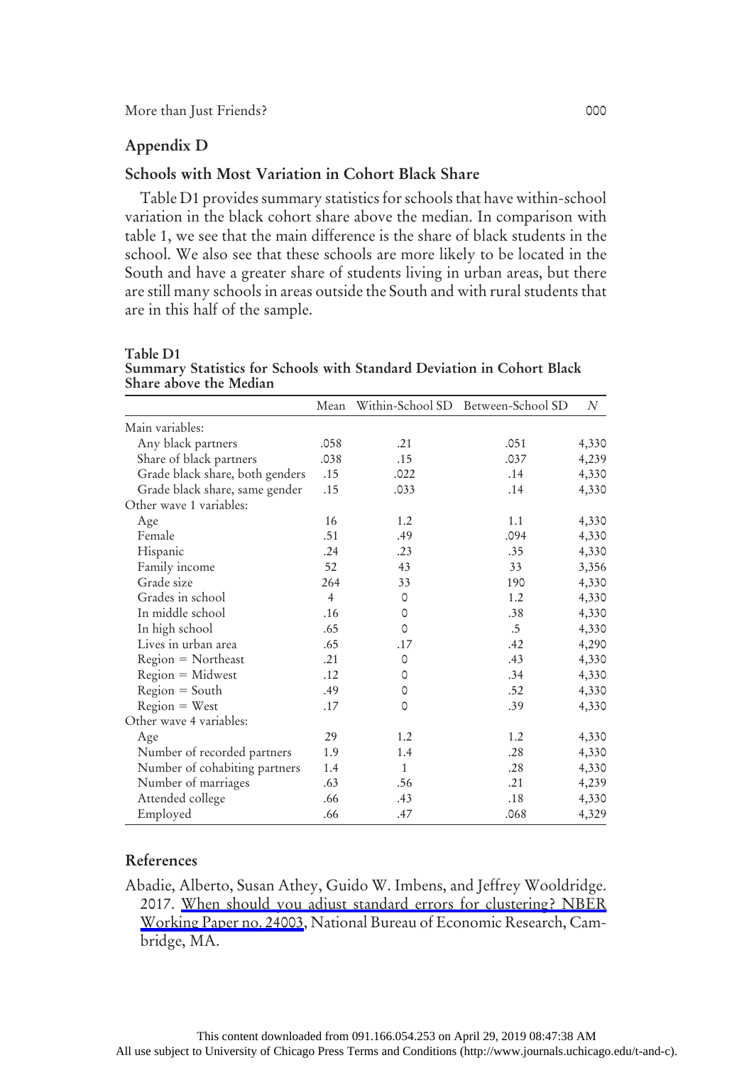## Appendix D

### Schools with Most Variation in Cohort Black Share

Table D1 provides summary statistics for schools that have within-school variation in the black cohort share above the median. In comparison with table 1, we see that the main difference is the share of black students in the school. We also see that these schools are more likely to be located in the South and have a greater share of students living in urban areas, but there are still many schools in areas outside the South and with rural students that are in this half of the sample.

**Table D1**
**Summary Statistics for Schools with Standard Deviation in Cohort Black Share above the Median**

| | Mean | Within-School SD | Between-School SD | *N* |
|---|---|---|---|---|
| Main variables: | | | | |
| Any black partners | .058 | .21 | .051 | 4,330 |
| Share of black partners | .038 | .15 | .037 | 4,239 |
| Grade black share, both genders | .15 | .022 | .14 | 4,330 |
| Grade black share, same gender | .15 | .033 | .14 | 4,330 |
| Other wave 1 variables: | | | | |
| Age | 16 | 1.2 | 1.1 | 4,330 |
| Female | .51 | .49 | .094 | 4,330 |
| Hispanic | .24 | .23 | .35 | 4,330 |
| Family income | 52 | 43 | 33 | 3,356 |
| Grade size | 264 | 33 | 190 | 4,330 |
| Grades in school | 4 | 0 | 1.2 | 4,330 |
| In middle school | .16 | 0 | .38 | 4,330 |
| In high school | .65 | 0 | .5 | 4,330 |
| Lives in urban area | .65 | .17 | .42 | 4,290 |
| Region = Northeast | .21 | 0 | .43 | 4,330 |
| Region = Midwest | .12 | 0 | .34 | 4,330 |
| Region = South | .49 | 0 | .52 | 4,330 |
| Region = West | .17 | 0 | .39 | 4,330 |
| Other wave 4 variables: | | | | |
| Age | 29 | 1.2 | 1.2 | 4,330 |
| Number of recorded partners | 1.9 | 1.4 | .28 | 4,330 |
| Number of cohabiting partners | 1.4 | 1 | .28 | 4,330 |
| Number of marriages | .63 | .56 | .21 | 4,239 |
| Attended college | .66 | .43 | .18 | 4,330 |
| Employed | .66 | .47 | .068 | 4,329 |

## References

Abadie, Alberto, Susan Athey, Guido W. Imbens, and Jeffrey Wooldridge. 2017. When should you adjust standard errors for clustering? NBER Working Paper no. 24003, National Bureau of Economic Research, Cambridge, MA.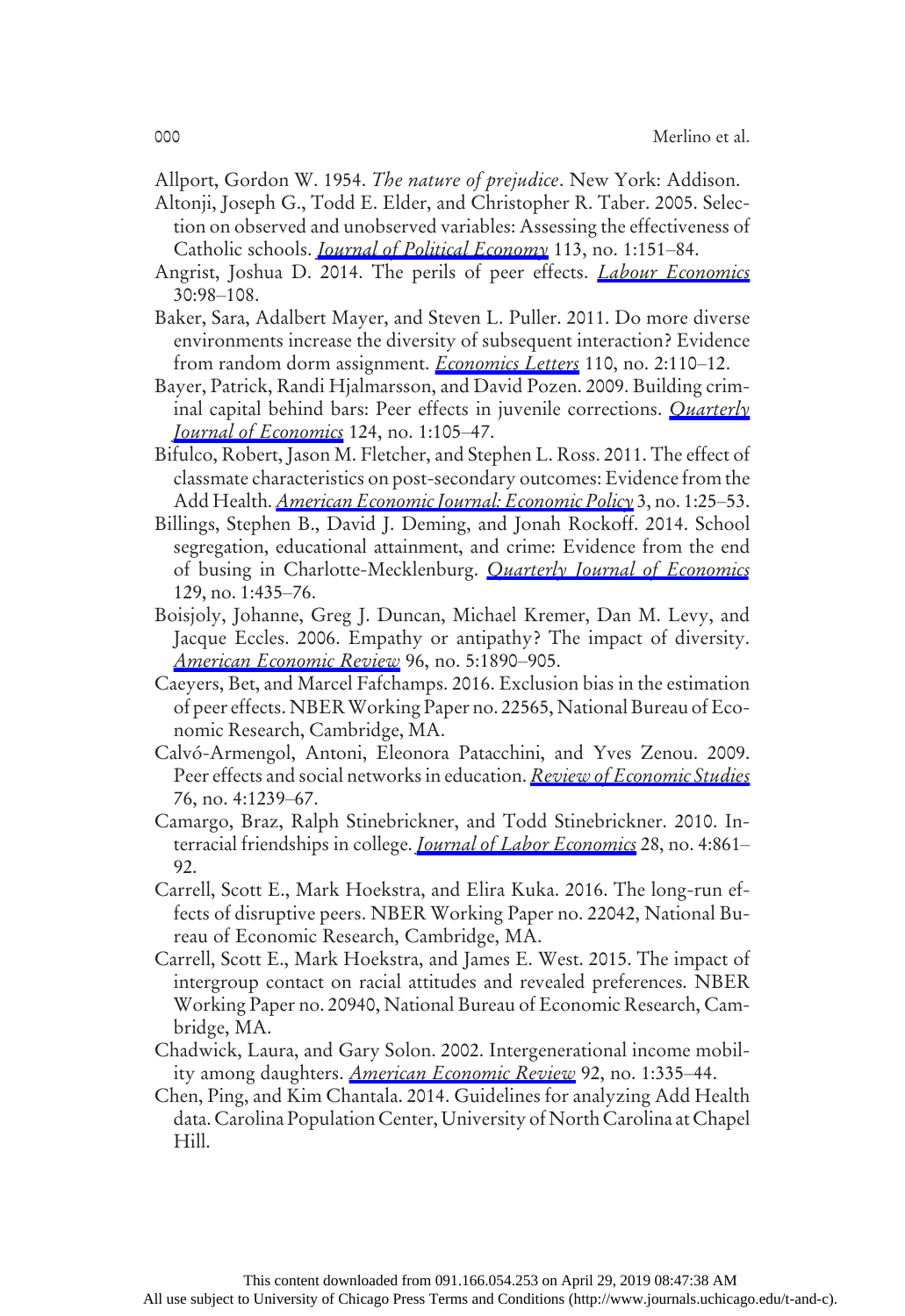Allport, Gordon W. 1954. *The nature of prejudice*. New York: Addison.

Altonji, Joseph G., Todd E. Elder, and Christopher R. Taber. 2005. Selection on observed and unobserved variables: Assessing the effectiveness of Catholic schools. *Journal of Political Economy* 113, no. 1:151–84.

Angrist, Joshua D. 2014. The perils of peer effects. *Labour Economics* 30:98–108.

Baker, Sara, Adalbert Mayer, and Steven L. Puller. 2011. Do more diverse environments increase the diversity of subsequent interaction? Evidence from random dorm assignment. *Economics Letters* 110, no. 2:110–12.

Bayer, Patrick, Randi Hjalmarsson, and David Pozen. 2009. Building criminal capital behind bars: Peer effects in juvenile corrections. *Quarterly Journal of Economics* 124, no. 1:105–47.

Bifulco, Robert, Jason M. Fletcher, and Stephen L. Ross. 2011. The effect of classmate characteristics on post-secondary outcomes: Evidence from the Add Health. *American Economic Journal: Economic Policy* 3, no. 1:25–53.

Billings, Stephen B., David J. Deming, and Jonah Rockoff. 2014. School segregation, educational attainment, and crime: Evidence from the end of busing in Charlotte-Mecklenburg. *Quarterly Journal of Economics* 129, no. 1:435–76.

Boisjoly, Johanne, Greg J. Duncan, Michael Kremer, Dan M. Levy, and Jacque Eccles. 2006. Empathy or antipathy? The impact of diversity. *American Economic Review* 96, no. 5:1890–905.

Caeyers, Bet, and Marcel Fafchamps. 2016. Exclusion bias in the estimation of peer effects. NBER Working Paper no. 22565, National Bureau of Economic Research, Cambridge, MA.

Calvó-Armengol, Antoni, Eleonora Patacchini, and Yves Zenou. 2009. Peer effects and social networks in education. *Review of Economic Studies* 76, no. 4:1239–67.

Camargo, Braz, Ralph Stinebrickner, and Todd Stinebrickner. 2010. Interracial friendships in college. *Journal of Labor Economics* 28, no. 4:861–92.

Carrell, Scott E., Mark Hoekstra, and Elira Kuka. 2016. The long-run effects of disruptive peers. NBER Working Paper no. 22042, National Bureau of Economic Research, Cambridge, MA.

Carrell, Scott E., Mark Hoekstra, and James E. West. 2015. The impact of intergroup contact on racial attitudes and revealed preferences. NBER Working Paper no. 20940, National Bureau of Economic Research, Cambridge, MA.

Chadwick, Laura, and Gary Solon. 2002. Intergenerational income mobility among daughters. *American Economic Review* 92, no. 1:335–44.

Chen, Ping, and Kim Chantala. 2014. Guidelines for analyzing Add Health data. Carolina Population Center, University of North Carolina at Chapel Hill.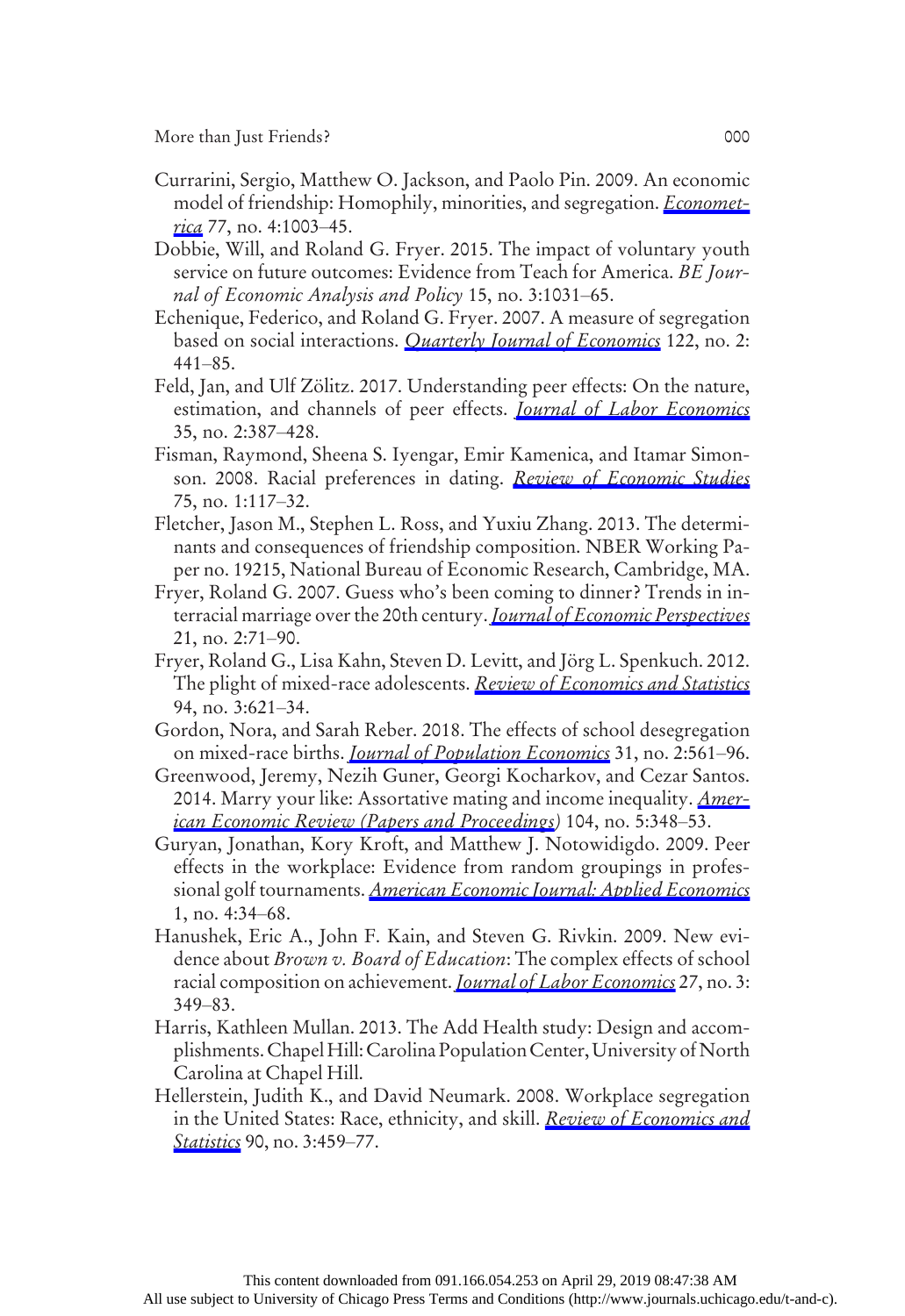Currarini, Sergio, Matthew O. Jackson, and Paolo Pin. 2009. An economic model of friendship: Homophily, minorities, and segregation. *Econometrica* 77, no. 4:1003–45.

Dobbie, Will, and Roland G. Fryer. 2015. The impact of voluntary youth service on future outcomes: Evidence from Teach for America. *BE Journal of Economic Analysis and Policy* 15, no. 3:1031–65.

Echenique, Federico, and Roland G. Fryer. 2007. A measure of segregation based on social interactions. *Quarterly Journal of Economics* 122, no. 2: 441–85.

Feld, Jan, and Ulf Zölitz. 2017. Understanding peer effects: On the nature, estimation, and channels of peer effects. *Journal of Labor Economics* 35, no. 2:387–428.

Fisman, Raymond, Sheena S. Iyengar, Emir Kamenica, and Itamar Simonson. 2008. Racial preferences in dating. *Review of Economic Studies* 75, no. 1:117–32.

Fletcher, Jason M., Stephen L. Ross, and Yuxiu Zhang. 2013. The determinants and consequences of friendship composition. NBER Working Paper no. 19215, National Bureau of Economic Research, Cambridge, MA.

Fryer, Roland G. 2007. Guess who's been coming to dinner? Trends in interracial marriage over the 20th century. *Journal of Economic Perspectives* 21, no. 2:71–90.

Fryer, Roland G., Lisa Kahn, Steven D. Levitt, and Jörg L. Spenkuch. 2012. The plight of mixed-race adolescents. *Review of Economics and Statistics* 94, no. 3:621–34.

Gordon, Nora, and Sarah Reber. 2018. The effects of school desegregation on mixed-race births. *Journal of Population Economics* 31, no. 2:561–96.

Greenwood, Jeremy, Nezih Guner, Georgi Kocharkov, and Cezar Santos. 2014. Marry your like: Assortative mating and income inequality. *American Economic Review (Papers and Proceedings)* 104, no. 5:348–53.

Guryan, Jonathan, Kory Kroft, and Matthew J. Notowidigdo. 2009. Peer effects in the workplace: Evidence from random groupings in professional golf tournaments. *American Economic Journal: Applied Economics* 1, no. 4:34–68.

Hanushek, Eric A., John F. Kain, and Steven G. Rivkin. 2009. New evidence about *Brown v. Board of Education*: The complex effects of school racial composition on achievement. *Journal of Labor Economics* 27, no. 3: 349–83.

Harris, Kathleen Mullan. 2013. The Add Health study: Design and accomplishments. Chapel Hill: Carolina Population Center, University of North Carolina at Chapel Hill.

Hellerstein, Judith K., and David Neumark. 2008. Workplace segregation in the United States: Race, ethnicity, and skill. *Review of Economics and Statistics* 90, no. 3:459–77.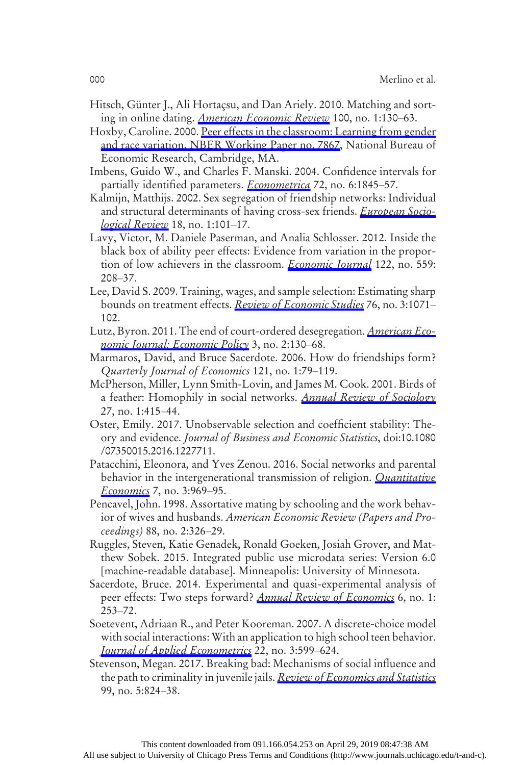Hitsch, Günter J., Ali Hortaçsu, and Dan Ariely. 2010. Matching and sorting in online dating. *American Economic Review* 100, no. 1:130–63.

Hoxby, Caroline. 2000. Peer effects in the classroom: Learning from gender and race variation. NBER Working Paper no. 7867, National Bureau of Economic Research, Cambridge, MA.

Imbens, Guido W., and Charles F. Manski. 2004. Confidence intervals for partially identified parameters. *Econometrica* 72, no. 6:1845–57.

Kalmijn, Matthijs. 2002. Sex segregation of friendship networks: Individual and structural determinants of having cross-sex friends. *European Sociological Review* 18, no. 1:101–17.

Lavy, Victor, M. Daniele Paserman, and Analia Schlosser. 2012. Inside the black box of ability peer effects: Evidence from variation in the proportion of low achievers in the classroom. *Economic Journal* 122, no. 559: 208–37.

Lee, David S. 2009. Training, wages, and sample selection: Estimating sharp bounds on treatment effects. *Review of Economic Studies* 76, no. 3:1071–102.

Lutz, Byron. 2011. The end of court-ordered desegregation. *American Economic Journal: Economic Policy* 3, no. 2:130–68.

Marmaros, David, and Bruce Sacerdote. 2006. How do friendships form? *Quarterly Journal of Economics* 121, no. 1:79–119.

McPherson, Miller, Lynn Smith-Lovin, and James M. Cook. 2001. Birds of a feather: Homophily in social networks. *Annual Review of Sociology* 27, no. 1:415–44.

Oster, Emily. 2017. Unobservable selection and coefficient stability: Theory and evidence. *Journal of Business and Economic Statistics*, doi:10.1080/07350015.2016.1227711.

Patacchini, Eleonora, and Yves Zenou. 2016. Social networks and parental behavior in the intergenerational transmission of religion. *Quantitative Economics* 7, no. 3:969–95.

Pencavel, John. 1998. Assortative mating by schooling and the work behavior of wives and husbands. *American Economic Review (Papers and Proceedings)* 88, no. 2:326–29.

Ruggles, Steven, Katie Genadek, Ronald Goeken, Josiah Grover, and Matthew Sobek. 2015. Integrated public use microdata series: Version 6.0 [machine-readable database]. Minneapolis: University of Minnesota.

Sacerdote, Bruce. 2014. Experimental and quasi-experimental analysis of peer effects: Two steps forward? *Annual Review of Economics* 6, no. 1: 253–72.

Soetevent, Adriaan R., and Peter Kooreman. 2007. A discrete-choice model with social interactions: With an application to high school teen behavior. *Journal of Applied Econometrics* 22, no. 3:599–624.

Stevenson, Megan. 2017. Breaking bad: Mechanisms of social influence and the path to criminality in juvenile jails. *Review of Economics and Statistics* 99, no. 5:824–38.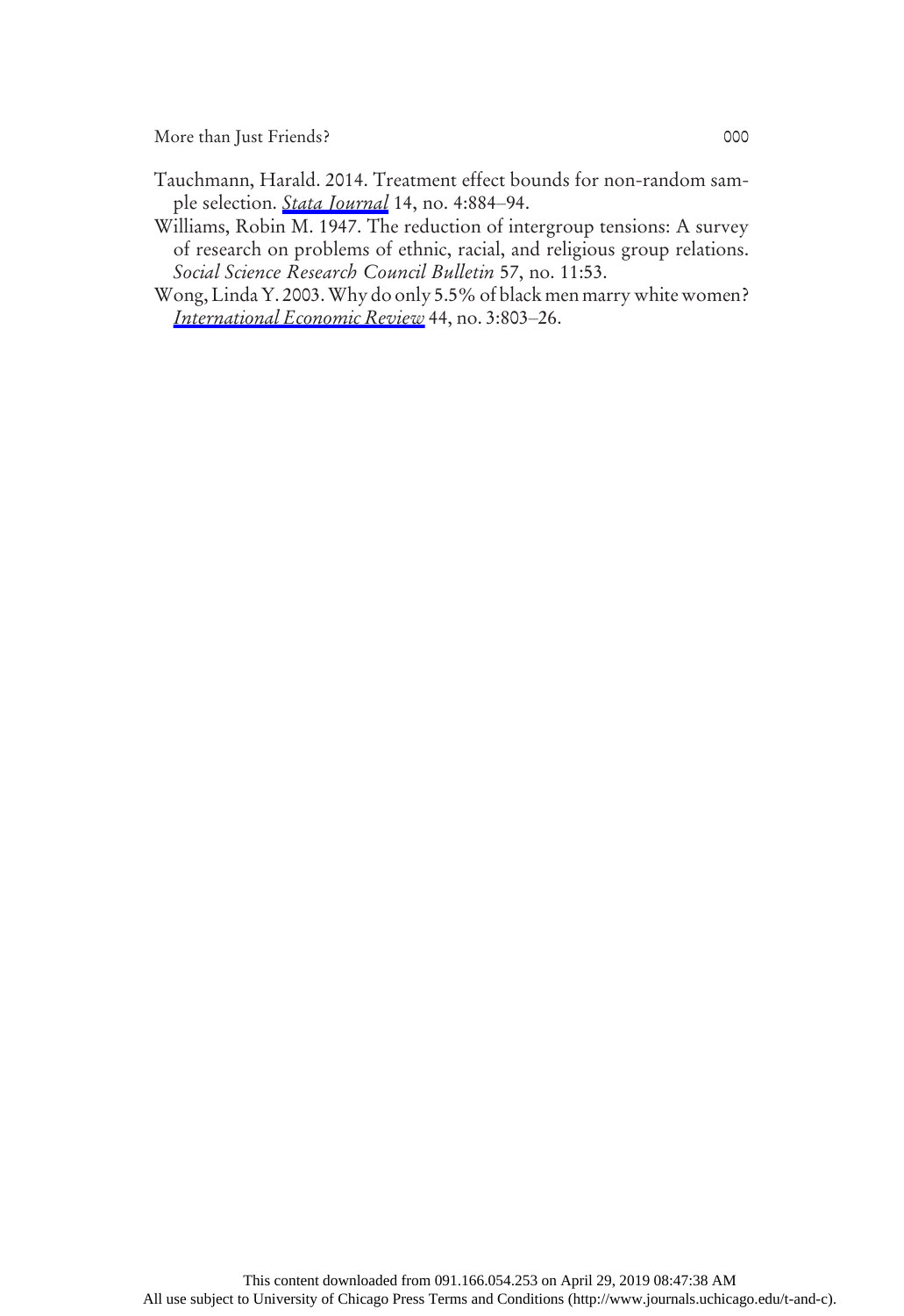Tauchmann, Harald. 2014. Treatment effect bounds for non-random sample selection. *Stata Journal* 14, no. 4:884–94.

Williams, Robin M. 1947. The reduction of intergroup tensions: A survey of research on problems of ethnic, racial, and religious group relations. *Social Science Research Council Bulletin* 57, no. 11:53.

Wong, Linda Y. 2003. Why do only 5.5% of black men marry white women? *International Economic Review* 44, no. 3:803–26.